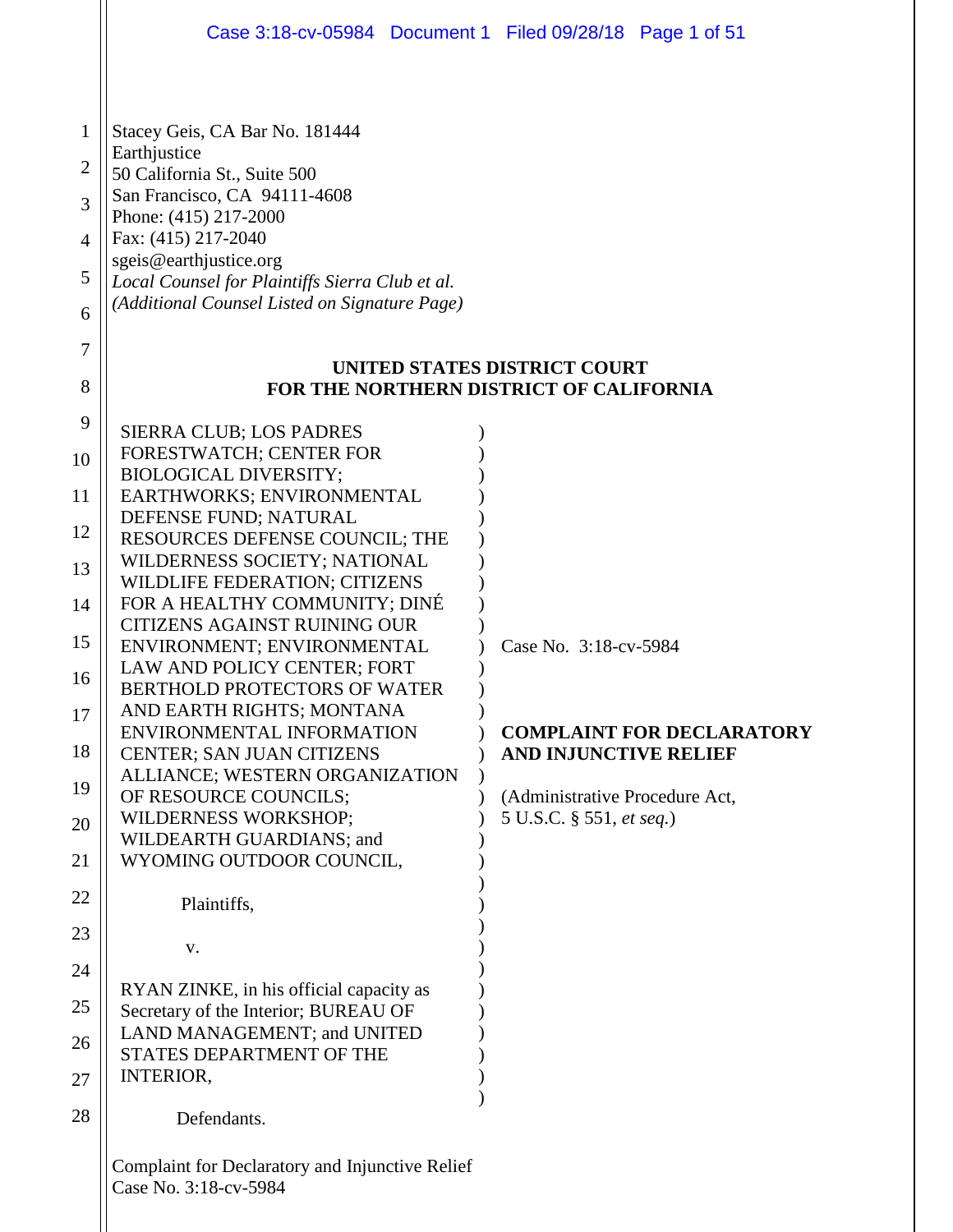Stacey Geis, CA Bar No. 181444
Earthjustice
50 California St., Suite 500
San Francisco, CA 94111-4608
Phone: (415) 217-2000
Fax: (415) 217-2040
sgeis@earthjustice.org
*Local Counsel for Plaintiffs Sierra Club et al.*
*(Additional Counsel Listed on Signature Page)*

**UNITED STATES DISTRICT COURT**
**FOR THE NORTHERN DISTRICT OF CALIFORNIA**

SIERRA CLUB; LOS PADRES FORESTWATCH; CENTER FOR BIOLOGICAL DIVERSITY; EARTHWORKS; ENVIRONMENTAL DEFENSE FUND; NATURAL RESOURCES DEFENSE COUNCIL; THE WILDERNESS SOCIETY; NATIONAL WILDLIFE FEDERATION; CITIZENS FOR A HEALTHY COMMUNITY; DINÉ CITIZENS AGAINST RUINING OUR ENVIRONMENT; ENVIRONMENTAL LAW AND POLICY CENTER; FORT BERTHOLD PROTECTORS OF WATER AND EARTH RIGHTS; MONTANA ENVIRONMENTAL INFORMATION CENTER; SAN JUAN CITIZENS ALLIANCE; WESTERN ORGANIZATION OF RESOURCE COUNCILS; WILDERNESS WORKSHOP; WILDEARTH GUARDIANS; and WYOMING OUTDOOR COUNCIL,

Plaintiffs,

v.

RYAN ZINKE, in his official capacity as Secretary of the Interior; BUREAU OF LAND MANAGEMENT; and UNITED STATES DEPARTMENT OF THE INTERIOR,

Defendants.

Case No. 3:18-cv-5984

**COMPLAINT FOR DECLARATORY AND INJUNCTIVE RELIEF**

(Administrative Procedure Act, 5 U.S.C. § 551, *et seq.*)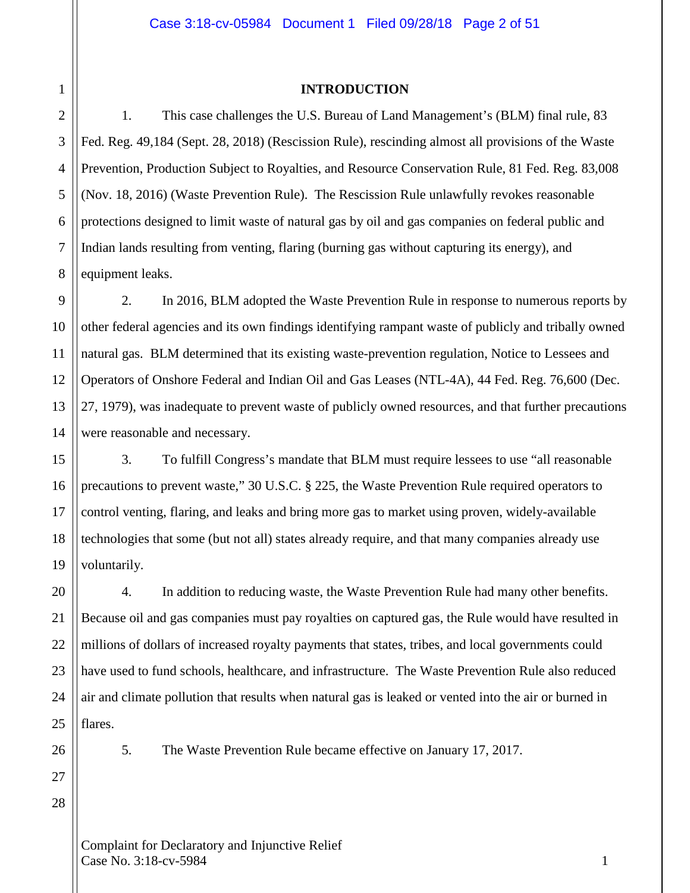## INTRODUCTION

1. This case challenges the U.S. Bureau of Land Management's (BLM) final rule, 83 Fed. Reg. 49,184 (Sept. 28, 2018) (Rescission Rule), rescinding almost all provisions of the Waste Prevention, Production Subject to Royalties, and Resource Conservation Rule, 81 Fed. Reg. 83,008 (Nov. 18, 2016) (Waste Prevention Rule). The Rescission Rule unlawfully revokes reasonable protections designed to limit waste of natural gas by oil and gas companies on federal public and Indian lands resulting from venting, flaring (burning gas without capturing its energy), and equipment leaks.

2. In 2016, BLM adopted the Waste Prevention Rule in response to numerous reports by other federal agencies and its own findings identifying rampant waste of publicly and tribally owned natural gas. BLM determined that its existing waste-prevention regulation, Notice to Lessees and Operators of Onshore Federal and Indian Oil and Gas Leases (NTL-4A), 44 Fed. Reg. 76,600 (Dec. 27, 1979), was inadequate to prevent waste of publicly owned resources, and that further precautions were reasonable and necessary.

3. To fulfill Congress's mandate that BLM must require lessees to use "all reasonable precautions to prevent waste," 30 U.S.C. § 225, the Waste Prevention Rule required operators to control venting, flaring, and leaks and bring more gas to market using proven, widely-available technologies that some (but not all) states already require, and that many companies already use voluntarily.

4. In addition to reducing waste, the Waste Prevention Rule had many other benefits. Because oil and gas companies must pay royalties on captured gas, the Rule would have resulted in millions of dollars of increased royalty payments that states, tribes, and local governments could have used to fund schools, healthcare, and infrastructure. The Waste Prevention Rule also reduced air and climate pollution that results when natural gas is leaked or vented into the air or burned in flares.

5. The Waste Prevention Rule became effective on January 17, 2017.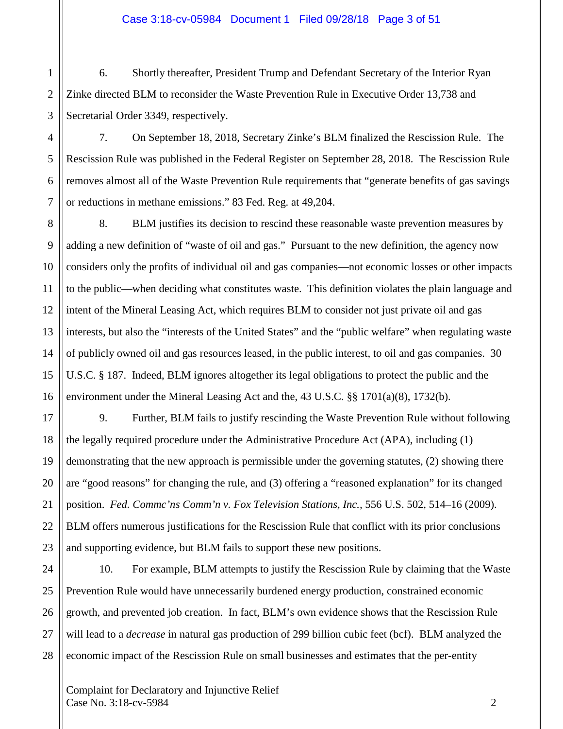6. Shortly thereafter, President Trump and Defendant Secretary of the Interior Ryan Zinke directed BLM to reconsider the Waste Prevention Rule in Executive Order 13,738 and Secretarial Order 3349, respectively.

7. On September 18, 2018, Secretary Zinke's BLM finalized the Rescission Rule. The Rescission Rule was published in the Federal Register on September 28, 2018. The Rescission Rule removes almost all of the Waste Prevention Rule requirements that "generate benefits of gas savings or reductions in methane emissions." 83 Fed. Reg. at 49,204.

8. BLM justifies its decision to rescind these reasonable waste prevention measures by adding a new definition of "waste of oil and gas." Pursuant to the new definition, the agency now considers only the profits of individual oil and gas companies—not economic losses or other impacts to the public—when deciding what constitutes waste. This definition violates the plain language and intent of the Mineral Leasing Act, which requires BLM to consider not just private oil and gas interests, but also the "interests of the United States" and the "public welfare" when regulating waste of publicly owned oil and gas resources leased, in the public interest, to oil and gas companies. 30 U.S.C. § 187. Indeed, BLM ignores altogether its legal obligations to protect the public and the environment under the Mineral Leasing Act and the, 43 U.S.C. §§ 1701(a)(8), 1732(b).

9. Further, BLM fails to justify rescinding the Waste Prevention Rule without following the legally required procedure under the Administrative Procedure Act (APA), including (1) demonstrating that the new approach is permissible under the governing statutes, (2) showing there are "good reasons" for changing the rule, and (3) offering a "reasoned explanation" for its changed position. *Fed. Commc'ns Comm'n v. Fox Television Stations, Inc.*, 556 U.S. 502, 514–16 (2009). BLM offers numerous justifications for the Rescission Rule that conflict with its prior conclusions and supporting evidence, but BLM fails to support these new positions.

10. For example, BLM attempts to justify the Rescission Rule by claiming that the Waste Prevention Rule would have unnecessarily burdened energy production, constrained economic growth, and prevented job creation. In fact, BLM's own evidence shows that the Rescission Rule will lead to a *decrease* in natural gas production of 299 billion cubic feet (bcf). BLM analyzed the economic impact of the Rescission Rule on small businesses and estimates that the per-entity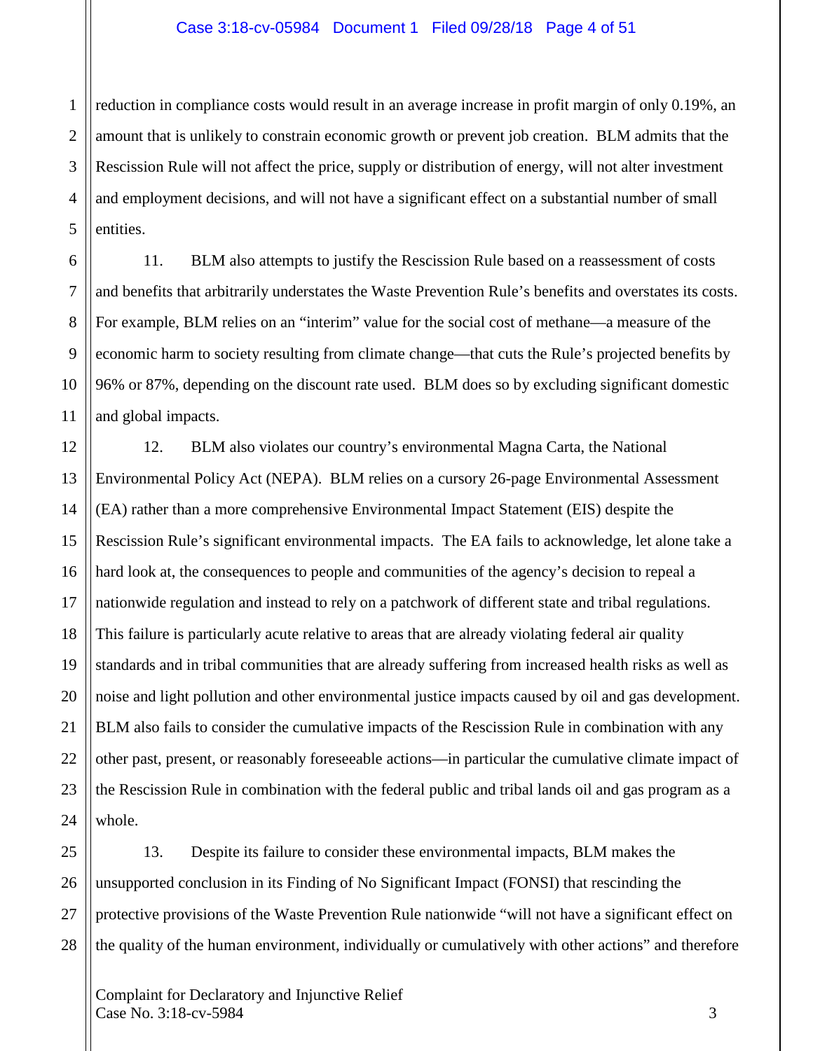reduction in compliance costs would result in an average increase in profit margin of only 0.19%, an amount that is unlikely to constrain economic growth or prevent job creation. BLM admits that the Rescission Rule will not affect the price, supply or distribution of energy, will not alter investment and employment decisions, and will not have a significant effect on a substantial number of small entities.

11. BLM also attempts to justify the Rescission Rule based on a reassessment of costs and benefits that arbitrarily understates the Waste Prevention Rule's benefits and overstates its costs. For example, BLM relies on an "interim" value for the social cost of methane—a measure of the economic harm to society resulting from climate change—that cuts the Rule's projected benefits by 96% or 87%, depending on the discount rate used. BLM does so by excluding significant domestic and global impacts.

12. BLM also violates our country's environmental Magna Carta, the National Environmental Policy Act (NEPA). BLM relies on a cursory 26-page Environmental Assessment (EA) rather than a more comprehensive Environmental Impact Statement (EIS) despite the Rescission Rule's significant environmental impacts. The EA fails to acknowledge, let alone take a hard look at, the consequences to people and communities of the agency's decision to repeal a nationwide regulation and instead to rely on a patchwork of different state and tribal regulations. This failure is particularly acute relative to areas that are already violating federal air quality standards and in tribal communities that are already suffering from increased health risks as well as noise and light pollution and other environmental justice impacts caused by oil and gas development. BLM also fails to consider the cumulative impacts of the Rescission Rule in combination with any other past, present, or reasonably foreseeable actions—in particular the cumulative climate impact of the Rescission Rule in combination with the federal public and tribal lands oil and gas program as a whole.

13. Despite its failure to consider these environmental impacts, BLM makes the unsupported conclusion in its Finding of No Significant Impact (FONSI) that rescinding the protective provisions of the Waste Prevention Rule nationwide "will not have a significant effect on the quality of the human environment, individually or cumulatively with other actions" and therefore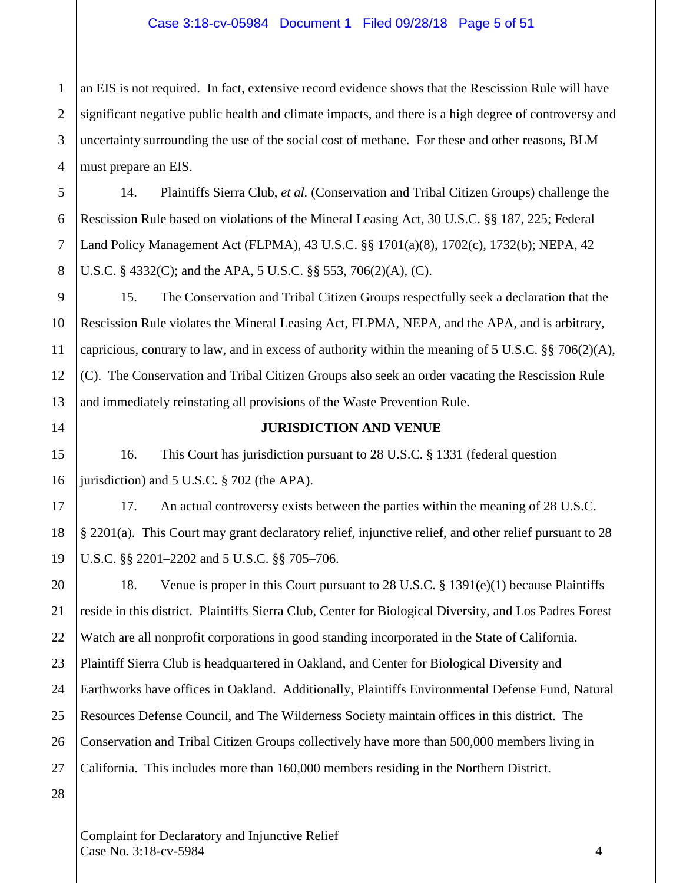an EIS is not required. In fact, extensive record evidence shows that the Rescission Rule will have significant negative public health and climate impacts, and there is a high degree of controversy and uncertainty surrounding the use of the social cost of methane. For these and other reasons, BLM must prepare an EIS.

14. Plaintiffs Sierra Club, *et al.* (Conservation and Tribal Citizen Groups) challenge the Rescission Rule based on violations of the Mineral Leasing Act, 30 U.S.C. §§ 187, 225; Federal Land Policy Management Act (FLPMA), 43 U.S.C. §§ 1701(a)(8), 1702(c), 1732(b); NEPA, 42 U.S.C. § 4332(C); and the APA, 5 U.S.C. §§ 553, 706(2)(A), (C).

15. The Conservation and Tribal Citizen Groups respectfully seek a declaration that the Rescission Rule violates the Mineral Leasing Act, FLPMA, NEPA, and the APA, and is arbitrary, capricious, contrary to law, and in excess of authority within the meaning of 5 U.S.C. §§ 706(2)(A), (C). The Conservation and Tribal Citizen Groups also seek an order vacating the Rescission Rule and immediately reinstating all provisions of the Waste Prevention Rule.

## JURISDICTION AND VENUE

16. This Court has jurisdiction pursuant to 28 U.S.C. § 1331 (federal question jurisdiction) and 5 U.S.C. § 702 (the APA).

17. An actual controversy exists between the parties within the meaning of 28 U.S.C. § 2201(a). This Court may grant declaratory relief, injunctive relief, and other relief pursuant to 28 U.S.C. §§ 2201–2202 and 5 U.S.C. §§ 705–706.

18. Venue is proper in this Court pursuant to 28 U.S.C. § 1391(e)(1) because Plaintiffs reside in this district. Plaintiffs Sierra Club, Center for Biological Diversity, and Los Padres Forest Watch are all nonprofit corporations in good standing incorporated in the State of California. Plaintiff Sierra Club is headquartered in Oakland, and Center for Biological Diversity and Earthworks have offices in Oakland. Additionally, Plaintiffs Environmental Defense Fund, Natural Resources Defense Council, and The Wilderness Society maintain offices in this district. The Conservation and Tribal Citizen Groups collectively have more than 500,000 members living in California. This includes more than 160,000 members residing in the Northern District.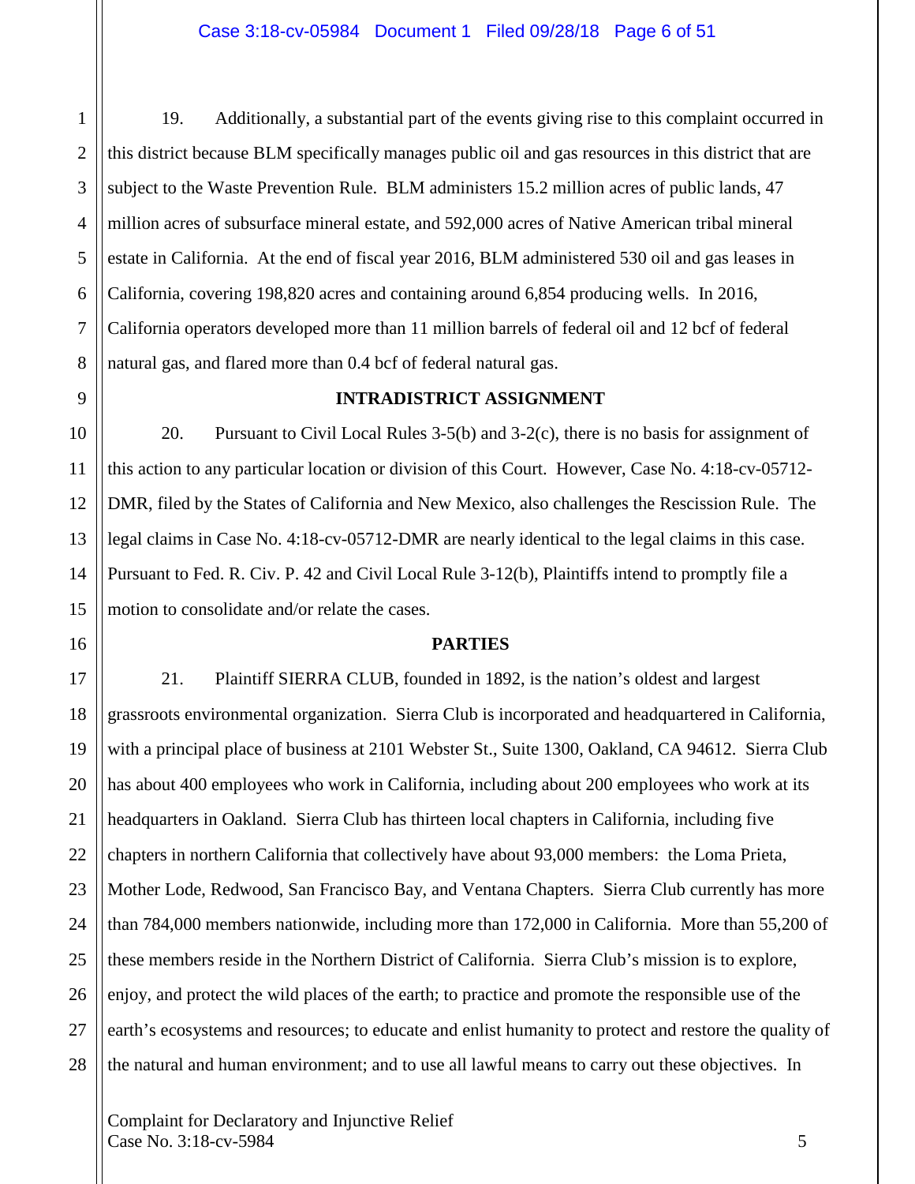19. Additionally, a substantial part of the events giving rise to this complaint occurred in this district because BLM specifically manages public oil and gas resources in this district that are subject to the Waste Prevention Rule. BLM administers 15.2 million acres of public lands, 47 million acres of subsurface mineral estate, and 592,000 acres of Native American tribal mineral estate in California. At the end of fiscal year 2016, BLM administered 530 oil and gas leases in California, covering 198,820 acres and containing around 6,854 producing wells. In 2016, California operators developed more than 11 million barrels of federal oil and 12 bcf of federal natural gas, and flared more than 0.4 bcf of federal natural gas.

**INTRADISTRICT ASSIGNMENT**

20. Pursuant to Civil Local Rules 3-5(b) and 3-2(c), there is no basis for assignment of this action to any particular location or division of this Court. However, Case No. 4:18-cv-05712-DMR, filed by the States of California and New Mexico, also challenges the Rescission Rule. The legal claims in Case No. 4:18-cv-05712-DMR are nearly identical to the legal claims in this case. Pursuant to Fed. R. Civ. P. 42 and Civil Local Rule 3-12(b), Plaintiffs intend to promptly file a motion to consolidate and/or relate the cases.

**PARTIES**

21. Plaintiff SIERRA CLUB, founded in 1892, is the nation's oldest and largest grassroots environmental organization. Sierra Club is incorporated and headquartered in California, with a principal place of business at 2101 Webster St., Suite 1300, Oakland, CA 94612. Sierra Club has about 400 employees who work in California, including about 200 employees who work at its headquarters in Oakland. Sierra Club has thirteen local chapters in California, including five chapters in northern California that collectively have about 93,000 members: the Loma Prieta, Mother Lode, Redwood, San Francisco Bay, and Ventana Chapters. Sierra Club currently has more than 784,000 members nationwide, including more than 172,000 in California. More than 55,200 of these members reside in the Northern District of California. Sierra Club's mission is to explore, enjoy, and protect the wild places of the earth; to practice and promote the responsible use of the earth's ecosystems and resources; to educate and enlist humanity to protect and restore the quality of the natural and human environment; and to use all lawful means to carry out these objectives. In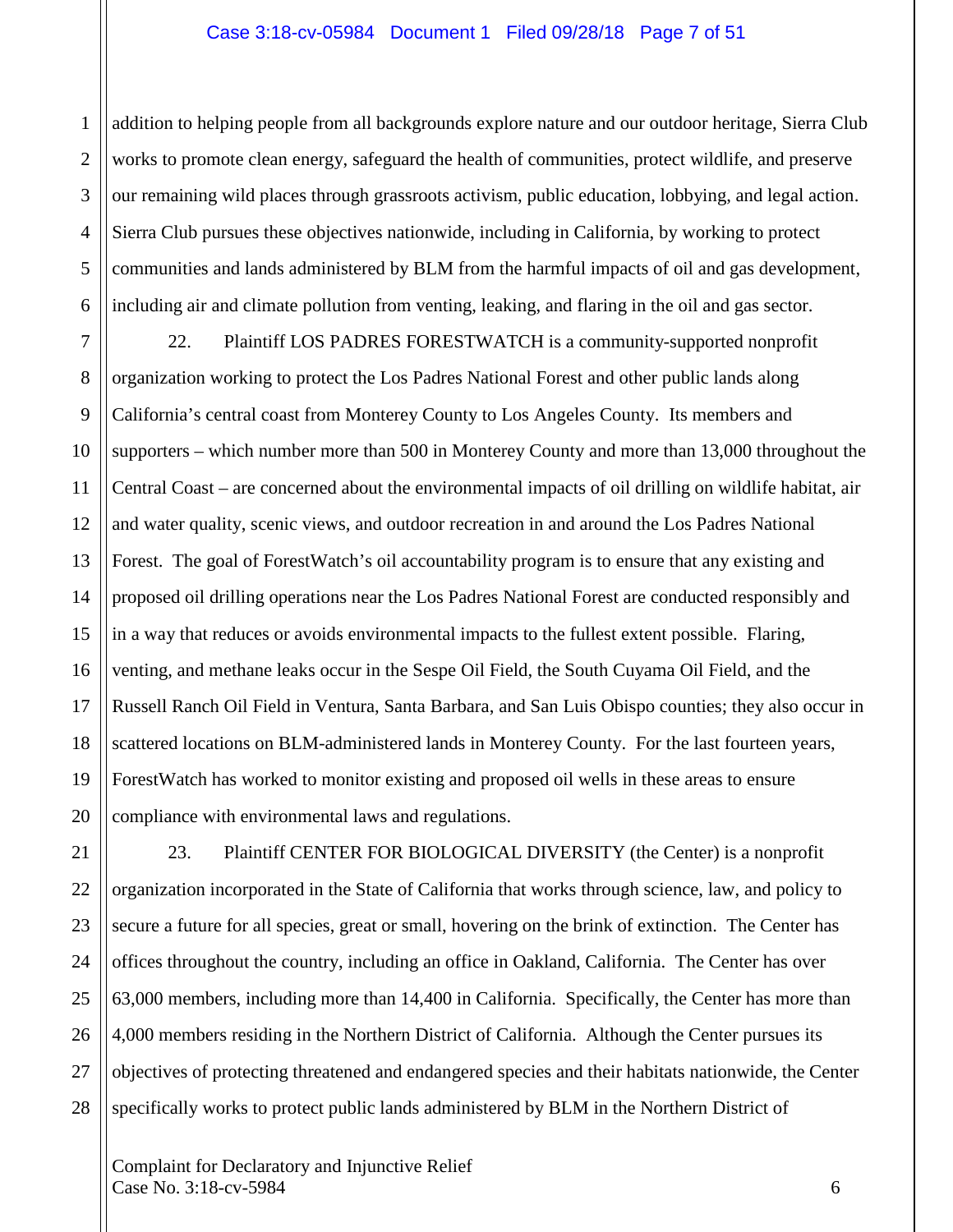addition to helping people from all backgrounds explore nature and our outdoor heritage, Sierra Club works to promote clean energy, safeguard the health of communities, protect wildlife, and preserve our remaining wild places through grassroots activism, public education, lobbying, and legal action. Sierra Club pursues these objectives nationwide, including in California, by working to protect communities and lands administered by BLM from the harmful impacts of oil and gas development, including air and climate pollution from venting, leaking, and flaring in the oil and gas sector.

22. Plaintiff LOS PADRES FORESTWATCH is a community-supported nonprofit organization working to protect the Los Padres National Forest and other public lands along California's central coast from Monterey County to Los Angeles County. Its members and supporters – which number more than 500 in Monterey County and more than 13,000 throughout the Central Coast – are concerned about the environmental impacts of oil drilling on wildlife habitat, air and water quality, scenic views, and outdoor recreation in and around the Los Padres National Forest. The goal of ForestWatch's oil accountability program is to ensure that any existing and proposed oil drilling operations near the Los Padres National Forest are conducted responsibly and in a way that reduces or avoids environmental impacts to the fullest extent possible. Flaring, venting, and methane leaks occur in the Sespe Oil Field, the South Cuyama Oil Field, and the Russell Ranch Oil Field in Ventura, Santa Barbara, and San Luis Obispo counties; they also occur in scattered locations on BLM-administered lands in Monterey County. For the last fourteen years, ForestWatch has worked to monitor existing and proposed oil wells in these areas to ensure compliance with environmental laws and regulations.

23. Plaintiff CENTER FOR BIOLOGICAL DIVERSITY (the Center) is a nonprofit organization incorporated in the State of California that works through science, law, and policy to secure a future for all species, great or small, hovering on the brink of extinction. The Center has offices throughout the country, including an office in Oakland, California. The Center has over 63,000 members, including more than 14,400 in California. Specifically, the Center has more than 4,000 members residing in the Northern District of California. Although the Center pursues its objectives of protecting threatened and endangered species and their habitats nationwide, the Center specifically works to protect public lands administered by BLM in the Northern District of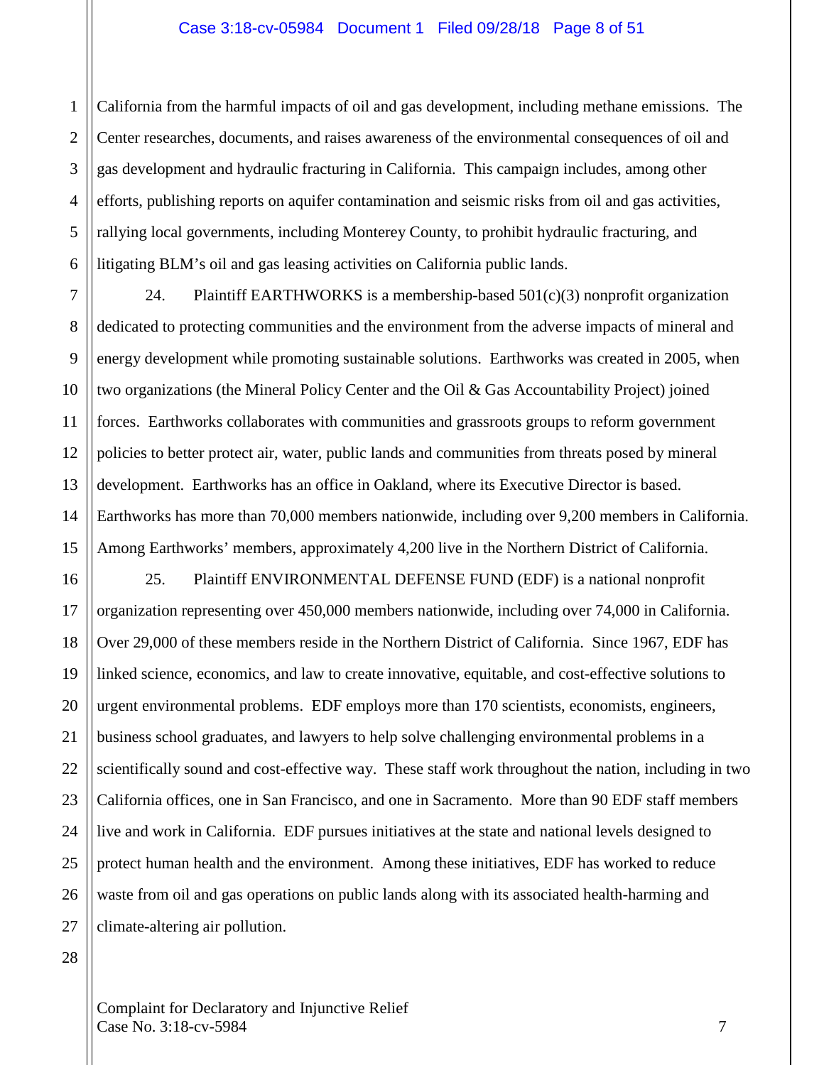California from the harmful impacts of oil and gas development, including methane emissions. The Center researches, documents, and raises awareness of the environmental consequences of oil and gas development and hydraulic fracturing in California. This campaign includes, among other efforts, publishing reports on aquifer contamination and seismic risks from oil and gas activities, rallying local governments, including Monterey County, to prohibit hydraulic fracturing, and litigating BLM's oil and gas leasing activities on California public lands.

24. Plaintiff EARTHWORKS is a membership-based 501(c)(3) nonprofit organization dedicated to protecting communities and the environment from the adverse impacts of mineral and energy development while promoting sustainable solutions. Earthworks was created in 2005, when two organizations (the Mineral Policy Center and the Oil & Gas Accountability Project) joined forces. Earthworks collaborates with communities and grassroots groups to reform government policies to better protect air, water, public lands and communities from threats posed by mineral development. Earthworks has an office in Oakland, where its Executive Director is based. Earthworks has more than 70,000 members nationwide, including over 9,200 members in California. Among Earthworks' members, approximately 4,200 live in the Northern District of California.

25. Plaintiff ENVIRONMENTAL DEFENSE FUND (EDF) is a national nonprofit organization representing over 450,000 members nationwide, including over 74,000 in California. Over 29,000 of these members reside in the Northern District of California. Since 1967, EDF has linked science, economics, and law to create innovative, equitable, and cost-effective solutions to urgent environmental problems. EDF employs more than 170 scientists, economists, engineers, business school graduates, and lawyers to help solve challenging environmental problems in a scientifically sound and cost-effective way. These staff work throughout the nation, including in two California offices, one in San Francisco, and one in Sacramento. More than 90 EDF staff members live and work in California. EDF pursues initiatives at the state and national levels designed to protect human health and the environment. Among these initiatives, EDF has worked to reduce waste from oil and gas operations on public lands along with its associated health-harming and climate-altering air pollution.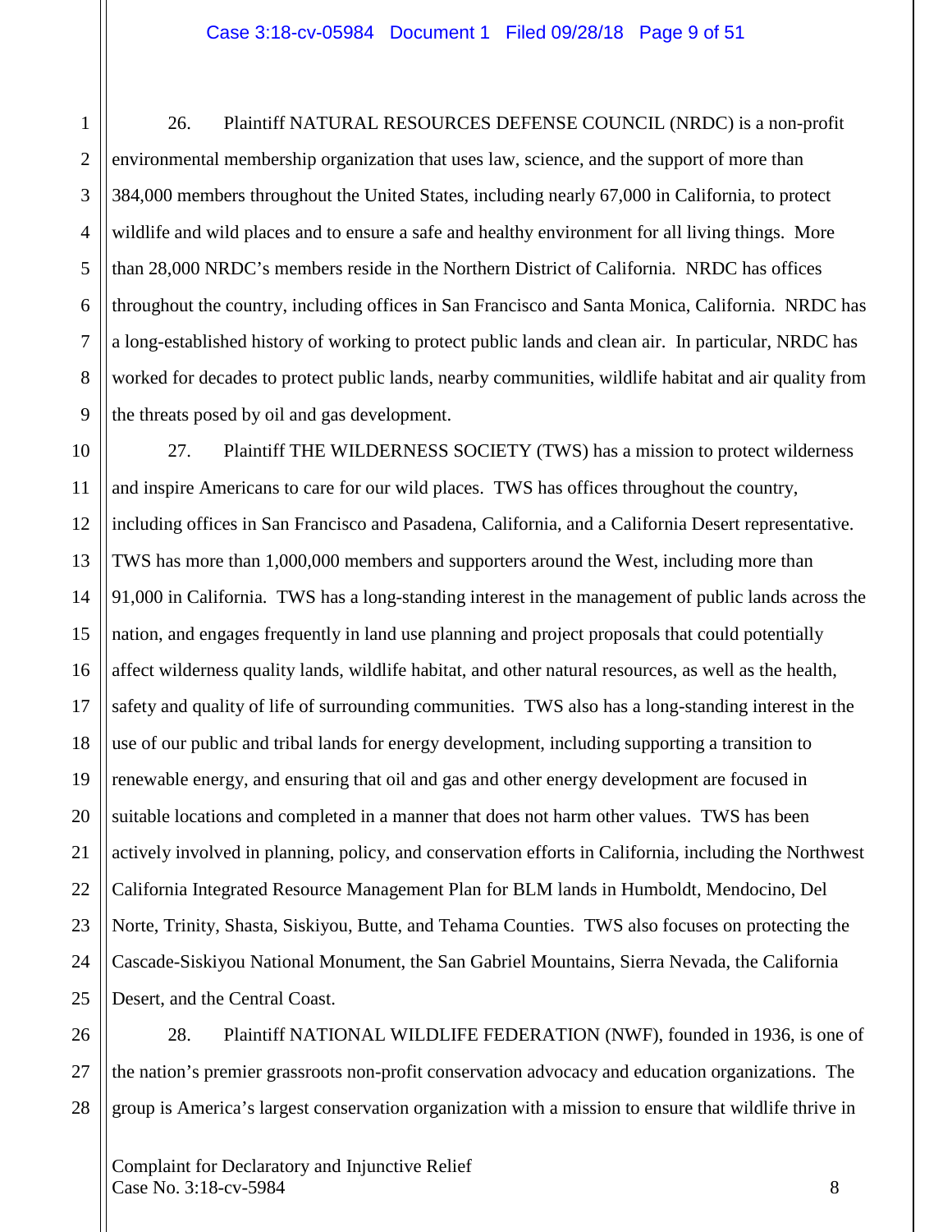26. Plaintiff NATURAL RESOURCES DEFENSE COUNCIL (NRDC) is a non-profit environmental membership organization that uses law, science, and the support of more than 384,000 members throughout the United States, including nearly 67,000 in California, to protect wildlife and wild places and to ensure a safe and healthy environment for all living things. More than 28,000 NRDC's members reside in the Northern District of California. NRDC has offices throughout the country, including offices in San Francisco and Santa Monica, California. NRDC has a long-established history of working to protect public lands and clean air. In particular, NRDC has worked for decades to protect public lands, nearby communities, wildlife habitat and air quality from the threats posed by oil and gas development.

27. Plaintiff THE WILDERNESS SOCIETY (TWS) has a mission to protect wilderness and inspire Americans to care for our wild places. TWS has offices throughout the country, including offices in San Francisco and Pasadena, California, and a California Desert representative. TWS has more than 1,000,000 members and supporters around the West, including more than 91,000 in California. TWS has a long-standing interest in the management of public lands across the nation, and engages frequently in land use planning and project proposals that could potentially affect wilderness quality lands, wildlife habitat, and other natural resources, as well as the health, safety and quality of life of surrounding communities. TWS also has a long-standing interest in the use of our public and tribal lands for energy development, including supporting a transition to renewable energy, and ensuring that oil and gas and other energy development are focused in suitable locations and completed in a manner that does not harm other values. TWS has been actively involved in planning, policy, and conservation efforts in California, including the Northwest California Integrated Resource Management Plan for BLM lands in Humboldt, Mendocino, Del Norte, Trinity, Shasta, Siskiyou, Butte, and Tehama Counties. TWS also focuses on protecting the Cascade-Siskiyou National Monument, the San Gabriel Mountains, Sierra Nevada, the California Desert, and the Central Coast.

28. Plaintiff NATIONAL WILDLIFE FEDERATION (NWF), founded in 1936, is one of the nation's premier grassroots non-profit conservation advocacy and education organizations. The group is America's largest conservation organization with a mission to ensure that wildlife thrive in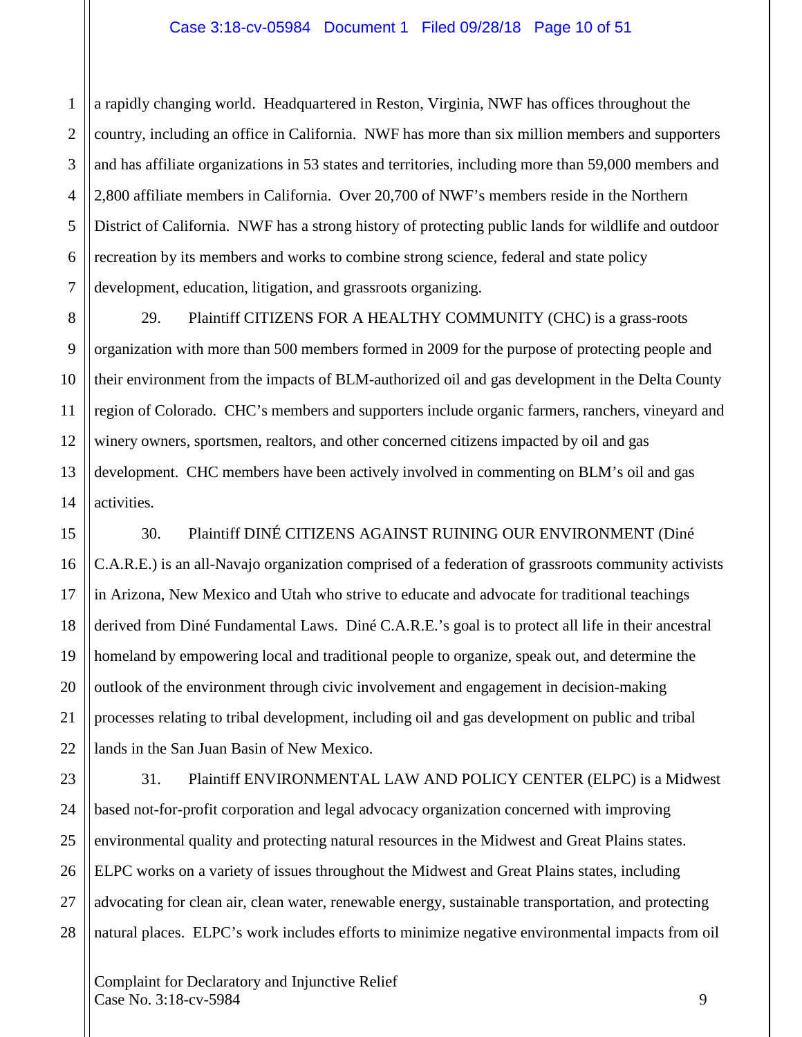a rapidly changing world. Headquartered in Reston, Virginia, NWF has offices throughout the country, including an office in California. NWF has more than six million members and supporters and has affiliate organizations in 53 states and territories, including more than 59,000 members and 2,800 affiliate members in California. Over 20,700 of NWF's members reside in the Northern District of California. NWF has a strong history of protecting public lands for wildlife and outdoor recreation by its members and works to combine strong science, federal and state policy development, education, litigation, and grassroots organizing.

29. Plaintiff CITIZENS FOR A HEALTHY COMMUNITY (CHC) is a grass-roots organization with more than 500 members formed in 2009 for the purpose of protecting people and their environment from the impacts of BLM-authorized oil and gas development in the Delta County region of Colorado. CHC's members and supporters include organic farmers, ranchers, vineyard and winery owners, sportsmen, realtors, and other concerned citizens impacted by oil and gas development. CHC members have been actively involved in commenting on BLM's oil and gas activities.

30. Plaintiff DINÉ CITIZENS AGAINST RUINING OUR ENVIRONMENT (Diné C.A.R.E.) is an all-Navajo organization comprised of a federation of grassroots community activists in Arizona, New Mexico and Utah who strive to educate and advocate for traditional teachings derived from Diné Fundamental Laws. Diné C.A.R.E.'s goal is to protect all life in their ancestral homeland by empowering local and traditional people to organize, speak out, and determine the outlook of the environment through civic involvement and engagement in decision-making processes relating to tribal development, including oil and gas development on public and tribal lands in the San Juan Basin of New Mexico.

31. Plaintiff ENVIRONMENTAL LAW AND POLICY CENTER (ELPC) is a Midwest based not-for-profit corporation and legal advocacy organization concerned with improving environmental quality and protecting natural resources in the Midwest and Great Plains states. ELPC works on a variety of issues throughout the Midwest and Great Plains states, including advocating for clean air, clean water, renewable energy, sustainable transportation, and protecting natural places. ELPC's work includes efforts to minimize negative environmental impacts from oil

Complaint for Declaratory and Injunctive Relief
Case No. 3:18-cv-5984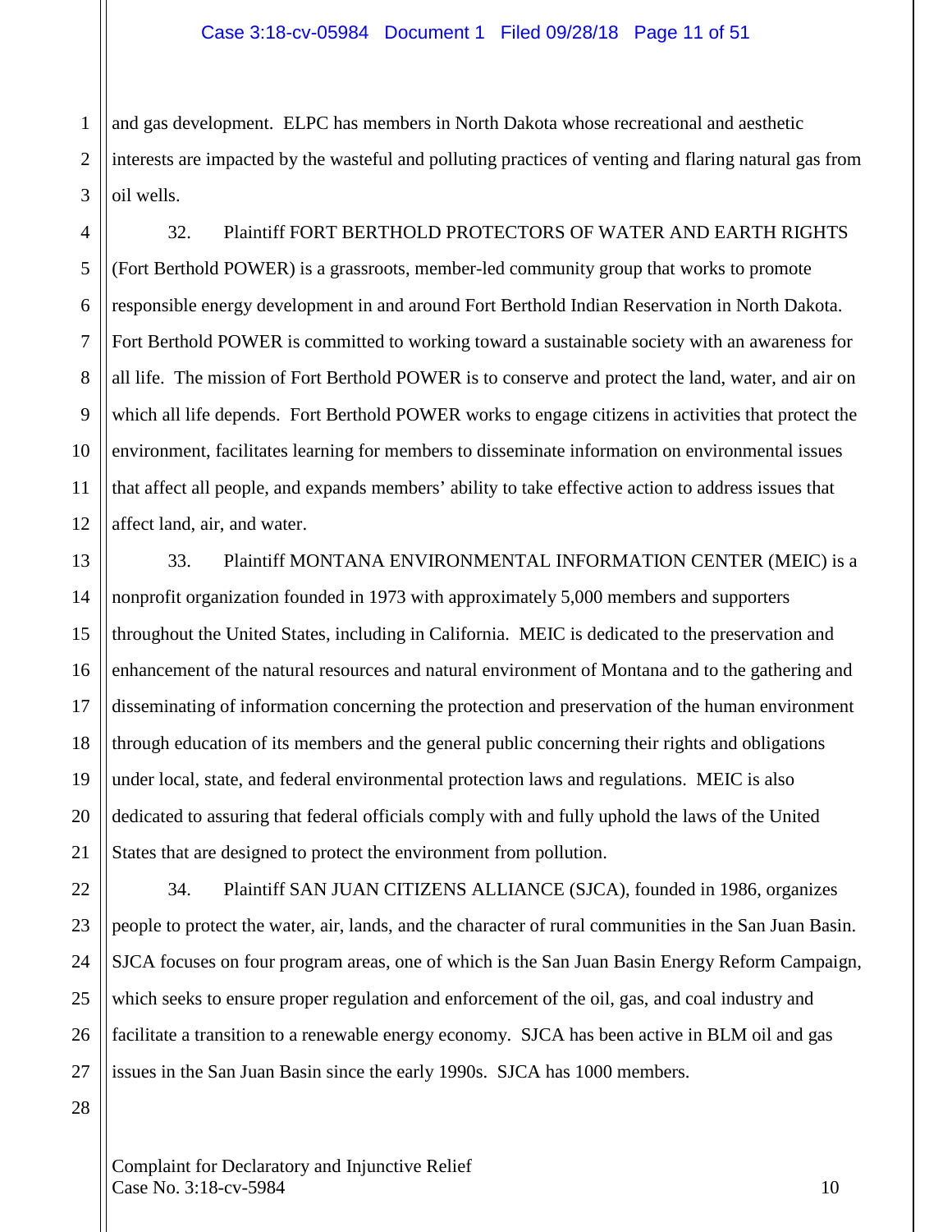and gas development. ELPC has members in North Dakota whose recreational and aesthetic interests are impacted by the wasteful and polluting practices of venting and flaring natural gas from oil wells.

32. Plaintiff FORT BERTHOLD PROTECTORS OF WATER AND EARTH RIGHTS (Fort Berthold POWER) is a grassroots, member-led community group that works to promote responsible energy development in and around Fort Berthold Indian Reservation in North Dakota. Fort Berthold POWER is committed to working toward a sustainable society with an awareness for all life. The mission of Fort Berthold POWER is to conserve and protect the land, water, and air on which all life depends. Fort Berthold POWER works to engage citizens in activities that protect the environment, facilitates learning for members to disseminate information on environmental issues that affect all people, and expands members' ability to take effective action to address issues that affect land, air, and water.

33. Plaintiff MONTANA ENVIRONMENTAL INFORMATION CENTER (MEIC) is a nonprofit organization founded in 1973 with approximately 5,000 members and supporters throughout the United States, including in California. MEIC is dedicated to the preservation and enhancement of the natural resources and natural environment of Montana and to the gathering and disseminating of information concerning the protection and preservation of the human environment through education of its members and the general public concerning their rights and obligations under local, state, and federal environmental protection laws and regulations. MEIC is also dedicated to assuring that federal officials comply with and fully uphold the laws of the United States that are designed to protect the environment from pollution.

34. Plaintiff SAN JUAN CITIZENS ALLIANCE (SJCA), founded in 1986, organizes people to protect the water, air, lands, and the character of rural communities in the San Juan Basin. SJCA focuses on four program areas, one of which is the San Juan Basin Energy Reform Campaign, which seeks to ensure proper regulation and enforcement of the oil, gas, and coal industry and facilitate a transition to a renewable energy economy. SJCA has been active in BLM oil and gas issues in the San Juan Basin since the early 1990s. SJCA has 1000 members.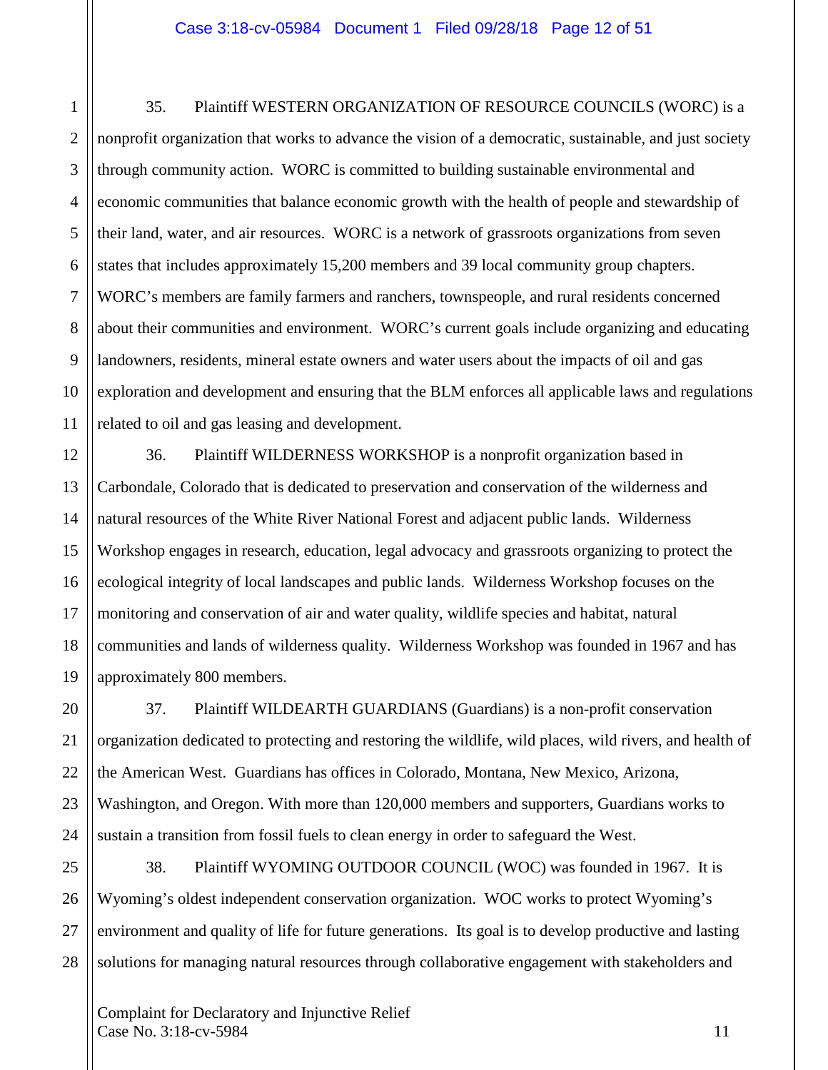35. Plaintiff WESTERN ORGANIZATION OF RESOURCE COUNCILS (WORC) is a nonprofit organization that works to advance the vision of a democratic, sustainable, and just society through community action. WORC is committed to building sustainable environmental and economic communities that balance economic growth with the health of people and stewardship of their land, water, and air resources. WORC is a network of grassroots organizations from seven states that includes approximately 15,200 members and 39 local community group chapters. WORC's members are family farmers and ranchers, townspeople, and rural residents concerned about their communities and environment. WORC's current goals include organizing and educating landowners, residents, mineral estate owners and water users about the impacts of oil and gas exploration and development and ensuring that the BLM enforces all applicable laws and regulations related to oil and gas leasing and development.

36. Plaintiff WILDERNESS WORKSHOP is a nonprofit organization based in Carbondale, Colorado that is dedicated to preservation and conservation of the wilderness and natural resources of the White River National Forest and adjacent public lands. Wilderness Workshop engages in research, education, legal advocacy and grassroots organizing to protect the ecological integrity of local landscapes and public lands. Wilderness Workshop focuses on the monitoring and conservation of air and water quality, wildlife species and habitat, natural communities and lands of wilderness quality. Wilderness Workshop was founded in 1967 and has approximately 800 members.

37. Plaintiff WILDEARTH GUARDIANS (Guardians) is a non-profit conservation organization dedicated to protecting and restoring the wildlife, wild places, wild rivers, and health of the American West. Guardians has offices in Colorado, Montana, New Mexico, Arizona, Washington, and Oregon. With more than 120,000 members and supporters, Guardians works to sustain a transition from fossil fuels to clean energy in order to safeguard the West.

38. Plaintiff WYOMING OUTDOOR COUNCIL (WOC) was founded in 1967. It is Wyoming's oldest independent conservation organization. WOC works to protect Wyoming's environment and quality of life for future generations. Its goal is to develop productive and lasting solutions for managing natural resources through collaborative engagement with stakeholders and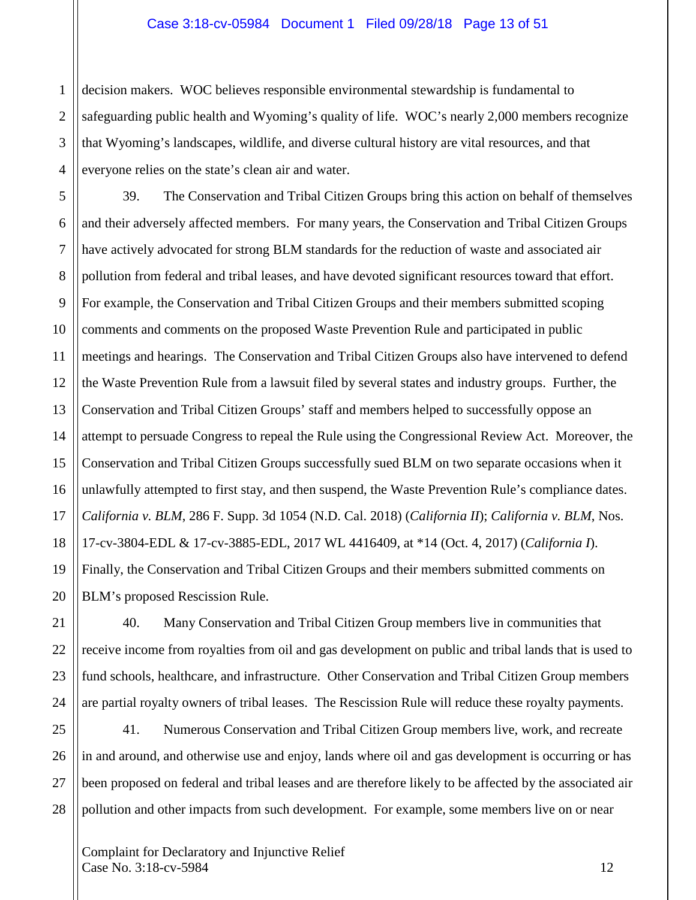decision makers. WOC believes responsible environmental stewardship is fundamental to safeguarding public health and Wyoming's quality of life. WOC's nearly 2,000 members recognize that Wyoming's landscapes, wildlife, and diverse cultural history are vital resources, and that everyone relies on the state's clean air and water.

39. The Conservation and Tribal Citizen Groups bring this action on behalf of themselves and their adversely affected members. For many years, the Conservation and Tribal Citizen Groups have actively advocated for strong BLM standards for the reduction of waste and associated air pollution from federal and tribal leases, and have devoted significant resources toward that effort. For example, the Conservation and Tribal Citizen Groups and their members submitted scoping comments and comments on the proposed Waste Prevention Rule and participated in public meetings and hearings. The Conservation and Tribal Citizen Groups also have intervened to defend the Waste Prevention Rule from a lawsuit filed by several states and industry groups. Further, the Conservation and Tribal Citizen Groups' staff and members helped to successfully oppose an attempt to persuade Congress to repeal the Rule using the Congressional Review Act. Moreover, the Conservation and Tribal Citizen Groups successfully sued BLM on two separate occasions when it unlawfully attempted to first stay, and then suspend, the Waste Prevention Rule's compliance dates. *California v. BLM*, 286 F. Supp. 3d 1054 (N.D. Cal. 2018) (*California II*); *California v. BLM*, Nos. 17-cv-3804-EDL & 17-cv-3885-EDL, 2017 WL 4416409, at *14 (Oct. 4, 2017) (*California I*). Finally, the Conservation and Tribal Citizen Groups and their members submitted comments on BLM's proposed Rescission Rule.

40. Many Conservation and Tribal Citizen Group members live in communities that receive income from royalties from oil and gas development on public and tribal lands that is used to fund schools, healthcare, and infrastructure. Other Conservation and Tribal Citizen Group members are partial royalty owners of tribal leases. The Rescission Rule will reduce these royalty payments.

41. Numerous Conservation and Tribal Citizen Group members live, work, and recreate in and around, and otherwise use and enjoy, lands where oil and gas development is occurring or has been proposed on federal and tribal leases and are therefore likely to be affected by the associated air pollution and other impacts from such development. For example, some members live on or near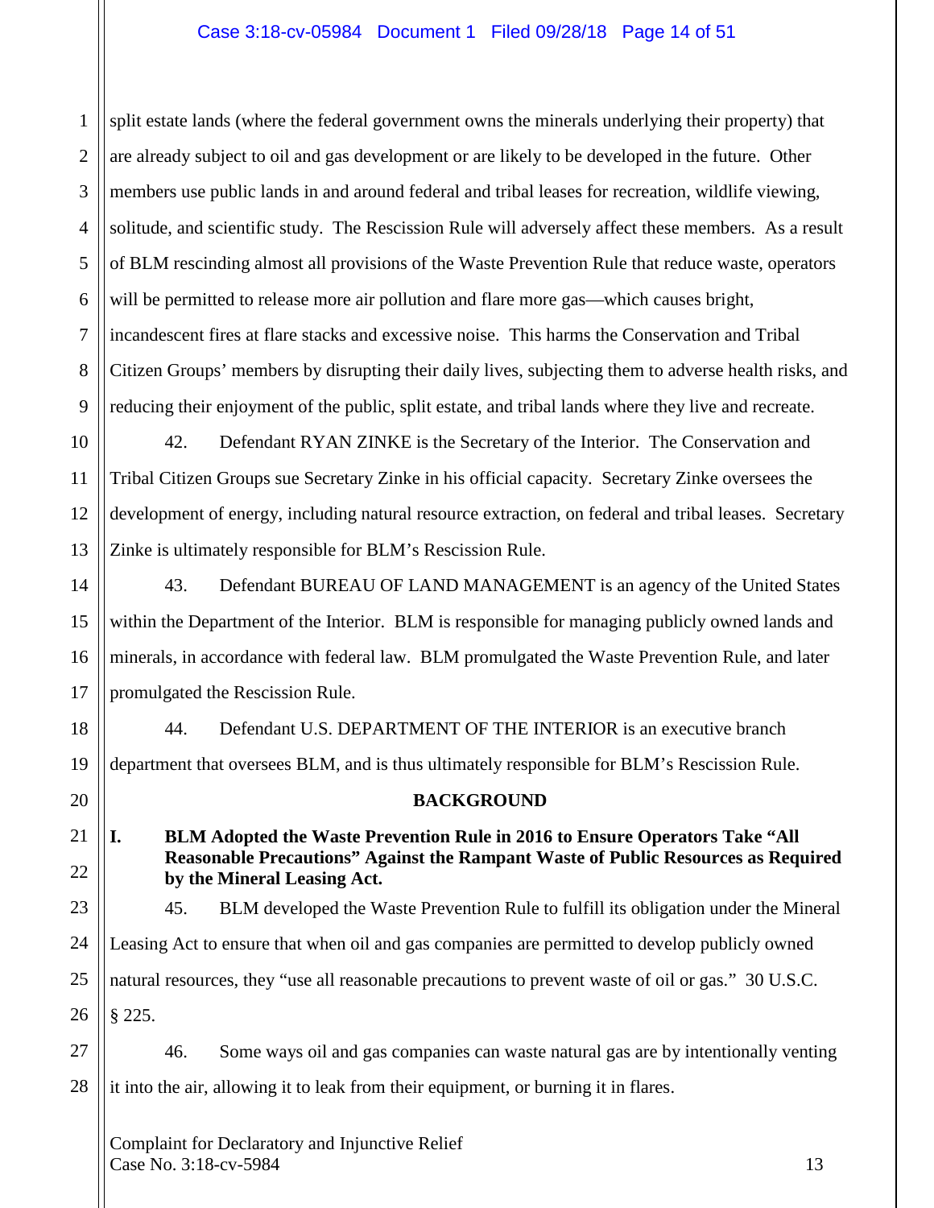split estate lands (where the federal government owns the minerals underlying their property) that are already subject to oil and gas development or are likely to be developed in the future. Other members use public lands in and around federal and tribal leases for recreation, wildlife viewing, solitude, and scientific study. The Rescission Rule will adversely affect these members. As a result of BLM rescinding almost all provisions of the Waste Prevention Rule that reduce waste, operators will be permitted to release more air pollution and flare more gas—which causes bright, incandescent fires at flare stacks and excessive noise. This harms the Conservation and Tribal Citizen Groups' members by disrupting their daily lives, subjecting them to adverse health risks, and reducing their enjoyment of the public, split estate, and tribal lands where they live and recreate.

42. Defendant RYAN ZINKE is the Secretary of the Interior. The Conservation and Tribal Citizen Groups sue Secretary Zinke in his official capacity. Secretary Zinke oversees the development of energy, including natural resource extraction, on federal and tribal leases. Secretary Zinke is ultimately responsible for BLM's Rescission Rule.

43. Defendant BUREAU OF LAND MANAGEMENT is an agency of the United States within the Department of the Interior. BLM is responsible for managing publicly owned lands and minerals, in accordance with federal law. BLM promulgated the Waste Prevention Rule, and later promulgated the Rescission Rule.

44. Defendant U.S. DEPARTMENT OF THE INTERIOR is an executive branch department that oversees BLM, and is thus ultimately responsible for BLM's Rescission Rule.

## BACKGROUND

### I. BLM Adopted the Waste Prevention Rule in 2016 to Ensure Operators Take "All Reasonable Precautions" Against the Rampant Waste of Public Resources as Required by the Mineral Leasing Act.

45. BLM developed the Waste Prevention Rule to fulfill its obligation under the Mineral Leasing Act to ensure that when oil and gas companies are permitted to develop publicly owned natural resources, they "use all reasonable precautions to prevent waste of oil or gas." 30 U.S.C. § 225.

46. Some ways oil and gas companies can waste natural gas are by intentionally venting it into the air, allowing it to leak from their equipment, or burning it in flares.

Complaint for Declaratory and Injunctive Relief
Case No. 3:18-cv-5984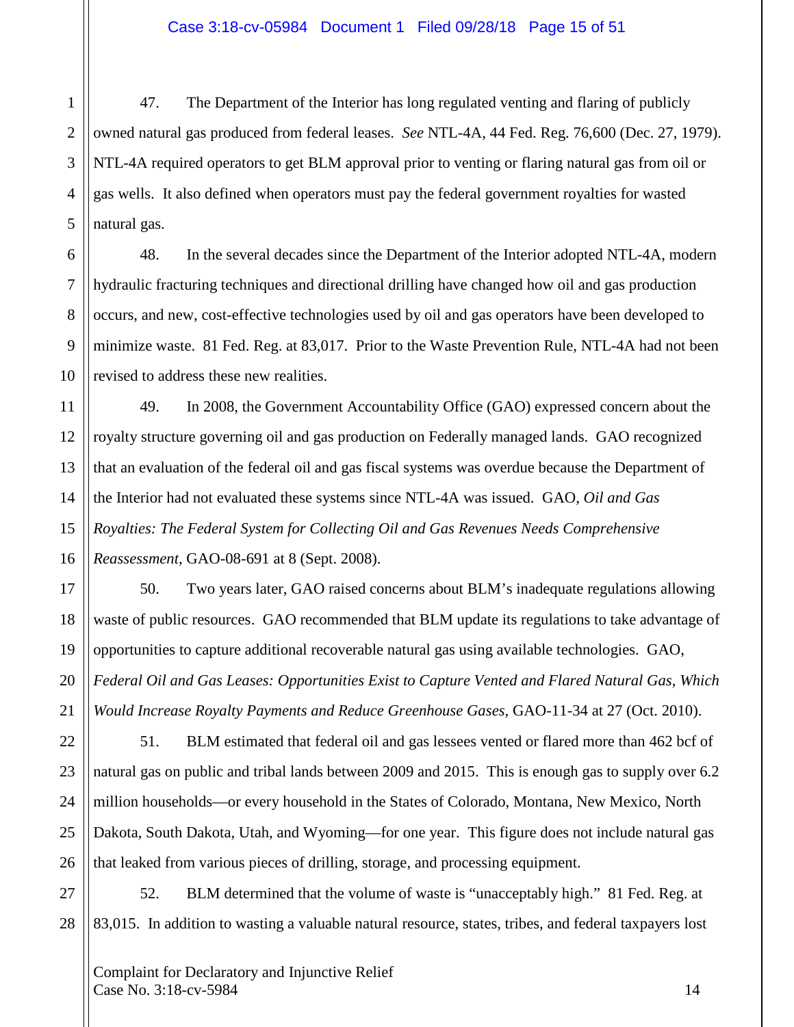47. The Department of the Interior has long regulated venting and flaring of publicly owned natural gas produced from federal leases. *See* NTL-4A, 44 Fed. Reg. 76,600 (Dec. 27, 1979). NTL-4A required operators to get BLM approval prior to venting or flaring natural gas from oil or gas wells. It also defined when operators must pay the federal government royalties for wasted natural gas.

48. In the several decades since the Department of the Interior adopted NTL-4A, modern hydraulic fracturing techniques and directional drilling have changed how oil and gas production occurs, and new, cost-effective technologies used by oil and gas operators have been developed to minimize waste. 81 Fed. Reg. at 83,017. Prior to the Waste Prevention Rule, NTL-4A had not been revised to address these new realities.

49. In 2008, the Government Accountability Office (GAO) expressed concern about the royalty structure governing oil and gas production on Federally managed lands. GAO recognized that an evaluation of the federal oil and gas fiscal systems was overdue because the Department of the Interior had not evaluated these systems since NTL-4A was issued. GAO, *Oil and Gas Royalties: The Federal System for Collecting Oil and Gas Revenues Needs Comprehensive Reassessment*, GAO-08-691 at 8 (Sept. 2008).

50. Two years later, GAO raised concerns about BLM's inadequate regulations allowing waste of public resources. GAO recommended that BLM update its regulations to take advantage of opportunities to capture additional recoverable natural gas using available technologies. GAO, *Federal Oil and Gas Leases: Opportunities Exist to Capture Vented and Flared Natural Gas, Which Would Increase Royalty Payments and Reduce Greenhouse Gases*, GAO-11-34 at 27 (Oct. 2010).

51. BLM estimated that federal oil and gas lessees vented or flared more than 462 bcf of natural gas on public and tribal lands between 2009 and 2015. This is enough gas to supply over 6.2 million households—or every household in the States of Colorado, Montana, New Mexico, North Dakota, South Dakota, Utah, and Wyoming—for one year. This figure does not include natural gas that leaked from various pieces of drilling, storage, and processing equipment.

52. BLM determined that the volume of waste is "unacceptably high." 81 Fed. Reg. at 83,015. In addition to wasting a valuable natural resource, states, tribes, and federal taxpayers lost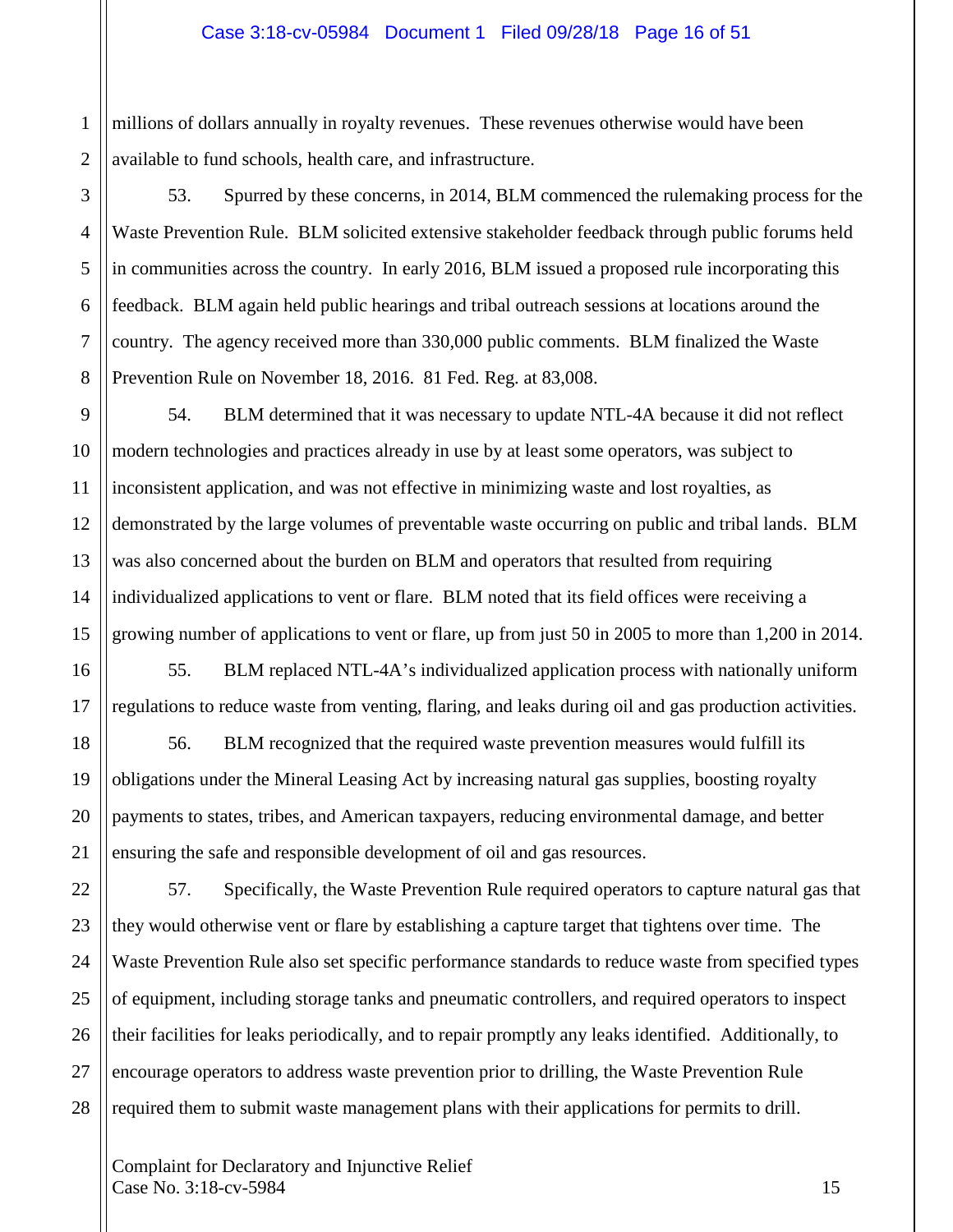millions of dollars annually in royalty revenues. These revenues otherwise would have been available to fund schools, health care, and infrastructure.

53. Spurred by these concerns, in 2014, BLM commenced the rulemaking process for the Waste Prevention Rule. BLM solicited extensive stakeholder feedback through public forums held in communities across the country. In early 2016, BLM issued a proposed rule incorporating this feedback. BLM again held public hearings and tribal outreach sessions at locations around the country. The agency received more than 330,000 public comments. BLM finalized the Waste Prevention Rule on November 18, 2016. 81 Fed. Reg. at 83,008.

54. BLM determined that it was necessary to update NTL-4A because it did not reflect modern technologies and practices already in use by at least some operators, was subject to inconsistent application, and was not effective in minimizing waste and lost royalties, as demonstrated by the large volumes of preventable waste occurring on public and tribal lands. BLM was also concerned about the burden on BLM and operators that resulted from requiring individualized applications to vent or flare. BLM noted that its field offices were receiving a growing number of applications to vent or flare, up from just 50 in 2005 to more than 1,200 in 2014.

55. BLM replaced NTL-4A's individualized application process with nationally uniform regulations to reduce waste from venting, flaring, and leaks during oil and gas production activities.

56. BLM recognized that the required waste prevention measures would fulfill its obligations under the Mineral Leasing Act by increasing natural gas supplies, boosting royalty payments to states, tribes, and American taxpayers, reducing environmental damage, and better ensuring the safe and responsible development of oil and gas resources.

57. Specifically, the Waste Prevention Rule required operators to capture natural gas that they would otherwise vent or flare by establishing a capture target that tightens over time. The Waste Prevention Rule also set specific performance standards to reduce waste from specified types of equipment, including storage tanks and pneumatic controllers, and required operators to inspect their facilities for leaks periodically, and to repair promptly any leaks identified. Additionally, to encourage operators to address waste prevention prior to drilling, the Waste Prevention Rule required them to submit waste management plans with their applications for permits to drill.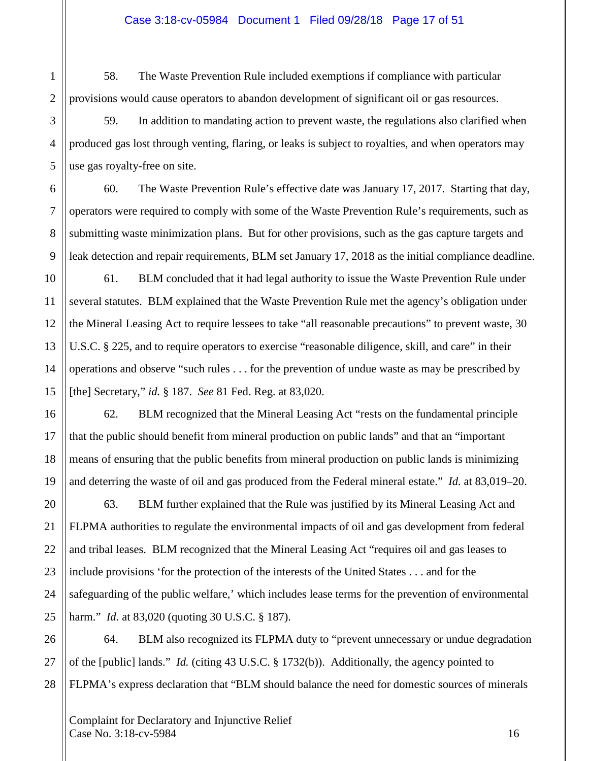58. The Waste Prevention Rule included exemptions if compliance with particular provisions would cause operators to abandon development of significant oil or gas resources.

59. In addition to mandating action to prevent waste, the regulations also clarified when produced gas lost through venting, flaring, or leaks is subject to royalties, and when operators may use gas royalty-free on site.

60. The Waste Prevention Rule's effective date was January 17, 2017. Starting that day, operators were required to comply with some of the Waste Prevention Rule's requirements, such as submitting waste minimization plans. But for other provisions, such as the gas capture targets and leak detection and repair requirements, BLM set January 17, 2018 as the initial compliance deadline.

61. BLM concluded that it had legal authority to issue the Waste Prevention Rule under several statutes. BLM explained that the Waste Prevention Rule met the agency's obligation under the Mineral Leasing Act to require lessees to take "all reasonable precautions" to prevent waste, 30 U.S.C. § 225, and to require operators to exercise "reasonable diligence, skill, and care" in their operations and observe "such rules . . . for the prevention of undue waste as may be prescribed by [the] Secretary," *id.* § 187. *See* 81 Fed. Reg. at 83,020.

62. BLM recognized that the Mineral Leasing Act "rests on the fundamental principle that the public should benefit from mineral production on public lands" and that an "important means of ensuring that the public benefits from mineral production on public lands is minimizing and deterring the waste of oil and gas produced from the Federal mineral estate." *Id.* at 83,019–20.

63. BLM further explained that the Rule was justified by its Mineral Leasing Act and FLPMA authorities to regulate the environmental impacts of oil and gas development from federal and tribal leases. BLM recognized that the Mineral Leasing Act "requires oil and gas leases to include provisions 'for the protection of the interests of the United States . . . and for the safeguarding of the public welfare,' which includes lease terms for the prevention of environmental harm." *Id.* at 83,020 (quoting 30 U.S.C. § 187).

64. BLM also recognized its FLPMA duty to "prevent unnecessary or undue degradation of the [public] lands." *Id.* (citing 43 U.S.C. § 1732(b)). Additionally, the agency pointed to FLPMA's express declaration that "BLM should balance the need for domestic sources of minerals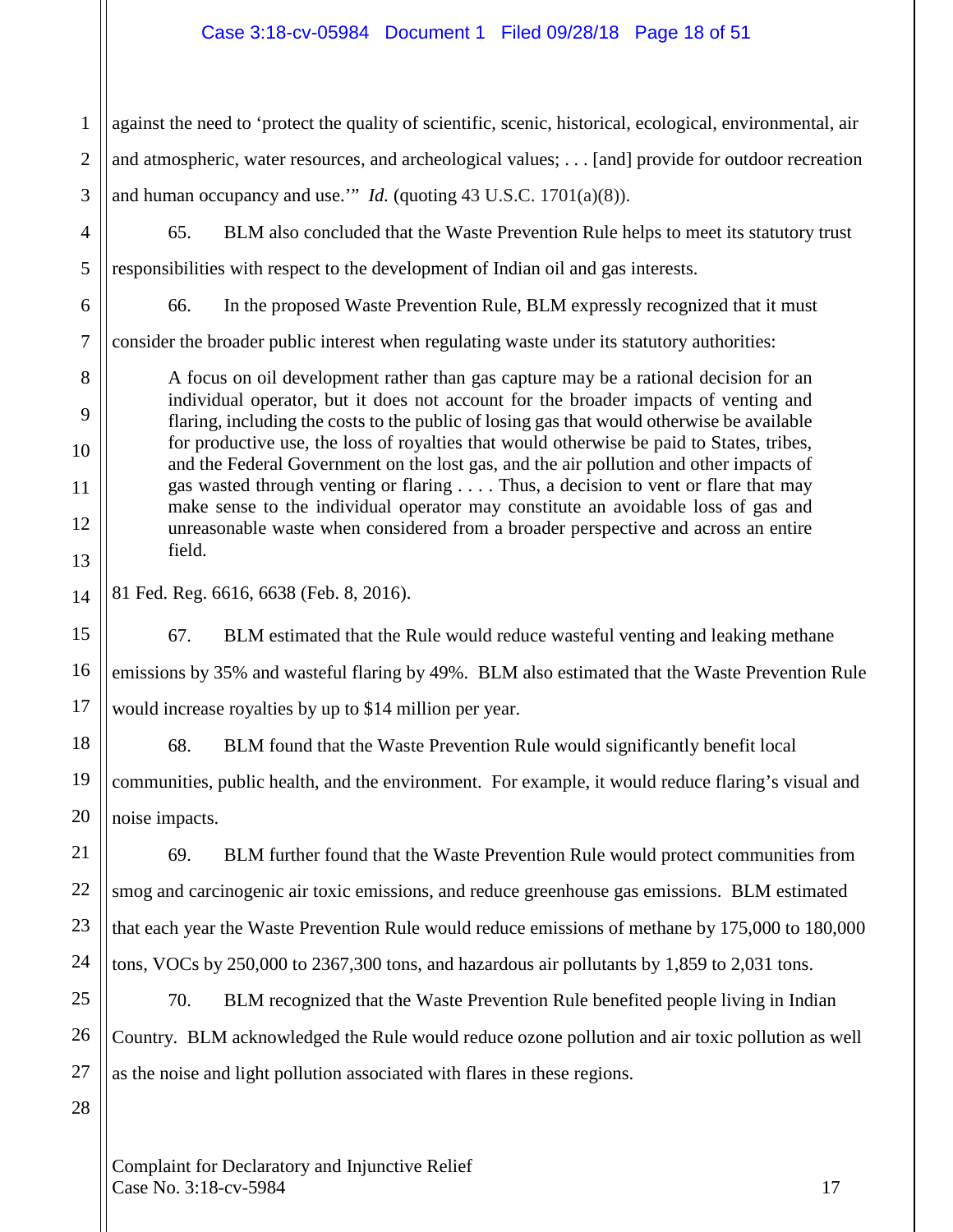against the need to 'protect the quality of scientific, scenic, historical, ecological, environmental, air and atmospheric, water resources, and archeological values; . . . [and] provide for outdoor recreation and human occupancy and use.'" *Id.* (quoting 43 U.S.C. 1701(a)(8)).

65. BLM also concluded that the Waste Prevention Rule helps to meet its statutory trust responsibilities with respect to the development of Indian oil and gas interests.

66. In the proposed Waste Prevention Rule, BLM expressly recognized that it must consider the broader public interest when regulating waste under its statutory authorities:

> A focus on oil development rather than gas capture may be a rational decision for an individual operator, but it does not account for the broader impacts of venting and flaring, including the costs to the public of losing gas that would otherwise be available for productive use, the loss of royalties that would otherwise be paid to States, tribes, and the Federal Government on the lost gas, and the air pollution and other impacts of gas wasted through venting or flaring . . . . Thus, a decision to vent or flare that may make sense to the individual operator may constitute an avoidable loss of gas and unreasonable waste when considered from a broader perspective and across an entire field.

81 Fed. Reg. 6616, 6638 (Feb. 8, 2016).

67. BLM estimated that the Rule would reduce wasteful venting and leaking methane emissions by 35% and wasteful flaring by 49%. BLM also estimated that the Waste Prevention Rule would increase royalties by up to $14 million per year.

68. BLM found that the Waste Prevention Rule would significantly benefit local communities, public health, and the environment. For example, it would reduce flaring's visual and noise impacts.

69. BLM further found that the Waste Prevention Rule would protect communities from smog and carcinogenic air toxic emissions, and reduce greenhouse gas emissions. BLM estimated that each year the Waste Prevention Rule would reduce emissions of methane by 175,000 to 180,000 tons, VOCs by 250,000 to 2367,300 tons, and hazardous air pollutants by 1,859 to 2,031 tons.

70. BLM recognized that the Waste Prevention Rule benefited people living in Indian Country. BLM acknowledged the Rule would reduce ozone pollution and air toxic pollution as well as the noise and light pollution associated with flares in these regions.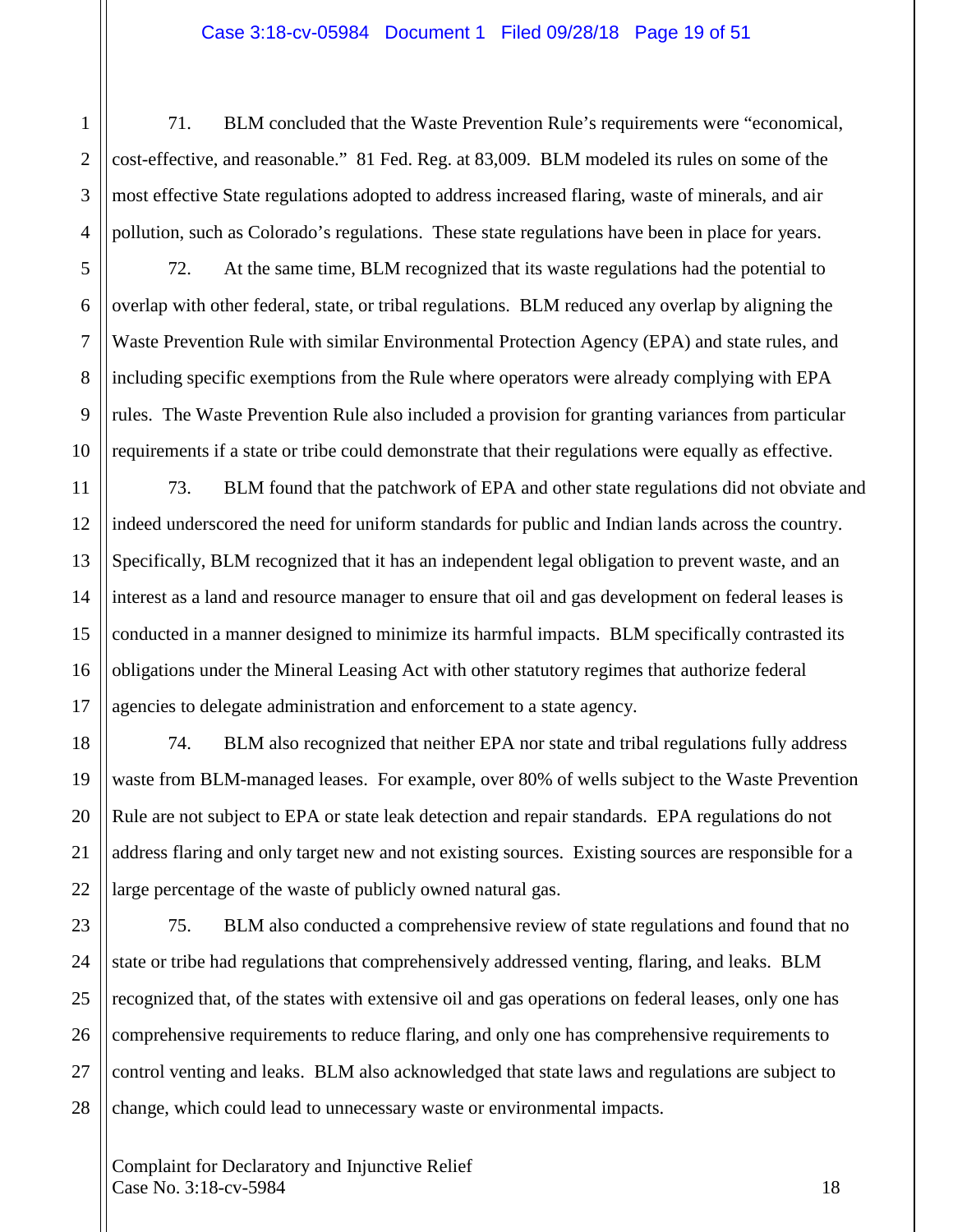71. BLM concluded that the Waste Prevention Rule's requirements were "economical, cost-effective, and reasonable." 81 Fed. Reg. at 83,009. BLM modeled its rules on some of the most effective State regulations adopted to address increased flaring, waste of minerals, and air pollution, such as Colorado's regulations. These state regulations have been in place for years.

72. At the same time, BLM recognized that its waste regulations had the potential to overlap with other federal, state, or tribal regulations. BLM reduced any overlap by aligning the Waste Prevention Rule with similar Environmental Protection Agency (EPA) and state rules, and including specific exemptions from the Rule where operators were already complying with EPA rules. The Waste Prevention Rule also included a provision for granting variances from particular requirements if a state or tribe could demonstrate that their regulations were equally as effective.

73. BLM found that the patchwork of EPA and other state regulations did not obviate and indeed underscored the need for uniform standards for public and Indian lands across the country. Specifically, BLM recognized that it has an independent legal obligation to prevent waste, and an interest as a land and resource manager to ensure that oil and gas development on federal leases is conducted in a manner designed to minimize its harmful impacts. BLM specifically contrasted its obligations under the Mineral Leasing Act with other statutory regimes that authorize federal agencies to delegate administration and enforcement to a state agency.

74. BLM also recognized that neither EPA nor state and tribal regulations fully address waste from BLM-managed leases. For example, over 80% of wells subject to the Waste Prevention Rule are not subject to EPA or state leak detection and repair standards. EPA regulations do not address flaring and only target new and not existing sources. Existing sources are responsible for a large percentage of the waste of publicly owned natural gas.

75. BLM also conducted a comprehensive review of state regulations and found that no state or tribe had regulations that comprehensively addressed venting, flaring, and leaks. BLM recognized that, of the states with extensive oil and gas operations on federal leases, only one has comprehensive requirements to reduce flaring, and only one has comprehensive requirements to control venting and leaks. BLM also acknowledged that state laws and regulations are subject to change, which could lead to unnecessary waste or environmental impacts.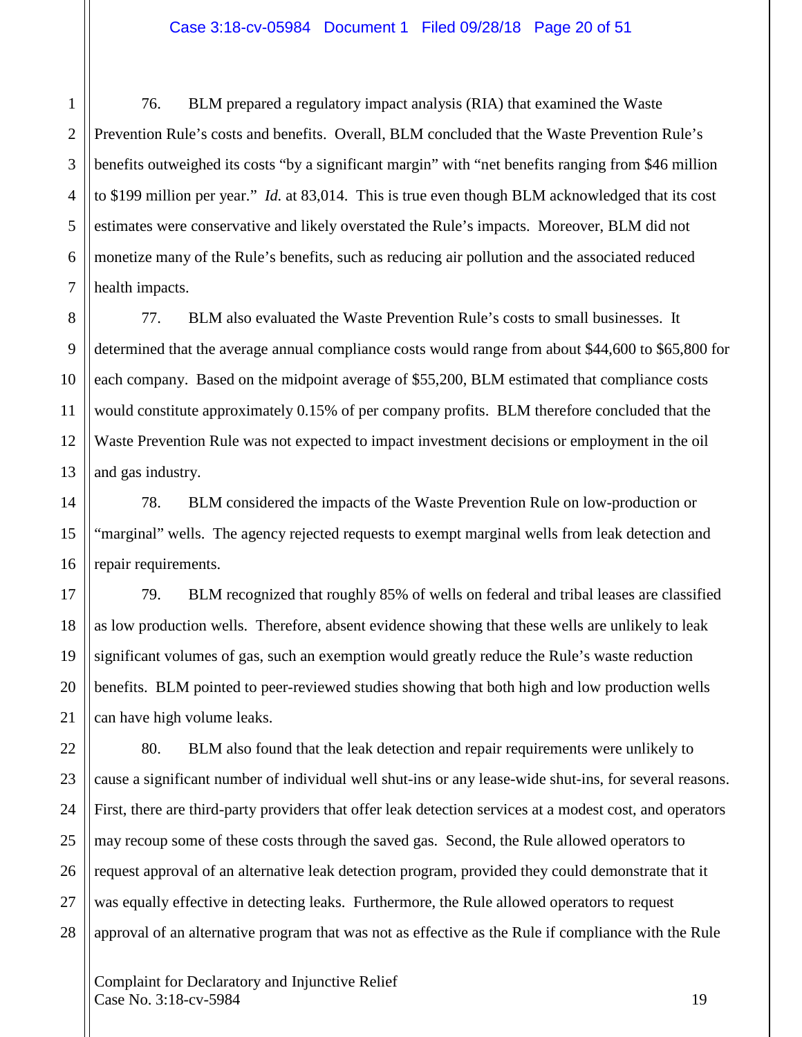76. BLM prepared a regulatory impact analysis (RIA) that examined the Waste Prevention Rule's costs and benefits. Overall, BLM concluded that the Waste Prevention Rule's benefits outweighed its costs "by a significant margin" with "net benefits ranging from $46 million to $199 million per year." *Id.* at 83,014. This is true even though BLM acknowledged that its cost estimates were conservative and likely overstated the Rule's impacts. Moreover, BLM did not monetize many of the Rule's benefits, such as reducing air pollution and the associated reduced health impacts.

77. BLM also evaluated the Waste Prevention Rule's costs to small businesses. It determined that the average annual compliance costs would range from about $44,600 to $65,800 for each company. Based on the midpoint average of $55,200, BLM estimated that compliance costs would constitute approximately 0.15% of per company profits. BLM therefore concluded that the Waste Prevention Rule was not expected to impact investment decisions or employment in the oil and gas industry.

78. BLM considered the impacts of the Waste Prevention Rule on low-production or "marginal" wells. The agency rejected requests to exempt marginal wells from leak detection and repair requirements.

79. BLM recognized that roughly 85% of wells on federal and tribal leases are classified as low production wells. Therefore, absent evidence showing that these wells are unlikely to leak significant volumes of gas, such an exemption would greatly reduce the Rule's waste reduction benefits. BLM pointed to peer-reviewed studies showing that both high and low production wells can have high volume leaks.

80. BLM also found that the leak detection and repair requirements were unlikely to cause a significant number of individual well shut-ins or any lease-wide shut-ins, for several reasons. First, there are third-party providers that offer leak detection services at a modest cost, and operators may recoup some of these costs through the saved gas. Second, the Rule allowed operators to request approval of an alternative leak detection program, provided they could demonstrate that it was equally effective in detecting leaks. Furthermore, the Rule allowed operators to request approval of an alternative program that was not as effective as the Rule if compliance with the Rule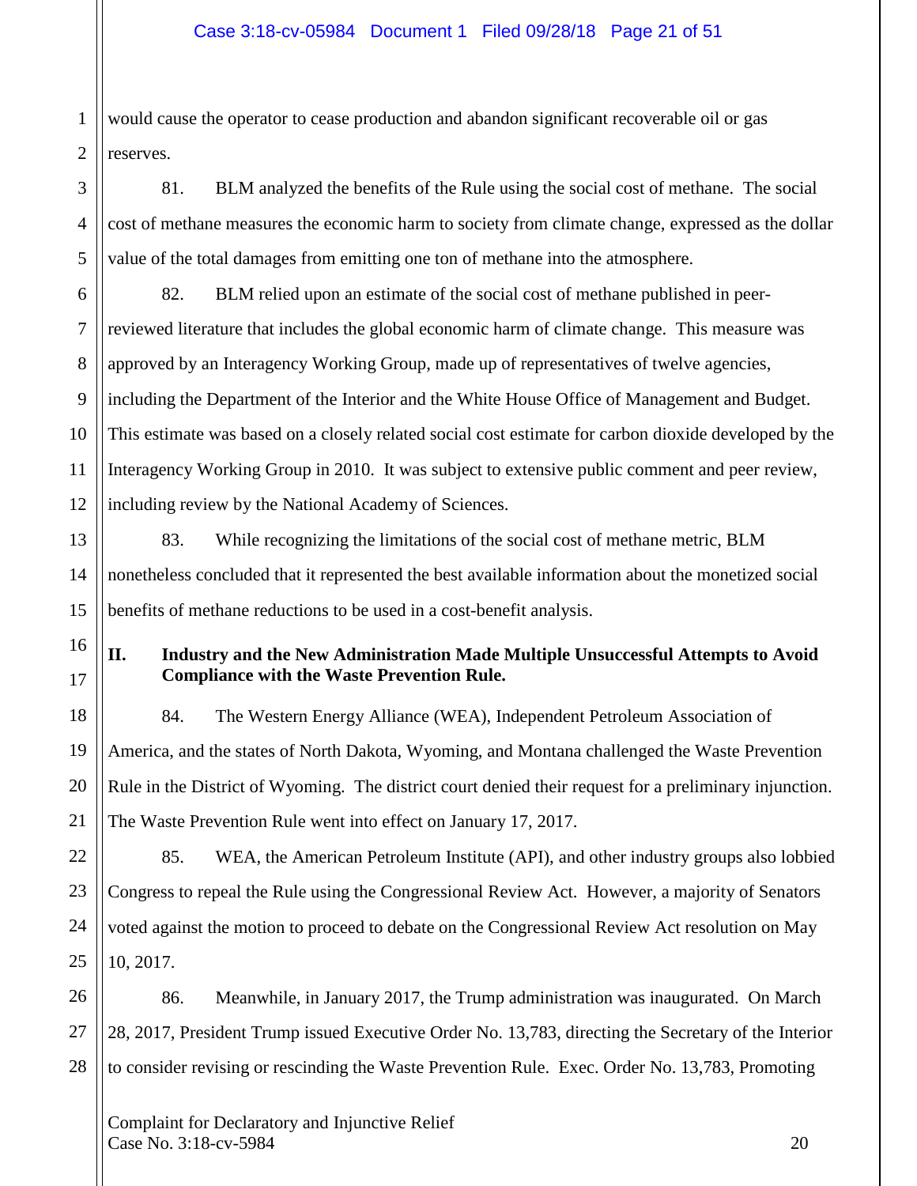would cause the operator to cease production and abandon significant recoverable oil or gas reserves.

81. BLM analyzed the benefits of the Rule using the social cost of methane. The social cost of methane measures the economic harm to society from climate change, expressed as the dollar value of the total damages from emitting one ton of methane into the atmosphere.

82. BLM relied upon an estimate of the social cost of methane published in peer-reviewed literature that includes the global economic harm of climate change. This measure was approved by an Interagency Working Group, made up of representatives of twelve agencies, including the Department of the Interior and the White House Office of Management and Budget. This estimate was based on a closely related social cost estimate for carbon dioxide developed by the Interagency Working Group in 2010. It was subject to extensive public comment and peer review, including review by the National Academy of Sciences.

83. While recognizing the limitations of the social cost of methane metric, BLM nonetheless concluded that it represented the best available information about the monetized social benefits of methane reductions to be used in a cost-benefit analysis.

## II. Industry and the New Administration Made Multiple Unsuccessful Attempts to Avoid Compliance with the Waste Prevention Rule.

84. The Western Energy Alliance (WEA), Independent Petroleum Association of America, and the states of North Dakota, Wyoming, and Montana challenged the Waste Prevention Rule in the District of Wyoming. The district court denied their request for a preliminary injunction. The Waste Prevention Rule went into effect on January 17, 2017.

85. WEA, the American Petroleum Institute (API), and other industry groups also lobbied Congress to repeal the Rule using the Congressional Review Act. However, a majority of Senators voted against the motion to proceed to debate on the Congressional Review Act resolution on May 10, 2017.

86. Meanwhile, in January 2017, the Trump administration was inaugurated. On March 28, 2017, President Trump issued Executive Order No. 13,783, directing the Secretary of the Interior to consider revising or rescinding the Waste Prevention Rule. Exec. Order No. 13,783, Promoting

Complaint for Declaratory and Injunctive Relief
Case No. 3:18-cv-5984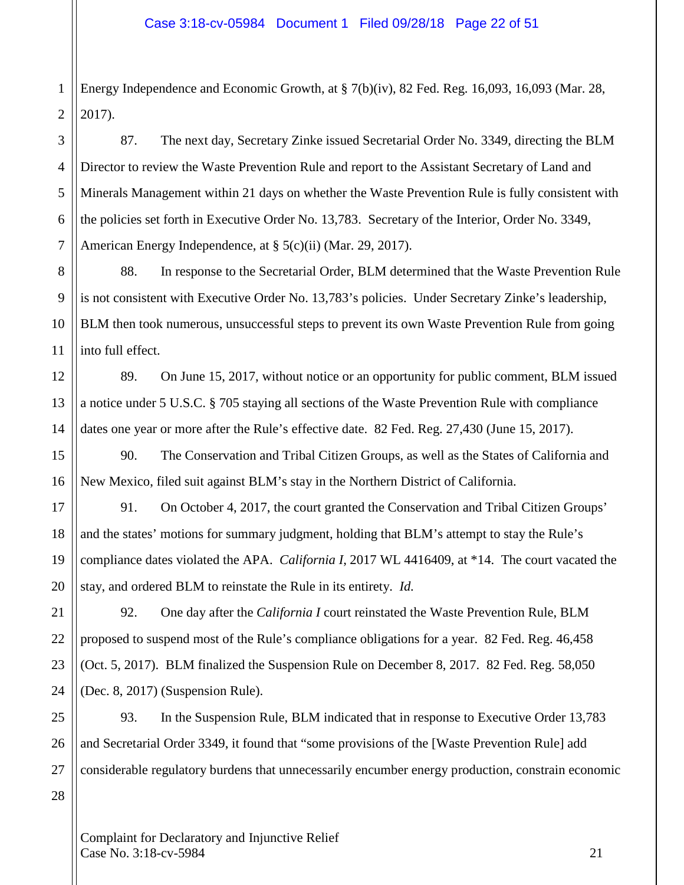Energy Independence and Economic Growth, at § 7(b)(iv), 82 Fed. Reg. 16,093, 16,093 (Mar. 28, 2017).

87. The next day, Secretary Zinke issued Secretarial Order No. 3349, directing the BLM Director to review the Waste Prevention Rule and report to the Assistant Secretary of Land and Minerals Management within 21 days on whether the Waste Prevention Rule is fully consistent with the policies set forth in Executive Order No. 13,783. Secretary of the Interior, Order No. 3349, American Energy Independence, at § 5(c)(ii) (Mar. 29, 2017).

88. In response to the Secretarial Order, BLM determined that the Waste Prevention Rule is not consistent with Executive Order No. 13,783's policies. Under Secretary Zinke's leadership, BLM then took numerous, unsuccessful steps to prevent its own Waste Prevention Rule from going into full effect.

89. On June 15, 2017, without notice or an opportunity for public comment, BLM issued a notice under 5 U.S.C. § 705 staying all sections of the Waste Prevention Rule with compliance dates one year or more after the Rule's effective date. 82 Fed. Reg. 27,430 (June 15, 2017).

90. The Conservation and Tribal Citizen Groups, as well as the States of California and New Mexico, filed suit against BLM's stay in the Northern District of California.

91. On October 4, 2017, the court granted the Conservation and Tribal Citizen Groups' and the states' motions for summary judgment, holding that BLM's attempt to stay the Rule's compliance dates violated the APA. *California I*, 2017 WL 4416409, at *14. The court vacated the stay, and ordered BLM to reinstate the Rule in its entirety. *Id.*

92. One day after the *California I* court reinstated the Waste Prevention Rule, BLM proposed to suspend most of the Rule's compliance obligations for a year. 82 Fed. Reg. 46,458 (Oct. 5, 2017). BLM finalized the Suspension Rule on December 8, 2017. 82 Fed. Reg. 58,050 (Dec. 8, 2017) (Suspension Rule).

93. In the Suspension Rule, BLM indicated that in response to Executive Order 13,783 and Secretarial Order 3349, it found that "some provisions of the [Waste Prevention Rule] add considerable regulatory burdens that unnecessarily encumber energy production, constrain economic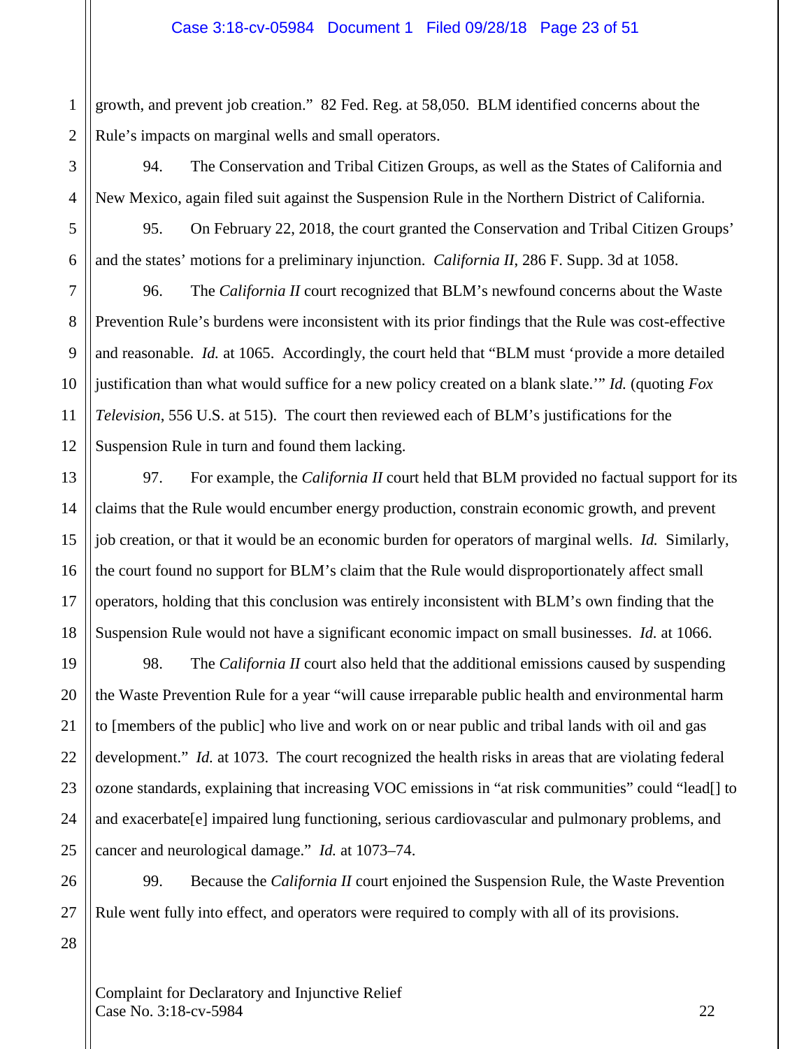growth, and prevent job creation." 82 Fed. Reg. at 58,050. BLM identified concerns about the Rule's impacts on marginal wells and small operators.

94. The Conservation and Tribal Citizen Groups, as well as the States of California and New Mexico, again filed suit against the Suspension Rule in the Northern District of California.

95. On February 22, 2018, the court granted the Conservation and Tribal Citizen Groups' and the states' motions for a preliminary injunction. *California II*, 286 F. Supp. 3d at 1058.

96. The *California II* court recognized that BLM's newfound concerns about the Waste Prevention Rule's burdens were inconsistent with its prior findings that the Rule was cost-effective and reasonable. *Id.* at 1065. Accordingly, the court held that "BLM must 'provide a more detailed justification than what would suffice for a new policy created on a blank slate.'" *Id.* (quoting *Fox Television*, 556 U.S. at 515). The court then reviewed each of BLM's justifications for the Suspension Rule in turn and found them lacking.

97. For example, the *California II* court held that BLM provided no factual support for its claims that the Rule would encumber energy production, constrain economic growth, and prevent job creation, or that it would be an economic burden for operators of marginal wells. *Id.* Similarly, the court found no support for BLM's claim that the Rule would disproportionately affect small operators, holding that this conclusion was entirely inconsistent with BLM's own finding that the Suspension Rule would not have a significant economic impact on small businesses. *Id.* at 1066.

98. The *California II* court also held that the additional emissions caused by suspending the Waste Prevention Rule for a year "will cause irreparable public health and environmental harm to [members of the public] who live and work on or near public and tribal lands with oil and gas development." *Id.* at 1073. The court recognized the health risks in areas that are violating federal ozone standards, explaining that increasing VOC emissions in "at risk communities" could "lead[] to and exacerbate[e] impaired lung functioning, serious cardiovascular and pulmonary problems, and cancer and neurological damage." *Id.* at 1073–74.

99. Because the *California II* court enjoined the Suspension Rule, the Waste Prevention Rule went fully into effect, and operators were required to comply with all of its provisions.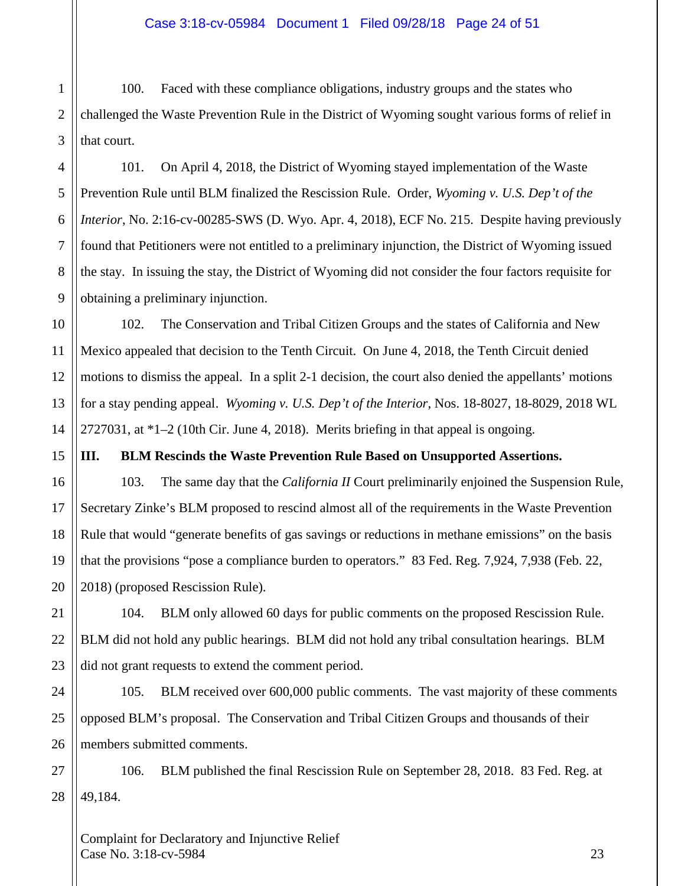100. Faced with these compliance obligations, industry groups and the states who challenged the Waste Prevention Rule in the District of Wyoming sought various forms of relief in that court.

101. On April 4, 2018, the District of Wyoming stayed implementation of the Waste Prevention Rule until BLM finalized the Rescission Rule. Order, *Wyoming v. U.S. Dep't of the Interior*, No. 2:16-cv-00285-SWS (D. Wyo. Apr. 4, 2018), ECF No. 215. Despite having previously found that Petitioners were not entitled to a preliminary injunction, the District of Wyoming issued the stay. In issuing the stay, the District of Wyoming did not consider the four factors requisite for obtaining a preliminary injunction.

102. The Conservation and Tribal Citizen Groups and the states of California and New Mexico appealed that decision to the Tenth Circuit. On June 4, 2018, the Tenth Circuit denied motions to dismiss the appeal. In a split 2-1 decision, the court also denied the appellants' motions for a stay pending appeal. *Wyoming v. U.S. Dep't of the Interior*, Nos. 18-8027, 18-8029, 2018 WL 2727031, at *1–2 (10th Cir. June 4, 2018). Merits briefing in that appeal is ongoing.

## III. BLM Rescinds the Waste Prevention Rule Based on Unsupported Assertions.

103. The same day that the *California II* Court preliminarily enjoined the Suspension Rule, Secretary Zinke's BLM proposed to rescind almost all of the requirements in the Waste Prevention Rule that would "generate benefits of gas savings or reductions in methane emissions" on the basis that the provisions "pose a compliance burden to operators." 83 Fed. Reg. 7,924, 7,938 (Feb. 22, 2018) (proposed Rescission Rule).

104. BLM only allowed 60 days for public comments on the proposed Rescission Rule. BLM did not hold any public hearings. BLM did not hold any tribal consultation hearings. BLM did not grant requests to extend the comment period.

105. BLM received over 600,000 public comments. The vast majority of these comments opposed BLM's proposal. The Conservation and Tribal Citizen Groups and thousands of their members submitted comments.

106. BLM published the final Rescission Rule on September 28, 2018. 83 Fed. Reg. at 49,184.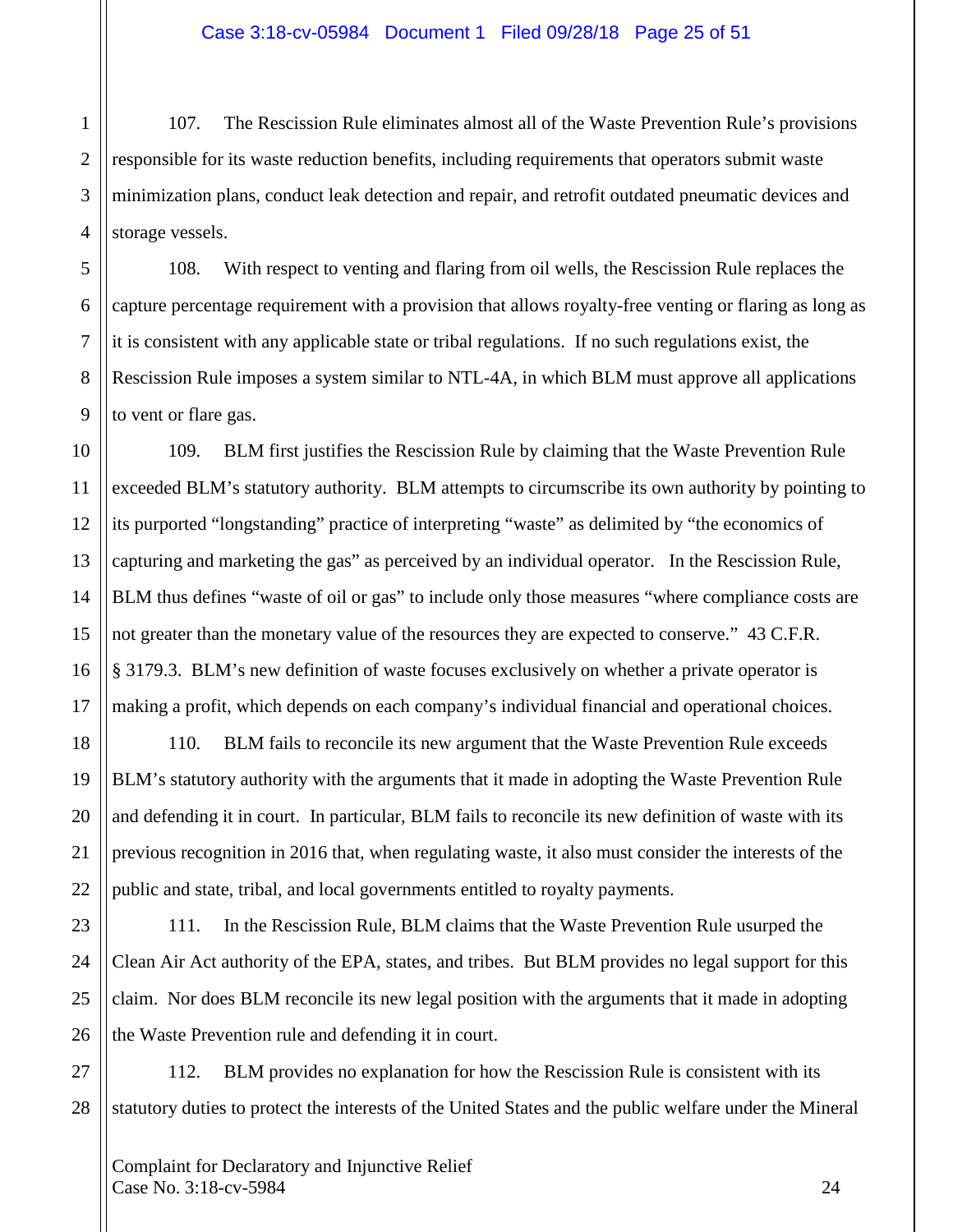107. The Rescission Rule eliminates almost all of the Waste Prevention Rule's provisions responsible for its waste reduction benefits, including requirements that operators submit waste minimization plans, conduct leak detection and repair, and retrofit outdated pneumatic devices and storage vessels.

108. With respect to venting and flaring from oil wells, the Rescission Rule replaces the capture percentage requirement with a provision that allows royalty-free venting or flaring as long as it is consistent with any applicable state or tribal regulations. If no such regulations exist, the Rescission Rule imposes a system similar to NTL-4A, in which BLM must approve all applications to vent or flare gas.

109. BLM first justifies the Rescission Rule by claiming that the Waste Prevention Rule exceeded BLM's statutory authority. BLM attempts to circumscribe its own authority by pointing to its purported "longstanding" practice of interpreting "waste" as delimited by "the economics of capturing and marketing the gas" as perceived by an individual operator. In the Rescission Rule, BLM thus defines "waste of oil or gas" to include only those measures "where compliance costs are not greater than the monetary value of the resources they are expected to conserve." 43 C.F.R. § 3179.3. BLM's new definition of waste focuses exclusively on whether a private operator is making a profit, which depends on each company's individual financial and operational choices.

110. BLM fails to reconcile its new argument that the Waste Prevention Rule exceeds BLM's statutory authority with the arguments that it made in adopting the Waste Prevention Rule and defending it in court. In particular, BLM fails to reconcile its new definition of waste with its previous recognition in 2016 that, when regulating waste, it also must consider the interests of the public and state, tribal, and local governments entitled to royalty payments.

111. In the Rescission Rule, BLM claims that the Waste Prevention Rule usurped the Clean Air Act authority of the EPA, states, and tribes. But BLM provides no legal support for this claim. Nor does BLM reconcile its new legal position with the arguments that it made in adopting the Waste Prevention rule and defending it in court.

112. BLM provides no explanation for how the Rescission Rule is consistent with its statutory duties to protect the interests of the United States and the public welfare under the Mineral

Complaint for Declaratory and Injunctive Relief
Case No. 3:18-cv-5984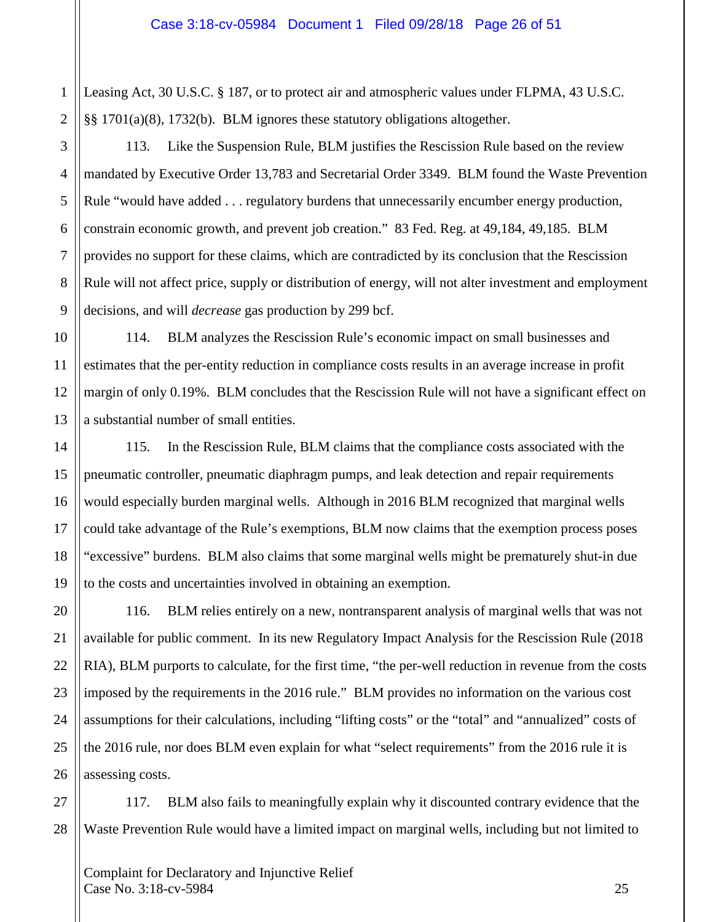Leasing Act, 30 U.S.C. § 187, or to protect air and atmospheric values under FLPMA, 43 U.S.C. §§ 1701(a)(8), 1732(b). BLM ignores these statutory obligations altogether.

113. Like the Suspension Rule, BLM justifies the Rescission Rule based on the review mandated by Executive Order 13,783 and Secretarial Order 3349. BLM found the Waste Prevention Rule "would have added . . . regulatory burdens that unnecessarily encumber energy production, constrain economic growth, and prevent job creation." 83 Fed. Reg. at 49,184, 49,185. BLM provides no support for these claims, which are contradicted by its conclusion that the Rescission Rule will not affect price, supply or distribution of energy, will not alter investment and employment decisions, and will *decrease* gas production by 299 bcf.

114. BLM analyzes the Rescission Rule's economic impact on small businesses and estimates that the per-entity reduction in compliance costs results in an average increase in profit margin of only 0.19%. BLM concludes that the Rescission Rule will not have a significant effect on a substantial number of small entities.

115. In the Rescission Rule, BLM claims that the compliance costs associated with the pneumatic controller, pneumatic diaphragm pumps, and leak detection and repair requirements would especially burden marginal wells. Although in 2016 BLM recognized that marginal wells could take advantage of the Rule's exemptions, BLM now claims that the exemption process poses "excessive" burdens. BLM also claims that some marginal wells might be prematurely shut-in due to the costs and uncertainties involved in obtaining an exemption.

116. BLM relies entirely on a new, nontransparent analysis of marginal wells that was not available for public comment. In its new Regulatory Impact Analysis for the Rescission Rule (2018 RIA), BLM purports to calculate, for the first time, "the per-well reduction in revenue from the costs imposed by the requirements in the 2016 rule." BLM provides no information on the various cost assumptions for their calculations, including "lifting costs" or the "total" and "annualized" costs of the 2016 rule, nor does BLM even explain for what "select requirements" from the 2016 rule it is assessing costs.

117. BLM also fails to meaningfully explain why it discounted contrary evidence that the Waste Prevention Rule would have a limited impact on marginal wells, including but not limited to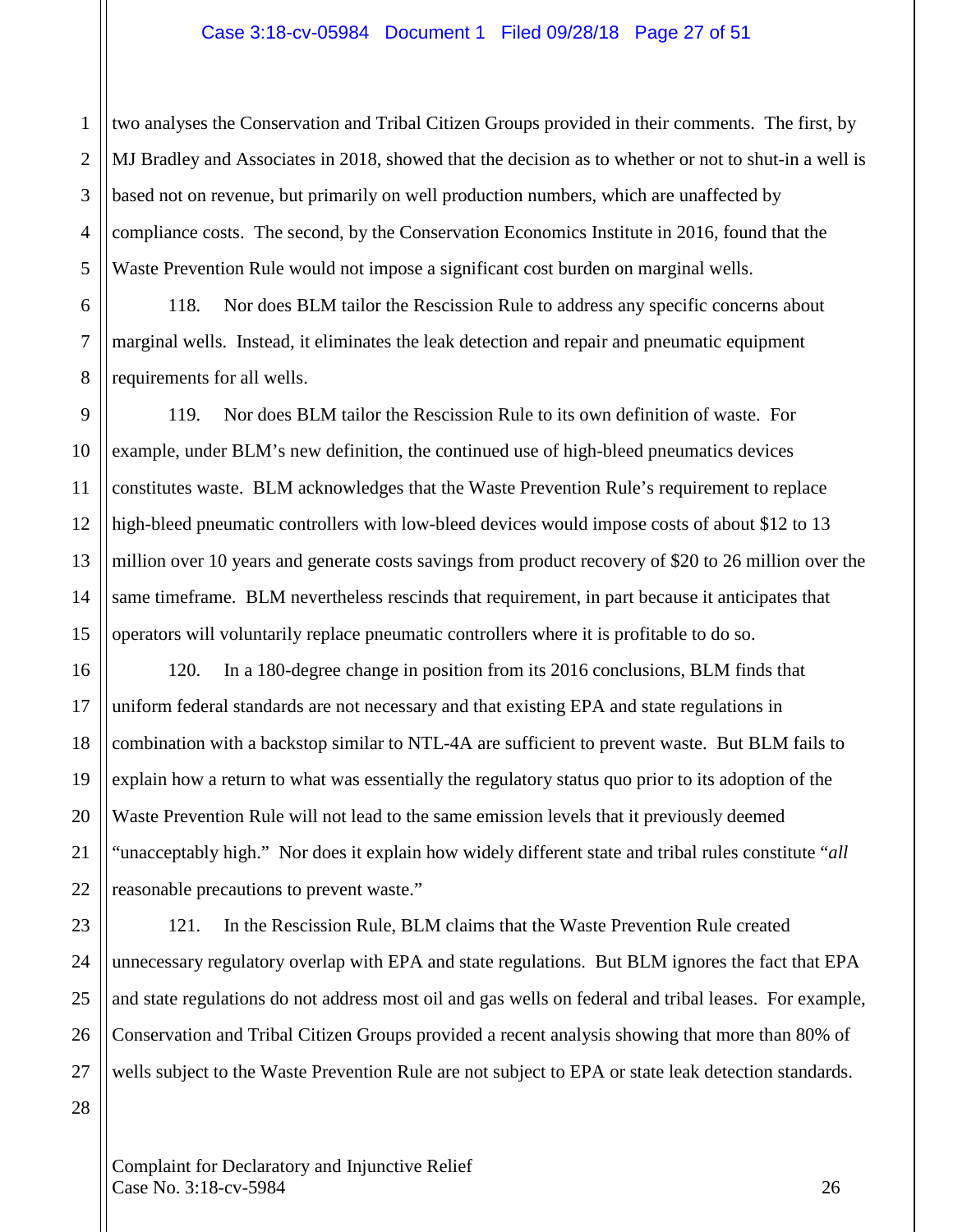two analyses the Conservation and Tribal Citizen Groups provided in their comments. The first, by MJ Bradley and Associates in 2018, showed that the decision as to whether or not to shut-in a well is based not on revenue, but primarily on well production numbers, which are unaffected by compliance costs. The second, by the Conservation Economics Institute in 2016, found that the Waste Prevention Rule would not impose a significant cost burden on marginal wells.

118. Nor does BLM tailor the Rescission Rule to address any specific concerns about marginal wells. Instead, it eliminates the leak detection and repair and pneumatic equipment requirements for all wells.

119. Nor does BLM tailor the Rescission Rule to its own definition of waste. For example, under BLM's new definition, the continued use of high-bleed pneumatics devices constitutes waste. BLM acknowledges that the Waste Prevention Rule's requirement to replace high-bleed pneumatic controllers with low-bleed devices would impose costs of about $12 to 13 million over 10 years and generate costs savings from product recovery of $20 to 26 million over the same timeframe. BLM nevertheless rescinds that requirement, in part because it anticipates that operators will voluntarily replace pneumatic controllers where it is profitable to do so.

120. In a 180-degree change in position from its 2016 conclusions, BLM finds that uniform federal standards are not necessary and that existing EPA and state regulations in combination with a backstop similar to NTL-4A are sufficient to prevent waste. But BLM fails to explain how a return to what was essentially the regulatory status quo prior to its adoption of the Waste Prevention Rule will not lead to the same emission levels that it previously deemed "unacceptably high." Nor does it explain how widely different state and tribal rules constitute "*all* reasonable precautions to prevent waste."

121. In the Rescission Rule, BLM claims that the Waste Prevention Rule created unnecessary regulatory overlap with EPA and state regulations. But BLM ignores the fact that EPA and state regulations do not address most oil and gas wells on federal and tribal leases. For example, Conservation and Tribal Citizen Groups provided a recent analysis showing that more than 80% of wells subject to the Waste Prevention Rule are not subject to EPA or state leak detection standards.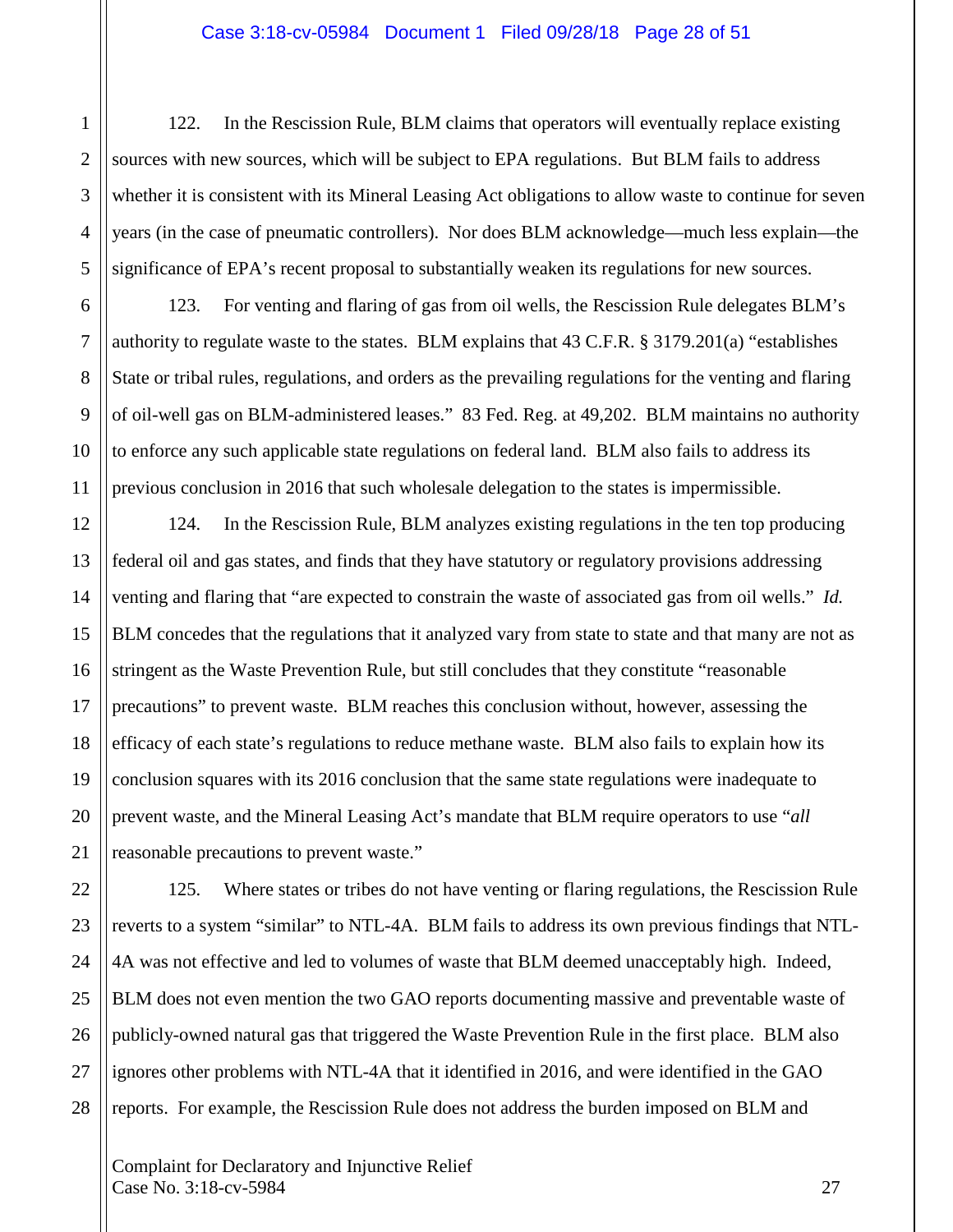122. In the Rescission Rule, BLM claims that operators will eventually replace existing sources with new sources, which will be subject to EPA regulations. But BLM fails to address whether it is consistent with its Mineral Leasing Act obligations to allow waste to continue for seven years (in the case of pneumatic controllers). Nor does BLM acknowledge—much less explain—the significance of EPA's recent proposal to substantially weaken its regulations for new sources.

123. For venting and flaring of gas from oil wells, the Rescission Rule delegates BLM's authority to regulate waste to the states. BLM explains that 43 C.F.R. § 3179.201(a) "establishes State or tribal rules, regulations, and orders as the prevailing regulations for the venting and flaring of oil-well gas on BLM-administered leases." 83 Fed. Reg. at 49,202. BLM maintains no authority to enforce any such applicable state regulations on federal land. BLM also fails to address its previous conclusion in 2016 that such wholesale delegation to the states is impermissible.

124. In the Rescission Rule, BLM analyzes existing regulations in the ten top producing federal oil and gas states, and finds that they have statutory or regulatory provisions addressing venting and flaring that "are expected to constrain the waste of associated gas from oil wells." *Id.* BLM concedes that the regulations that it analyzed vary from state to state and that many are not as stringent as the Waste Prevention Rule, but still concludes that they constitute "reasonable precautions" to prevent waste. BLM reaches this conclusion without, however, assessing the efficacy of each state's regulations to reduce methane waste. BLM also fails to explain how its conclusion squares with its 2016 conclusion that the same state regulations were inadequate to prevent waste, and the Mineral Leasing Act's mandate that BLM require operators to use "*all* reasonable precautions to prevent waste."

125. Where states or tribes do not have venting or flaring regulations, the Rescission Rule reverts to a system "similar" to NTL-4A. BLM fails to address its own previous findings that NTL-4A was not effective and led to volumes of waste that BLM deemed unacceptably high. Indeed, BLM does not even mention the two GAO reports documenting massive and preventable waste of publicly-owned natural gas that triggered the Waste Prevention Rule in the first place. BLM also ignores other problems with NTL-4A that it identified in 2016, and were identified in the GAO reports. For example, the Rescission Rule does not address the burden imposed on BLM and

Complaint for Declaratory and Injunctive Relief
Case No. 3:18-cv-5984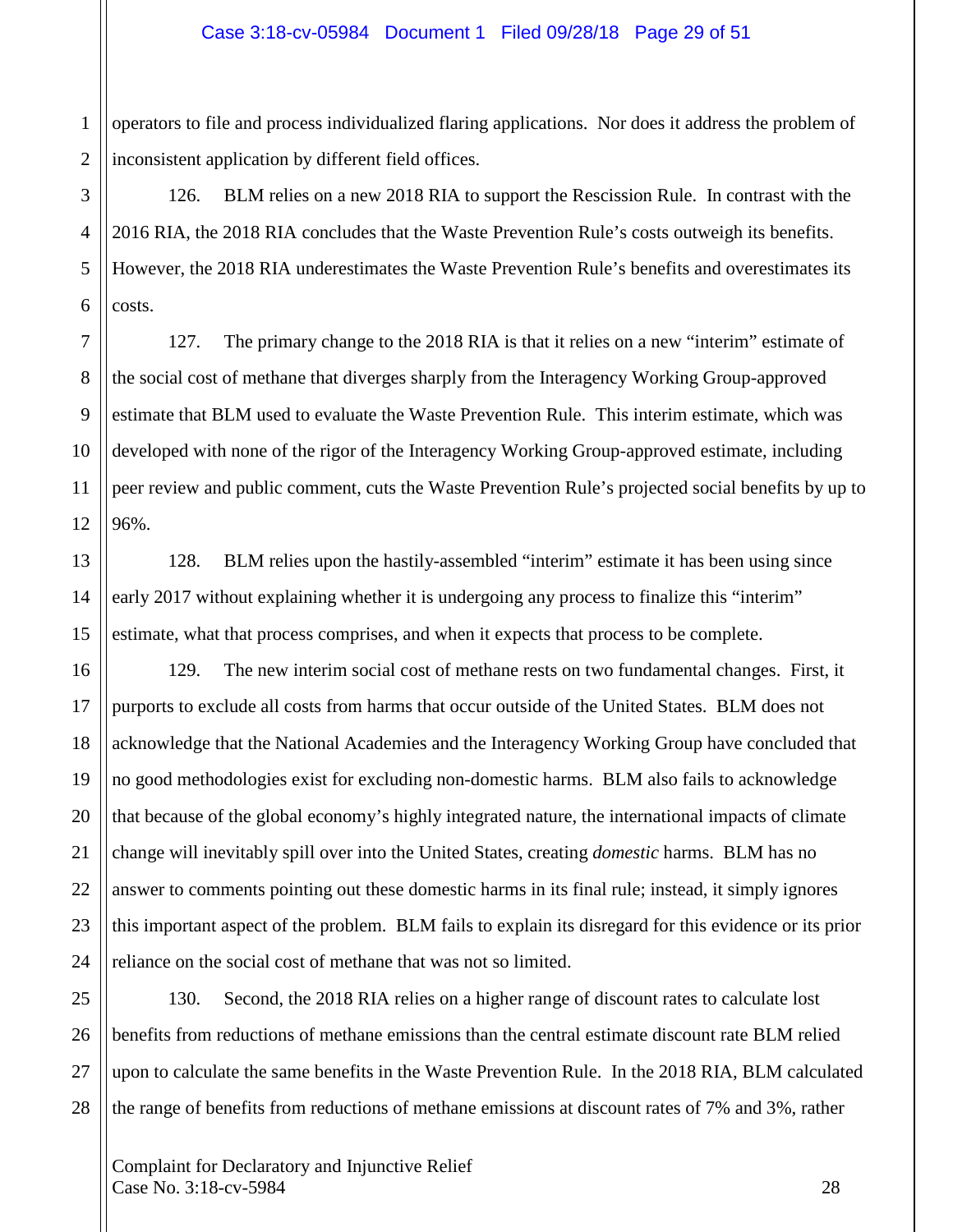operators to file and process individualized flaring applications. Nor does it address the problem of inconsistent application by different field offices.

126. BLM relies on a new 2018 RIA to support the Rescission Rule. In contrast with the 2016 RIA, the 2018 RIA concludes that the Waste Prevention Rule's costs outweigh its benefits. However, the 2018 RIA underestimates the Waste Prevention Rule's benefits and overestimates its costs.

127. The primary change to the 2018 RIA is that it relies on a new "interim" estimate of the social cost of methane that diverges sharply from the Interagency Working Group-approved estimate that BLM used to evaluate the Waste Prevention Rule. This interim estimate, which was developed with none of the rigor of the Interagency Working Group-approved estimate, including peer review and public comment, cuts the Waste Prevention Rule's projected social benefits by up to 96%.

128. BLM relies upon the hastily-assembled "interim" estimate it has been using since early 2017 without explaining whether it is undergoing any process to finalize this "interim" estimate, what that process comprises, and when it expects that process to be complete.

129. The new interim social cost of methane rests on two fundamental changes. First, it purports to exclude all costs from harms that occur outside of the United States. BLM does not acknowledge that the National Academies and the Interagency Working Group have concluded that no good methodologies exist for excluding non-domestic harms. BLM also fails to acknowledge that because of the global economy's highly integrated nature, the international impacts of climate change will inevitably spill over into the United States, creating *domestic* harms. BLM has no answer to comments pointing out these domestic harms in its final rule; instead, it simply ignores this important aspect of the problem. BLM fails to explain its disregard for this evidence or its prior reliance on the social cost of methane that was not so limited.

130. Second, the 2018 RIA relies on a higher range of discount rates to calculate lost benefits from reductions of methane emissions than the central estimate discount rate BLM relied upon to calculate the same benefits in the Waste Prevention Rule. In the 2018 RIA, BLM calculated the range of benefits from reductions of methane emissions at discount rates of 7% and 3%, rather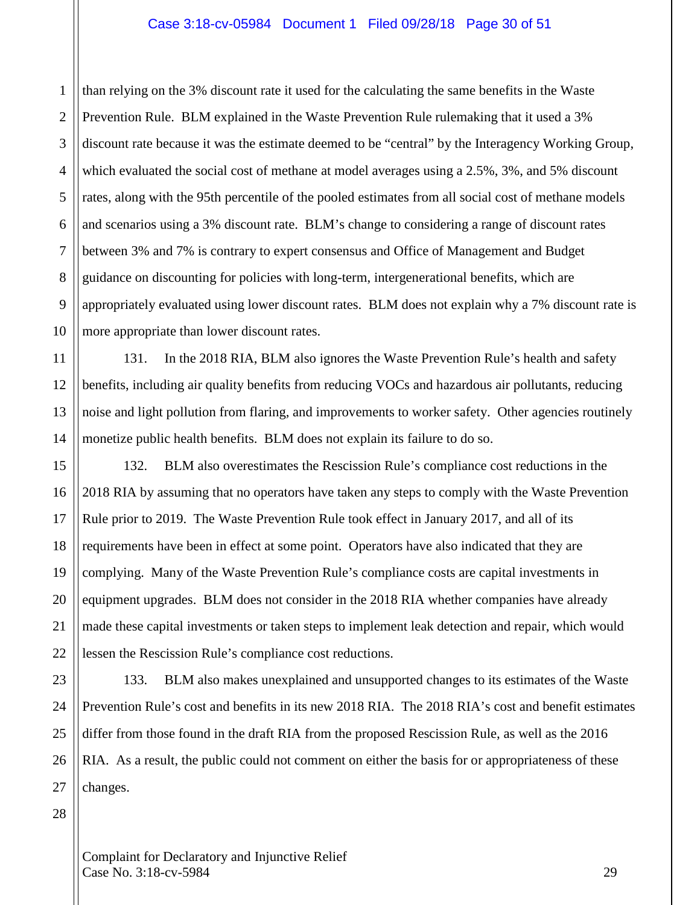than relying on the 3% discount rate it used for the calculating the same benefits in the Waste Prevention Rule. BLM explained in the Waste Prevention Rule rulemaking that it used a 3% discount rate because it was the estimate deemed to be "central" by the Interagency Working Group, which evaluated the social cost of methane at model averages using a 2.5%, 3%, and 5% discount rates, along with the 95th percentile of the pooled estimates from all social cost of methane models and scenarios using a 3% discount rate. BLM's change to considering a range of discount rates between 3% and 7% is contrary to expert consensus and Office of Management and Budget guidance on discounting for policies with long-term, intergenerational benefits, which are appropriately evaluated using lower discount rates. BLM does not explain why a 7% discount rate is more appropriate than lower discount rates.

131. In the 2018 RIA, BLM also ignores the Waste Prevention Rule's health and safety benefits, including air quality benefits from reducing VOCs and hazardous air pollutants, reducing noise and light pollution from flaring, and improvements to worker safety. Other agencies routinely monetize public health benefits. BLM does not explain its failure to do so.

132. BLM also overestimates the Rescission Rule's compliance cost reductions in the 2018 RIA by assuming that no operators have taken any steps to comply with the Waste Prevention Rule prior to 2019. The Waste Prevention Rule took effect in January 2017, and all of its requirements have been in effect at some point. Operators have also indicated that they are complying. Many of the Waste Prevention Rule's compliance costs are capital investments in equipment upgrades. BLM does not consider in the 2018 RIA whether companies have already made these capital investments or taken steps to implement leak detection and repair, which would lessen the Rescission Rule's compliance cost reductions.

133. BLM also makes unexplained and unsupported changes to its estimates of the Waste Prevention Rule's cost and benefits in its new 2018 RIA. The 2018 RIA's cost and benefit estimates differ from those found in the draft RIA from the proposed Rescission Rule, as well as the 2016 RIA. As a result, the public could not comment on either the basis for or appropriateness of these changes.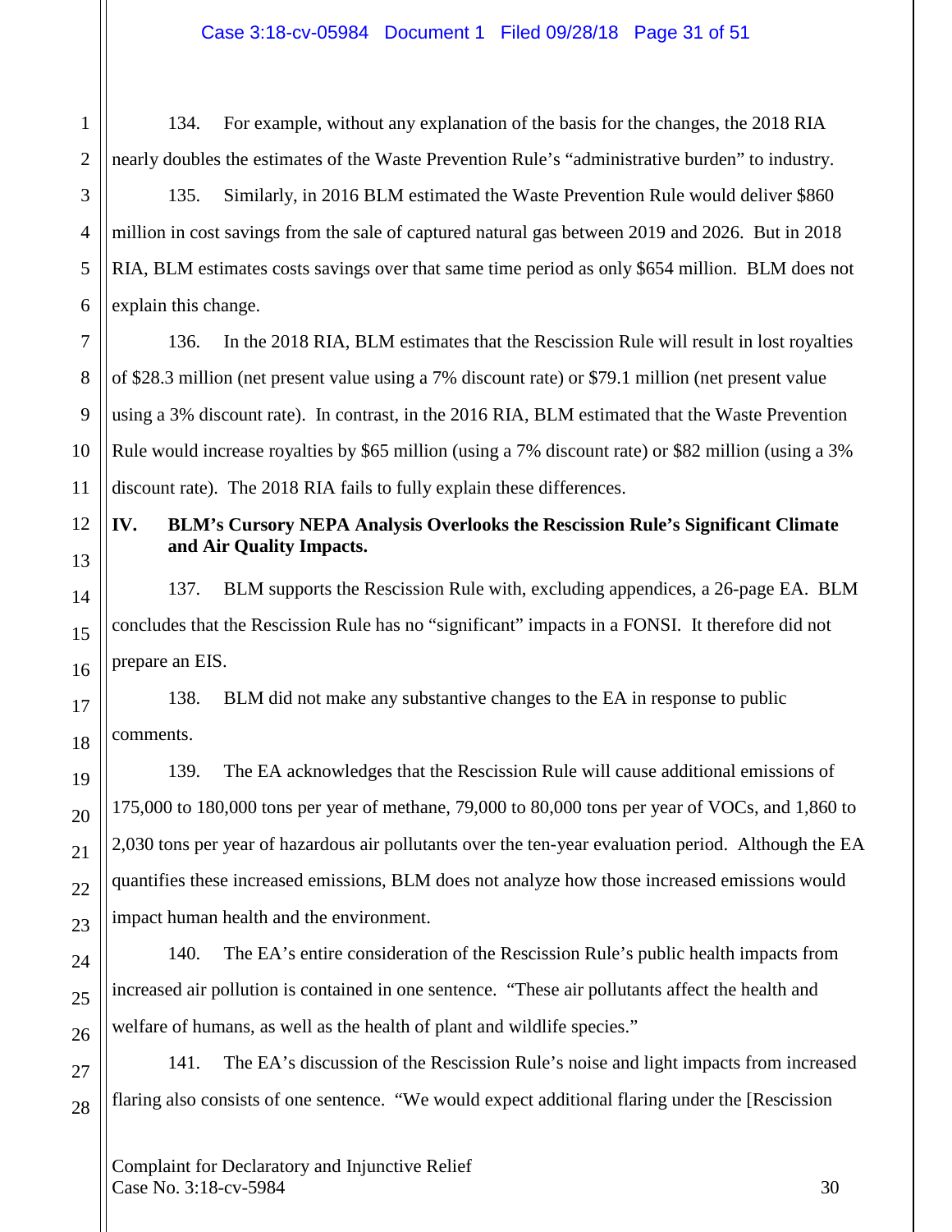134. For example, without any explanation of the basis for the changes, the 2018 RIA nearly doubles the estimates of the Waste Prevention Rule's "administrative burden" to industry.

135. Similarly, in 2016 BLM estimated the Waste Prevention Rule would deliver $860 million in cost savings from the sale of captured natural gas between 2019 and 2026. But in 2018 RIA, BLM estimates costs savings over that same time period as only $654 million. BLM does not explain this change.

136. In the 2018 RIA, BLM estimates that the Rescission Rule will result in lost royalties of $28.3 million (net present value using a 7% discount rate) or $79.1 million (net present value using a 3% discount rate). In contrast, in the 2016 RIA, BLM estimated that the Waste Prevention Rule would increase royalties by $65 million (using a 7% discount rate) or $82 million (using a 3% discount rate). The 2018 RIA fails to fully explain these differences.

## IV. BLM's Cursory NEPA Analysis Overlooks the Rescission Rule's Significant Climate and Air Quality Impacts.

137. BLM supports the Rescission Rule with, excluding appendices, a 26-page EA. BLM concludes that the Rescission Rule has no "significant" impacts in a FONSI. It therefore did not prepare an EIS.

138. BLM did not make any substantive changes to the EA in response to public comments.

139. The EA acknowledges that the Rescission Rule will cause additional emissions of 175,000 to 180,000 tons per year of methane, 79,000 to 80,000 tons per year of VOCs, and 1,860 to 2,030 tons per year of hazardous air pollutants over the ten-year evaluation period. Although the EA quantifies these increased emissions, BLM does not analyze how those increased emissions would impact human health and the environment.

140. The EA's entire consideration of the Rescission Rule's public health impacts from increased air pollution is contained in one sentence. "These air pollutants affect the health and welfare of humans, as well as the health of plant and wildlife species."

141. The EA's discussion of the Rescission Rule's noise and light impacts from increased flaring also consists of one sentence. "We would expect additional flaring under the [Rescission

Complaint for Declaratory and Injunctive Relief
Case No. 3:18-cv-5984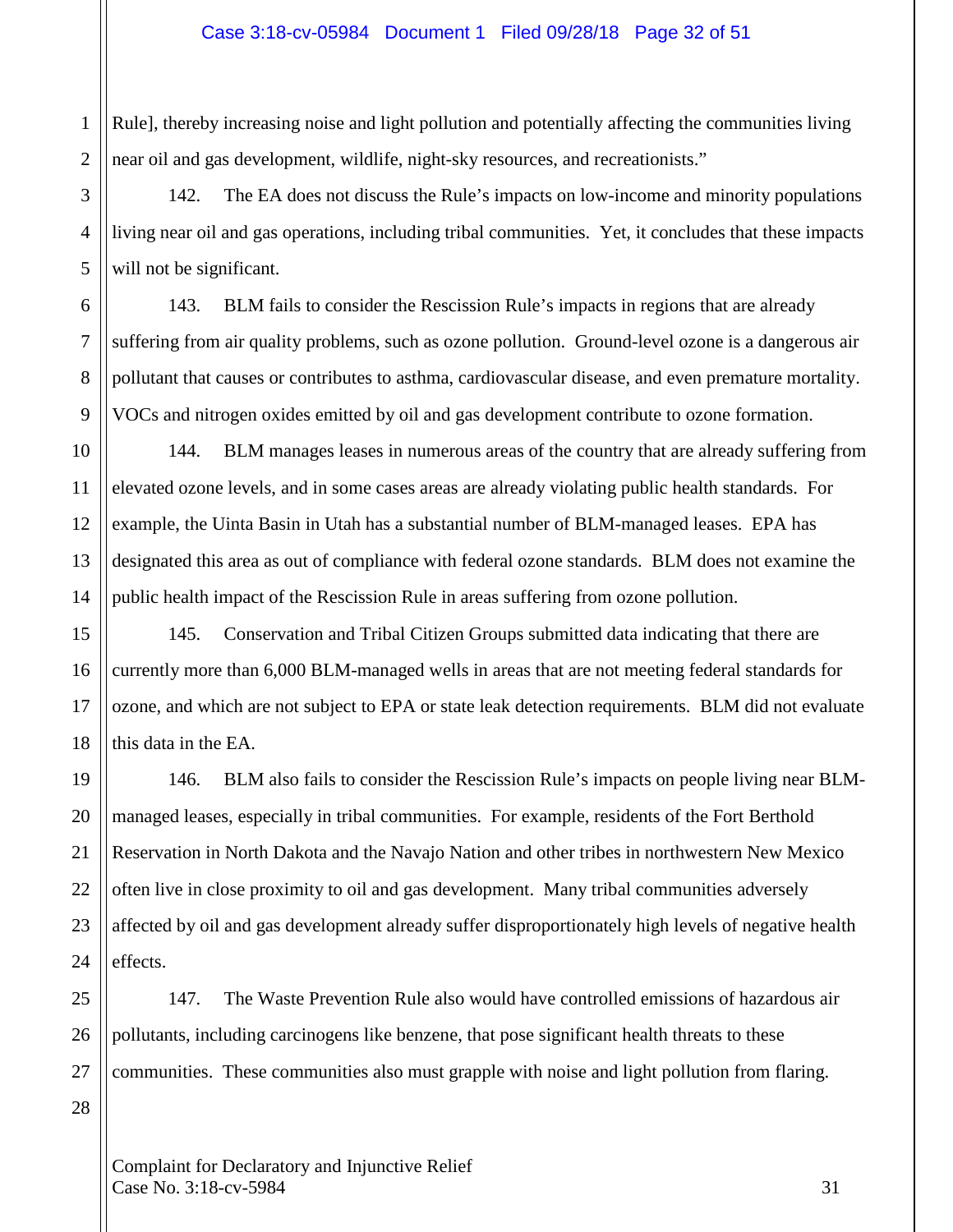Rule], thereby increasing noise and light pollution and potentially affecting the communities living near oil and gas development, wildlife, night-sky resources, and recreationists."

142. The EA does not discuss the Rule's impacts on low-income and minority populations living near oil and gas operations, including tribal communities. Yet, it concludes that these impacts will not be significant.

143. BLM fails to consider the Rescission Rule's impacts in regions that are already suffering from air quality problems, such as ozone pollution. Ground-level ozone is a dangerous air pollutant that causes or contributes to asthma, cardiovascular disease, and even premature mortality. VOCs and nitrogen oxides emitted by oil and gas development contribute to ozone formation.

144. BLM manages leases in numerous areas of the country that are already suffering from elevated ozone levels, and in some cases areas are already violating public health standards. For example, the Uinta Basin in Utah has a substantial number of BLM-managed leases. EPA has designated this area as out of compliance with federal ozone standards. BLM does not examine the public health impact of the Rescission Rule in areas suffering from ozone pollution.

145. Conservation and Tribal Citizen Groups submitted data indicating that there are currently more than 6,000 BLM-managed wells in areas that are not meeting federal standards for ozone, and which are not subject to EPA or state leak detection requirements. BLM did not evaluate this data in the EA.

146. BLM also fails to consider the Rescission Rule's impacts on people living near BLM-managed leases, especially in tribal communities. For example, residents of the Fort Berthold Reservation in North Dakota and the Navajo Nation and other tribes in northwestern New Mexico often live in close proximity to oil and gas development. Many tribal communities adversely affected by oil and gas development already suffer disproportionately high levels of negative health effects.

147. The Waste Prevention Rule also would have controlled emissions of hazardous air pollutants, including carcinogens like benzene, that pose significant health threats to these communities. These communities also must grapple with noise and light pollution from flaring.

Complaint for Declaratory and Injunctive Relief
Case No. 3:18-cv-5984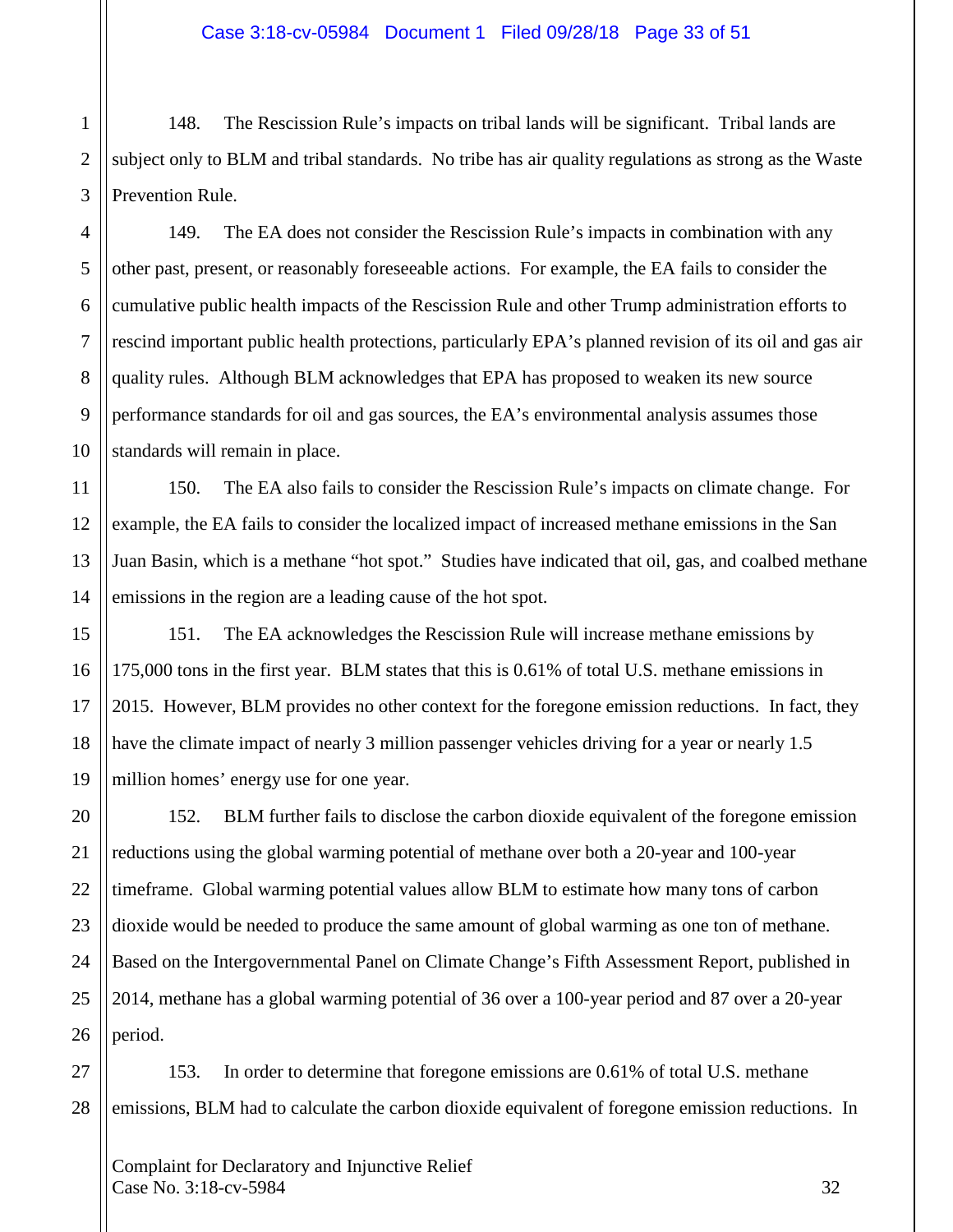148. The Rescission Rule's impacts on tribal lands will be significant. Tribal lands are subject only to BLM and tribal standards. No tribe has air quality regulations as strong as the Waste Prevention Rule.

149. The EA does not consider the Rescission Rule's impacts in combination with any other past, present, or reasonably foreseeable actions. For example, the EA fails to consider the cumulative public health impacts of the Rescission Rule and other Trump administration efforts to rescind important public health protections, particularly EPA's planned revision of its oil and gas air quality rules. Although BLM acknowledges that EPA has proposed to weaken its new source performance standards for oil and gas sources, the EA's environmental analysis assumes those standards will remain in place.

150. The EA also fails to consider the Rescission Rule's impacts on climate change. For example, the EA fails to consider the localized impact of increased methane emissions in the San Juan Basin, which is a methane "hot spot." Studies have indicated that oil, gas, and coalbed methane emissions in the region are a leading cause of the hot spot.

151. The EA acknowledges the Rescission Rule will increase methane emissions by 175,000 tons in the first year. BLM states that this is 0.61% of total U.S. methane emissions in 2015. However, BLM provides no other context for the foregone emission reductions. In fact, they have the climate impact of nearly 3 million passenger vehicles driving for a year or nearly 1.5 million homes' energy use for one year.

152. BLM further fails to disclose the carbon dioxide equivalent of the foregone emission reductions using the global warming potential of methane over both a 20-year and 100-year timeframe. Global warming potential values allow BLM to estimate how many tons of carbon dioxide would be needed to produce the same amount of global warming as one ton of methane. Based on the Intergovernmental Panel on Climate Change's Fifth Assessment Report, published in 2014, methane has a global warming potential of 36 over a 100-year period and 87 over a 20-year period.

153. In order to determine that foregone emissions are 0.61% of total U.S. methane emissions, BLM had to calculate the carbon dioxide equivalent of foregone emission reductions. In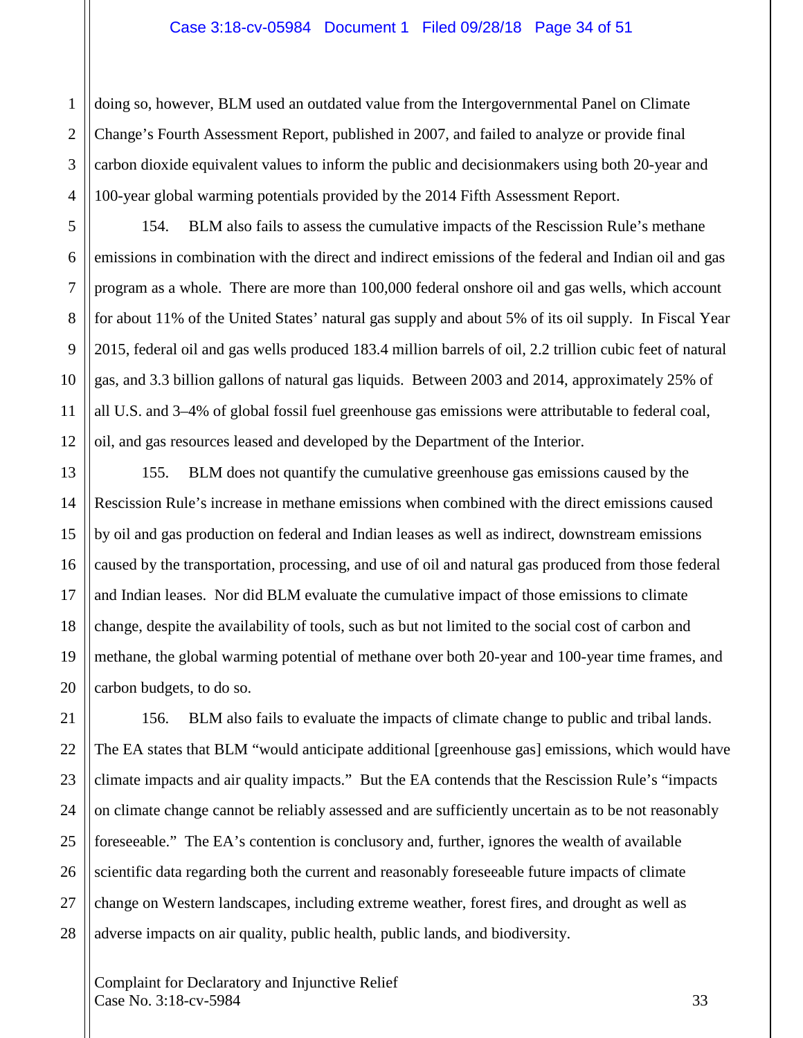doing so, however, BLM used an outdated value from the Intergovernmental Panel on Climate Change's Fourth Assessment Report, published in 2007, and failed to analyze or provide final carbon dioxide equivalent values to inform the public and decisionmakers using both 20-year and 100-year global warming potentials provided by the 2014 Fifth Assessment Report.

154. BLM also fails to assess the cumulative impacts of the Rescission Rule's methane emissions in combination with the direct and indirect emissions of the federal and Indian oil and gas program as a whole. There are more than 100,000 federal onshore oil and gas wells, which account for about 11% of the United States' natural gas supply and about 5% of its oil supply. In Fiscal Year 2015, federal oil and gas wells produced 183.4 million barrels of oil, 2.2 trillion cubic feet of natural gas, and 3.3 billion gallons of natural gas liquids. Between 2003 and 2014, approximately 25% of all U.S. and 3–4% of global fossil fuel greenhouse gas emissions were attributable to federal coal, oil, and gas resources leased and developed by the Department of the Interior.

155. BLM does not quantify the cumulative greenhouse gas emissions caused by the Rescission Rule's increase in methane emissions when combined with the direct emissions caused by oil and gas production on federal and Indian leases as well as indirect, downstream emissions caused by the transportation, processing, and use of oil and natural gas produced from those federal and Indian leases. Nor did BLM evaluate the cumulative impact of those emissions to climate change, despite the availability of tools, such as but not limited to the social cost of carbon and methane, the global warming potential of methane over both 20-year and 100-year time frames, and carbon budgets, to do so.

156. BLM also fails to evaluate the impacts of climate change to public and tribal lands. The EA states that BLM "would anticipate additional [greenhouse gas] emissions, which would have climate impacts and air quality impacts." But the EA contends that the Rescission Rule's "impacts on climate change cannot be reliably assessed and are sufficiently uncertain as to be not reasonably foreseeable." The EA's contention is conclusory and, further, ignores the wealth of available scientific data regarding both the current and reasonably foreseeable future impacts of climate change on Western landscapes, including extreme weather, forest fires, and drought as well as adverse impacts on air quality, public health, public lands, and biodiversity.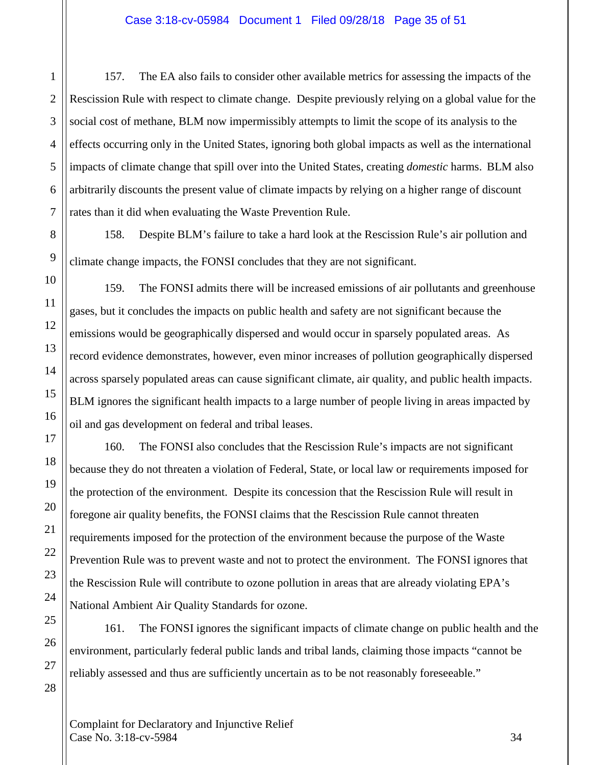157. The EA also fails to consider other available metrics for assessing the impacts of the Rescission Rule with respect to climate change. Despite previously relying on a global value for the social cost of methane, BLM now impermissibly attempts to limit the scope of its analysis to the effects occurring only in the United States, ignoring both global impacts as well as the international impacts of climate change that spill over into the United States, creating *domestic* harms. BLM also arbitrarily discounts the present value of climate impacts by relying on a higher range of discount rates than it did when evaluating the Waste Prevention Rule.

158. Despite BLM's failure to take a hard look at the Rescission Rule's air pollution and climate change impacts, the FONSI concludes that they are not significant.

159. The FONSI admits there will be increased emissions of air pollutants and greenhouse gases, but it concludes the impacts on public health and safety are not significant because the emissions would be geographically dispersed and would occur in sparsely populated areas. As record evidence demonstrates, however, even minor increases of pollution geographically dispersed across sparsely populated areas can cause significant climate, air quality, and public health impacts. BLM ignores the significant health impacts to a large number of people living in areas impacted by oil and gas development on federal and tribal leases.

160. The FONSI also concludes that the Rescission Rule's impacts are not significant because they do not threaten a violation of Federal, State, or local law or requirements imposed for the protection of the environment. Despite its concession that the Rescission Rule will result in foregone air quality benefits, the FONSI claims that the Rescission Rule cannot threaten requirements imposed for the protection of the environment because the purpose of the Waste Prevention Rule was to prevent waste and not to protect the environment. The FONSI ignores that the Rescission Rule will contribute to ozone pollution in areas that are already violating EPA's National Ambient Air Quality Standards for ozone.

161. The FONSI ignores the significant impacts of climate change on public health and the environment, particularly federal public lands and tribal lands, claiming those impacts "cannot be reliably assessed and thus are sufficiently uncertain as to be not reasonably foreseeable."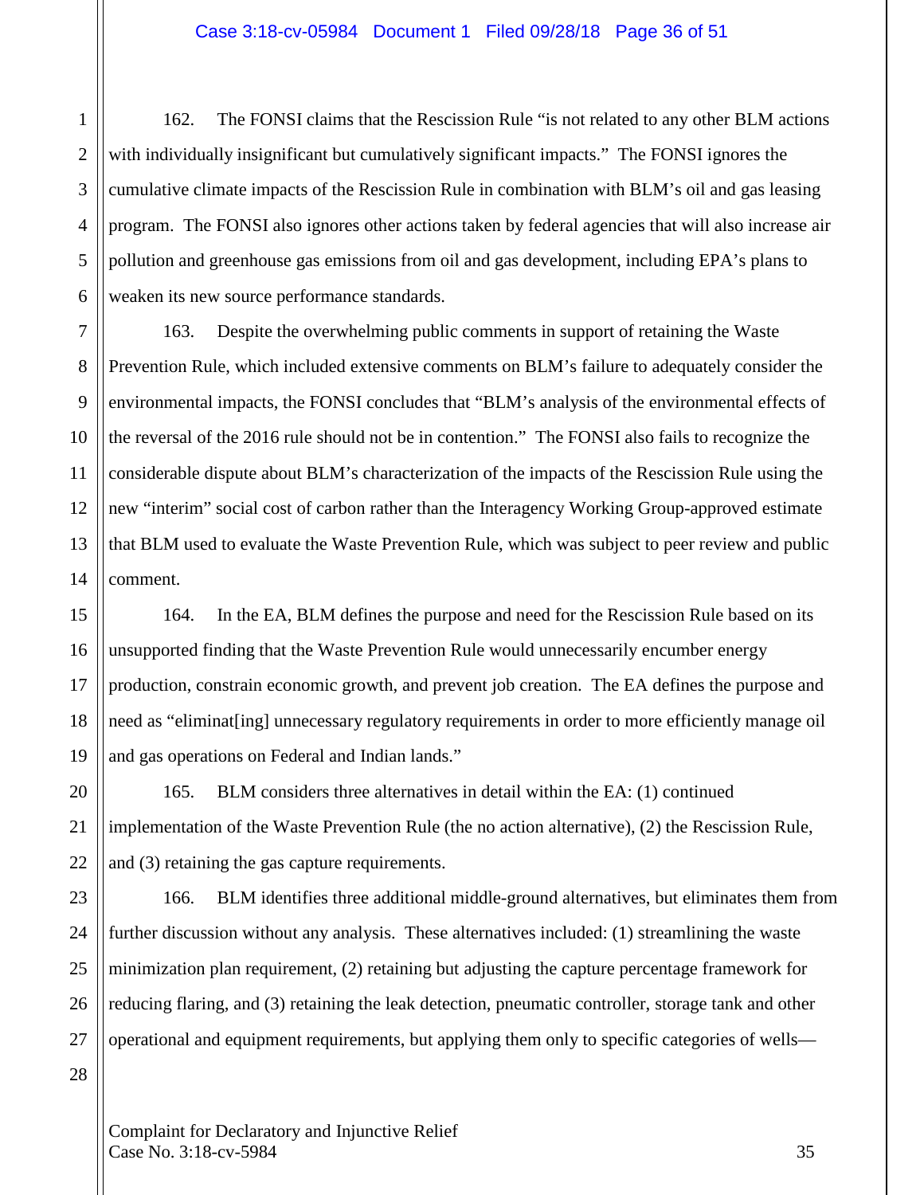162. The FONSI claims that the Rescission Rule "is not related to any other BLM actions with individually insignificant but cumulatively significant impacts." The FONSI ignores the cumulative climate impacts of the Rescission Rule in combination with BLM's oil and gas leasing program. The FONSI also ignores other actions taken by federal agencies that will also increase air pollution and greenhouse gas emissions from oil and gas development, including EPA's plans to weaken its new source performance standards.

163. Despite the overwhelming public comments in support of retaining the Waste Prevention Rule, which included extensive comments on BLM's failure to adequately consider the environmental impacts, the FONSI concludes that "BLM's analysis of the environmental effects of the reversal of the 2016 rule should not be in contention." The FONSI also fails to recognize the considerable dispute about BLM's characterization of the impacts of the Rescission Rule using the new "interim" social cost of carbon rather than the Interagency Working Group-approved estimate that BLM used to evaluate the Waste Prevention Rule, which was subject to peer review and public comment.

164. In the EA, BLM defines the purpose and need for the Rescission Rule based on its unsupported finding that the Waste Prevention Rule would unnecessarily encumber energy production, constrain economic growth, and prevent job creation. The EA defines the purpose and need as "eliminat[ing] unnecessary regulatory requirements in order to more efficiently manage oil and gas operations on Federal and Indian lands."

165. BLM considers three alternatives in detail within the EA: (1) continued implementation of the Waste Prevention Rule (the no action alternative), (2) the Rescission Rule, and (3) retaining the gas capture requirements.

166. BLM identifies three additional middle-ground alternatives, but eliminates them from further discussion without any analysis. These alternatives included: (1) streamlining the waste minimization plan requirement, (2) retaining but adjusting the capture percentage framework for reducing flaring, and (3) retaining the leak detection, pneumatic controller, storage tank and other operational and equipment requirements, but applying them only to specific categories of wells—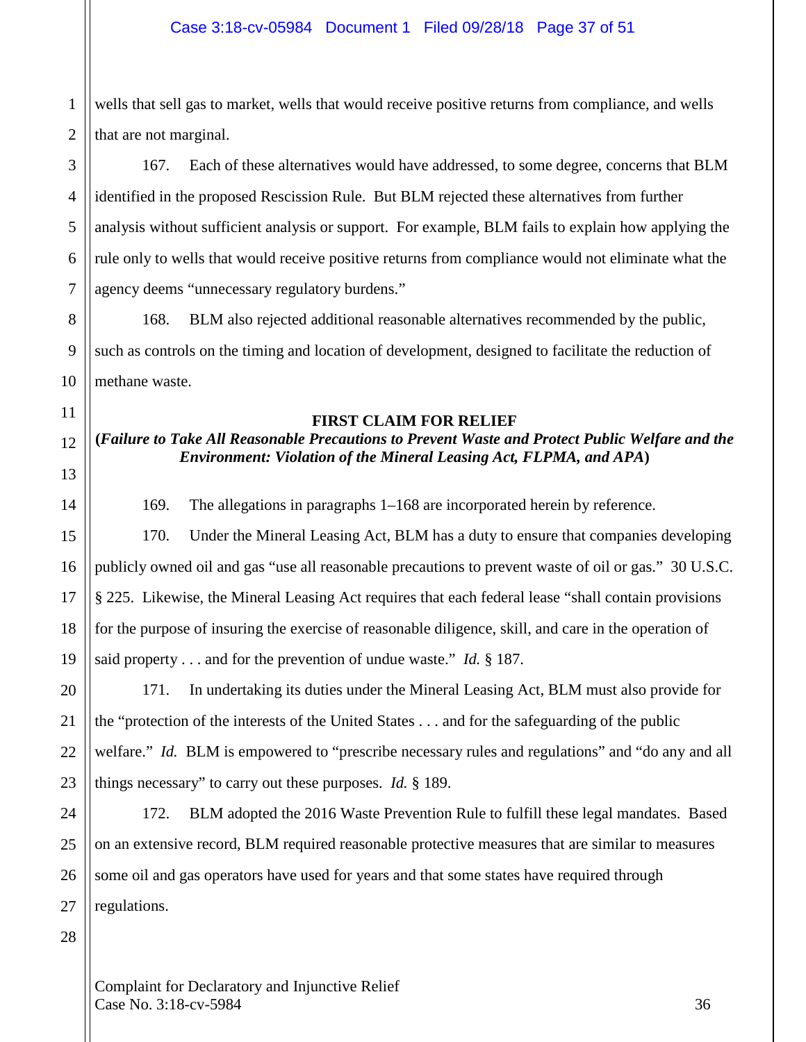wells that sell gas to market, wells that would receive positive returns from compliance, and wells that are not marginal.

167. Each of these alternatives would have addressed, to some degree, concerns that BLM identified in the proposed Rescission Rule. But BLM rejected these alternatives from further analysis without sufficient analysis or support. For example, BLM fails to explain how applying the rule only to wells that would receive positive returns from compliance would not eliminate what the agency deems "unnecessary regulatory burdens."

168. BLM also rejected additional reasonable alternatives recommended by the public, such as controls on the timing and location of development, designed to facilitate the reduction of methane waste.

## FIRST CLAIM FOR RELIEF

**(*Failure to Take All Reasonable Precautions to Prevent Waste and Protect Public Welfare and the Environment: Violation of the Mineral Leasing Act, FLPMA, and APA*)**

169. The allegations in paragraphs 1–168 are incorporated herein by reference.

170. Under the Mineral Leasing Act, BLM has a duty to ensure that companies developing publicly owned oil and gas "use all reasonable precautions to prevent waste of oil or gas." 30 U.S.C. § 225. Likewise, the Mineral Leasing Act requires that each federal lease "shall contain provisions for the purpose of insuring the exercise of reasonable diligence, skill, and care in the operation of said property . . . and for the prevention of undue waste." *Id.* § 187.

171. In undertaking its duties under the Mineral Leasing Act, BLM must also provide for the "protection of the interests of the United States . . . and for the safeguarding of the public welfare." *Id.* BLM is empowered to "prescribe necessary rules and regulations" and "do any and all things necessary" to carry out these purposes. *Id.* § 189.

172. BLM adopted the 2016 Waste Prevention Rule to fulfill these legal mandates. Based on an extensive record, BLM required reasonable protective measures that are similar to measures some oil and gas operators have used for years and that some states have required through regulations.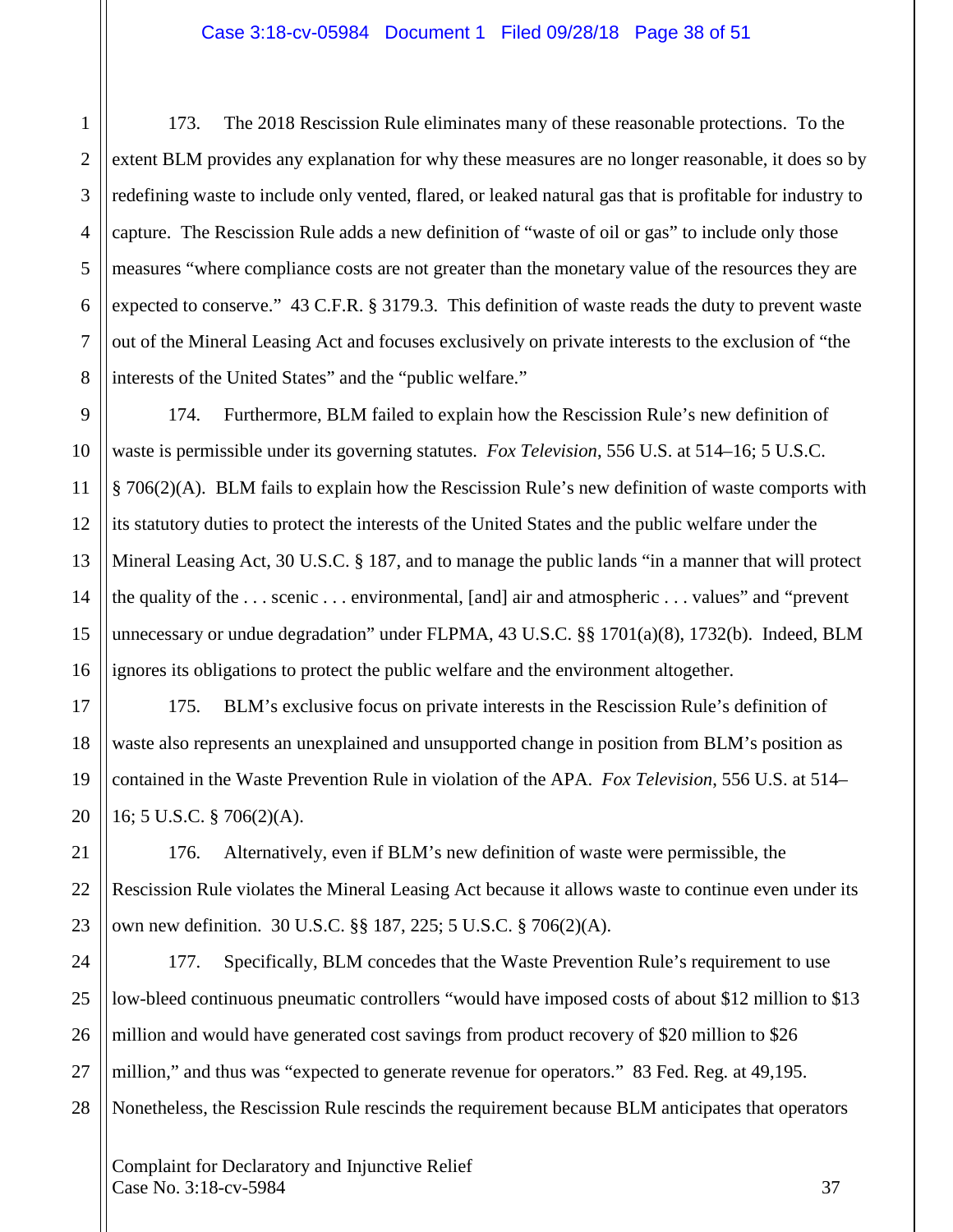173. The 2018 Rescission Rule eliminates many of these reasonable protections. To the extent BLM provides any explanation for why these measures are no longer reasonable, it does so by redefining waste to include only vented, flared, or leaked natural gas that is profitable for industry to capture. The Rescission Rule adds a new definition of "waste of oil or gas" to include only those measures "where compliance costs are not greater than the monetary value of the resources they are expected to conserve." 43 C.F.R. § 3179.3. This definition of waste reads the duty to prevent waste out of the Mineral Leasing Act and focuses exclusively on private interests to the exclusion of "the interests of the United States" and the "public welfare."

174. Furthermore, BLM failed to explain how the Rescission Rule's new definition of waste is permissible under its governing statutes. *Fox Television*, 556 U.S. at 514–16; 5 U.S.C. § 706(2)(A). BLM fails to explain how the Rescission Rule's new definition of waste comports with its statutory duties to protect the interests of the United States and the public welfare under the Mineral Leasing Act, 30 U.S.C. § 187, and to manage the public lands "in a manner that will protect the quality of the . . . scenic . . . environmental, [and] air and atmospheric . . . values" and "prevent unnecessary or undue degradation" under FLPMA, 43 U.S.C. §§ 1701(a)(8), 1732(b). Indeed, BLM ignores its obligations to protect the public welfare and the environment altogether.

175. BLM's exclusive focus on private interests in the Rescission Rule's definition of waste also represents an unexplained and unsupported change in position from BLM's position as contained in the Waste Prevention Rule in violation of the APA. *Fox Television*, 556 U.S. at 514–16; 5 U.S.C. § 706(2)(A).

176. Alternatively, even if BLM's new definition of waste were permissible, the Rescission Rule violates the Mineral Leasing Act because it allows waste to continue even under its own new definition. 30 U.S.C. §§ 187, 225; 5 U.S.C. § 706(2)(A).

177. Specifically, BLM concedes that the Waste Prevention Rule's requirement to use low-bleed continuous pneumatic controllers "would have imposed costs of about $12 million to $13 million and would have generated cost savings from product recovery of $20 million to $26 million," and thus was "expected to generate revenue for operators." 83 Fed. Reg. at 49,195. Nonetheless, the Rescission Rule rescinds the requirement because BLM anticipates that operators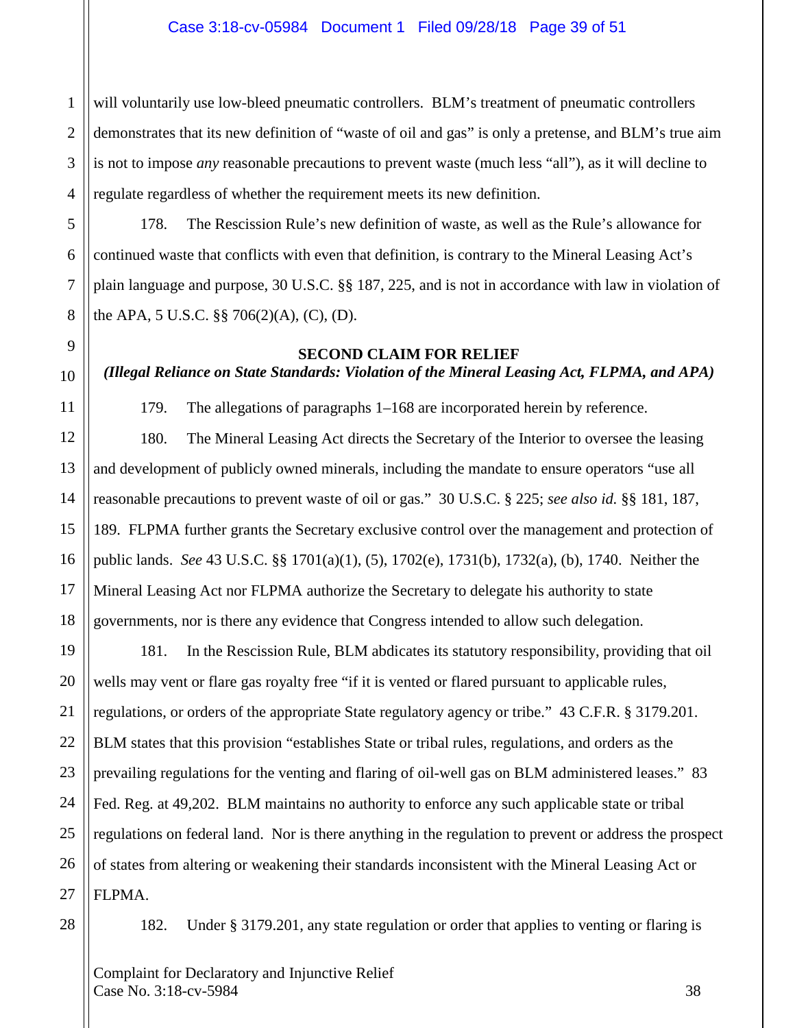will voluntarily use low-bleed pneumatic controllers. BLM's treatment of pneumatic controllers demonstrates that its new definition of "waste of oil and gas" is only a pretense, and BLM's true aim is not to impose *any* reasonable precautions to prevent waste (much less "all"), as it will decline to regulate regardless of whether the requirement meets its new definition.

178. The Rescission Rule's new definition of waste, as well as the Rule's allowance for continued waste that conflicts with even that definition, is contrary to the Mineral Leasing Act's plain language and purpose, 30 U.S.C. §§ 187, 225, and is not in accordance with law in violation of the APA, 5 U.S.C. §§ 706(2)(A), (C), (D).

**SECOND CLAIM FOR RELIEF**
***(Illegal Reliance on State Standards: Violation of the Mineral Leasing Act, FLPMA, and APA)***

179. The allegations of paragraphs 1–168 are incorporated herein by reference.

180. The Mineral Leasing Act directs the Secretary of the Interior to oversee the leasing and development of publicly owned minerals, including the mandate to ensure operators "use all reasonable precautions to prevent waste of oil or gas." 30 U.S.C. § 225; *see also id.* §§ 181, 187, 189. FLPMA further grants the Secretary exclusive control over the management and protection of public lands. *See* 43 U.S.C. §§ 1701(a)(1), (5), 1702(e), 1731(b), 1732(a), (b), 1740. Neither the Mineral Leasing Act nor FLPMA authorize the Secretary to delegate his authority to state governments, nor is there any evidence that Congress intended to allow such delegation.

181. In the Rescission Rule, BLM abdicates its statutory responsibility, providing that oil wells may vent or flare gas royalty free "if it is vented or flared pursuant to applicable rules, regulations, or orders of the appropriate State regulatory agency or tribe." 43 C.F.R. § 3179.201. BLM states that this provision "establishes State or tribal rules, regulations, and orders as the prevailing regulations for the venting and flaring of oil-well gas on BLM administered leases." 83 Fed. Reg. at 49,202. BLM maintains no authority to enforce any such applicable state or tribal regulations on federal land. Nor is there anything in the regulation to prevent or address the prospect of states from altering or weakening their standards inconsistent with the Mineral Leasing Act or FLPMA.

182. Under § 3179.201, any state regulation or order that applies to venting or flaring is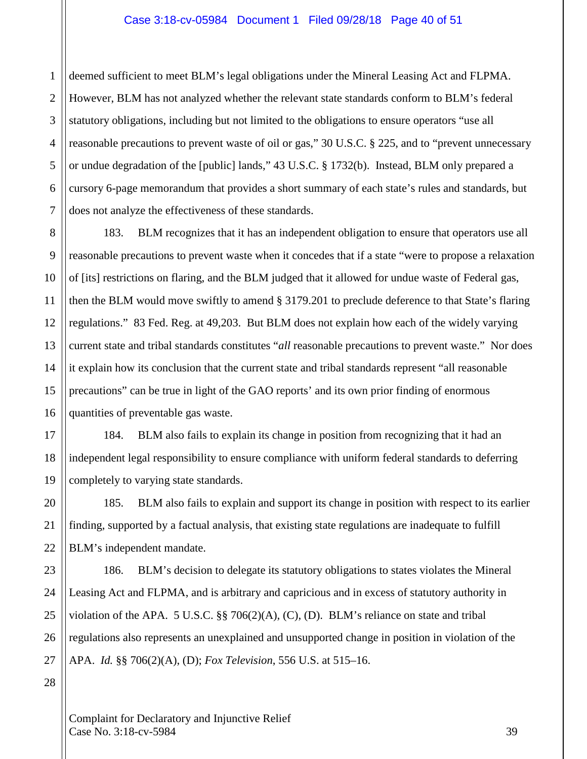deemed sufficient to meet BLM's legal obligations under the Mineral Leasing Act and FLPMA. However, BLM has not analyzed whether the relevant state standards conform to BLM's federal statutory obligations, including but not limited to the obligations to ensure operators "use all reasonable precautions to prevent waste of oil or gas," 30 U.S.C. § 225, and to "prevent unnecessary or undue degradation of the [public] lands," 43 U.S.C. § 1732(b). Instead, BLM only prepared a cursory 6-page memorandum that provides a short summary of each state's rules and standards, but does not analyze the effectiveness of these standards.

183. BLM recognizes that it has an independent obligation to ensure that operators use all reasonable precautions to prevent waste when it concedes that if a state "were to propose a relaxation of [its] restrictions on flaring, and the BLM judged that it allowed for undue waste of Federal gas, then the BLM would move swiftly to amend § 3179.201 to preclude deference to that State's flaring regulations." 83 Fed. Reg. at 49,203. But BLM does not explain how each of the widely varying current state and tribal standards constitutes "*all* reasonable precautions to prevent waste." Nor does it explain how its conclusion that the current state and tribal standards represent "all reasonable precautions" can be true in light of the GAO reports' and its own prior finding of enormous quantities of preventable gas waste.

184. BLM also fails to explain its change in position from recognizing that it had an independent legal responsibility to ensure compliance with uniform federal standards to deferring completely to varying state standards.

185. BLM also fails to explain and support its change in position with respect to its earlier finding, supported by a factual analysis, that existing state regulations are inadequate to fulfill BLM's independent mandate.

186. BLM's decision to delegate its statutory obligations to states violates the Mineral Leasing Act and FLPMA, and is arbitrary and capricious and in excess of statutory authority in violation of the APA. 5 U.S.C. §§ 706(2)(A), (C), (D). BLM's reliance on state and tribal regulations also represents an unexplained and unsupported change in position in violation of the APA. *Id.* §§ 706(2)(A), (D); *Fox Television*, 556 U.S. at 515–16.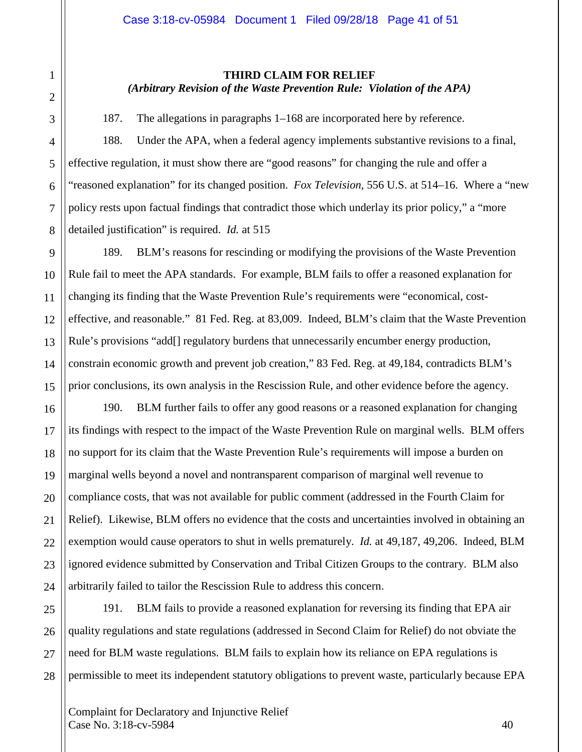**THIRD CLAIM FOR RELIEF**

***(Arbitrary Revision of the Waste Prevention Rule: Violation of the APA)***

187. The allegations in paragraphs 1–168 are incorporated here by reference.

188. Under the APA, when a federal agency implements substantive revisions to a final, effective regulation, it must show there are "good reasons" for changing the rule and offer a "reasoned explanation" for its changed position. *Fox Television*, 556 U.S. at 514–16. Where a "new policy rests upon factual findings that contradict those which underlay its prior policy," a "more detailed justification" is required. *Id.* at 515

189. BLM's reasons for rescinding or modifying the provisions of the Waste Prevention Rule fail to meet the APA standards. For example, BLM fails to offer a reasoned explanation for changing its finding that the Waste Prevention Rule's requirements were "economical, cost-effective, and reasonable." 81 Fed. Reg. at 83,009. Indeed, BLM's claim that the Waste Prevention Rule's provisions "add[] regulatory burdens that unnecessarily encumber energy production, constrain economic growth and prevent job creation," 83 Fed. Reg. at 49,184, contradicts BLM's prior conclusions, its own analysis in the Rescission Rule, and other evidence before the agency.

190. BLM further fails to offer any good reasons or a reasoned explanation for changing its findings with respect to the impact of the Waste Prevention Rule on marginal wells. BLM offers no support for its claim that the Waste Prevention Rule's requirements will impose a burden on marginal wells beyond a novel and nontransparent comparison of marginal well revenue to compliance costs, that was not available for public comment (addressed in the Fourth Claim for Relief). Likewise, BLM offers no evidence that the costs and uncertainties involved in obtaining an exemption would cause operators to shut in wells prematurely. *Id.* at 49,187, 49,206. Indeed, BLM ignored evidence submitted by Conservation and Tribal Citizen Groups to the contrary. BLM also arbitrarily failed to tailor the Rescission Rule to address this concern.

191. BLM fails to provide a reasoned explanation for reversing its finding that EPA air quality regulations and state regulations (addressed in Second Claim for Relief) do not obviate the need for BLM waste regulations. BLM fails to explain how its reliance on EPA regulations is permissible to meet its independent statutory obligations to prevent waste, particularly because EPA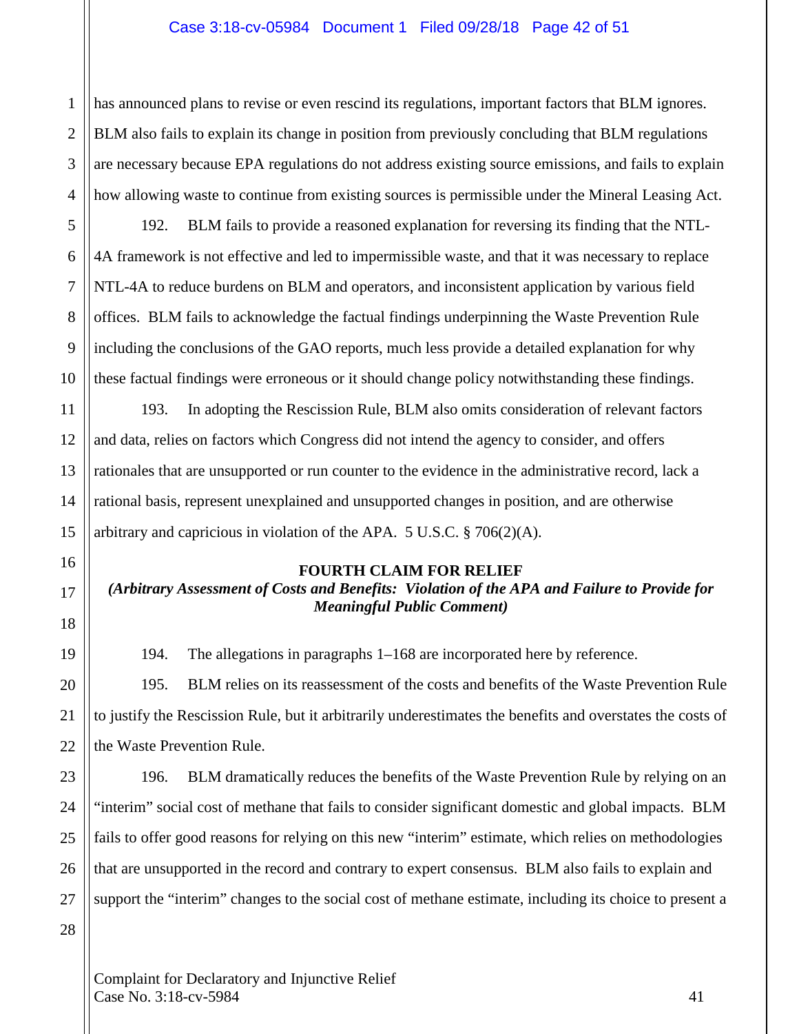has announced plans to revise or even rescind its regulations, important factors that BLM ignores. BLM also fails to explain its change in position from previously concluding that BLM regulations are necessary because EPA regulations do not address existing source emissions, and fails to explain how allowing waste to continue from existing sources is permissible under the Mineral Leasing Act.

192. BLM fails to provide a reasoned explanation for reversing its finding that the NTL-4A framework is not effective and led to impermissible waste, and that it was necessary to replace NTL-4A to reduce burdens on BLM and operators, and inconsistent application by various field offices. BLM fails to acknowledge the factual findings underpinning the Waste Prevention Rule including the conclusions of the GAO reports, much less provide a detailed explanation for why these factual findings were erroneous or it should change policy notwithstanding these findings.

193. In adopting the Rescission Rule, BLM also omits consideration of relevant factors and data, relies on factors which Congress did not intend the agency to consider, and offers rationales that are unsupported or run counter to the evidence in the administrative record, lack a rational basis, represent unexplained and unsupported changes in position, and are otherwise arbitrary and capricious in violation of the APA. 5 U.S.C. § 706(2)(A).

## FOURTH CLAIM FOR RELIEF

***(Arbitrary Assessment of Costs and Benefits: Violation of the APA and Failure to Provide for Meaningful Public Comment)***

194. The allegations in paragraphs 1–168 are incorporated here by reference.

195. BLM relies on its reassessment of the costs and benefits of the Waste Prevention Rule to justify the Rescission Rule, but it arbitrarily underestimates the benefits and overstates the costs of the Waste Prevention Rule.

196. BLM dramatically reduces the benefits of the Waste Prevention Rule by relying on an "interim" social cost of methane that fails to consider significant domestic and global impacts. BLM fails to offer good reasons for relying on this new "interim" estimate, which relies on methodologies that are unsupported in the record and contrary to expert consensus. BLM also fails to explain and support the "interim" changes to the social cost of methane estimate, including its choice to present a

Complaint for Declaratory and Injunctive Relief
Case No. 3:18-cv-5984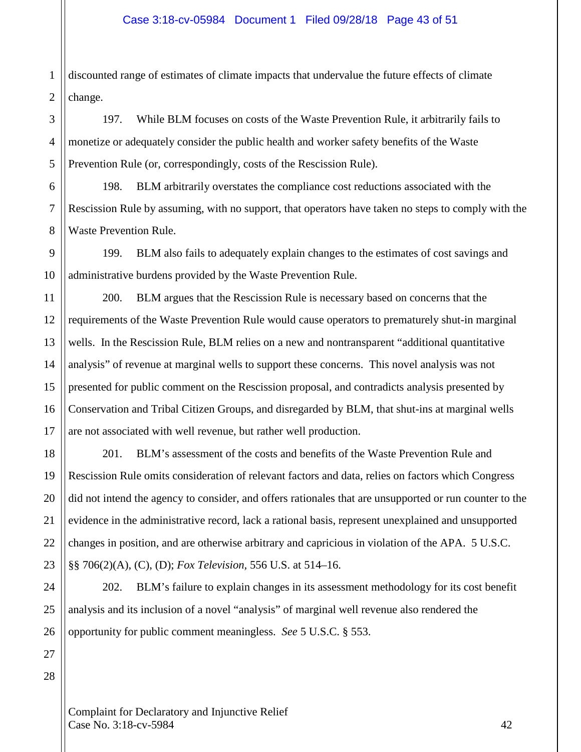discounted range of estimates of climate impacts that undervalue the future effects of climate change.

197. While BLM focuses on costs of the Waste Prevention Rule, it arbitrarily fails to monetize or adequately consider the public health and worker safety benefits of the Waste Prevention Rule (or, correspondingly, costs of the Rescission Rule).

198. BLM arbitrarily overstates the compliance cost reductions associated with the Rescission Rule by assuming, with no support, that operators have taken no steps to comply with the Waste Prevention Rule.

199. BLM also fails to adequately explain changes to the estimates of cost savings and administrative burdens provided by the Waste Prevention Rule.

200. BLM argues that the Rescission Rule is necessary based on concerns that the requirements of the Waste Prevention Rule would cause operators to prematurely shut-in marginal wells. In the Rescission Rule, BLM relies on a new and nontransparent "additional quantitative analysis" of revenue at marginal wells to support these concerns. This novel analysis was not presented for public comment on the Rescission proposal, and contradicts analysis presented by Conservation and Tribal Citizen Groups, and disregarded by BLM, that shut-ins at marginal wells are not associated with well revenue, but rather well production.

201. BLM's assessment of the costs and benefits of the Waste Prevention Rule and Rescission Rule omits consideration of relevant factors and data, relies on factors which Congress did not intend the agency to consider, and offers rationales that are unsupported or run counter to the evidence in the administrative record, lack a rational basis, represent unexplained and unsupported changes in position, and are otherwise arbitrary and capricious in violation of the APA. 5 U.S.C. §§ 706(2)(A), (C), (D); *Fox Television*, 556 U.S. at 514–16.

202. BLM's failure to explain changes in its assessment methodology for its cost benefit analysis and its inclusion of a novel "analysis" of marginal well revenue also rendered the opportunity for public comment meaningless. *See* 5 U.S.C. § 553.

Complaint for Declaratory and Injunctive Relief
Case No. 3:18-cv-5984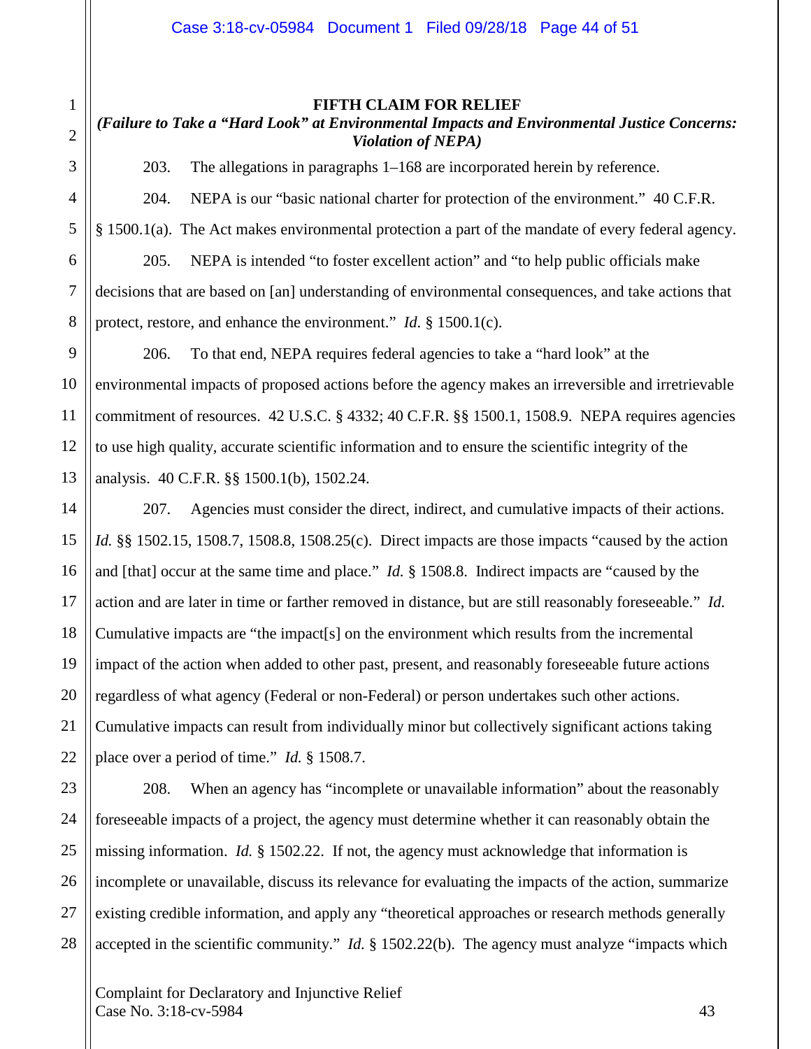**FIFTH CLAIM FOR RELIEF**

***(Failure to Take a "Hard Look" at Environmental Impacts and Environmental Justice Concerns: Violation of NEPA)***

203. The allegations in paragraphs 1–168 are incorporated herein by reference.

204. NEPA is our "basic national charter for protection of the environment." 40 C.F.R. § 1500.1(a). The Act makes environmental protection a part of the mandate of every federal agency.

205. NEPA is intended "to foster excellent action" and "to help public officials make decisions that are based on [an] understanding of environmental consequences, and take actions that protect, restore, and enhance the environment." *Id.* § 1500.1(c).

206. To that end, NEPA requires federal agencies to take a "hard look" at the environmental impacts of proposed actions before the agency makes an irreversible and irretrievable commitment of resources. 42 U.S.C. § 4332; 40 C.F.R. §§ 1500.1, 1508.9. NEPA requires agencies to use high quality, accurate scientific information and to ensure the scientific integrity of the analysis. 40 C.F.R. §§ 1500.1(b), 1502.24.

207. Agencies must consider the direct, indirect, and cumulative impacts of their actions. *Id.* §§ 1502.15, 1508.7, 1508.8, 1508.25(c). Direct impacts are those impacts "caused by the action and [that] occur at the same time and place." *Id.* § 1508.8. Indirect impacts are "caused by the action and are later in time or farther removed in distance, but are still reasonably foreseeable." *Id.* Cumulative impacts are "the impact[s] on the environment which results from the incremental impact of the action when added to other past, present, and reasonably foreseeable future actions regardless of what agency (Federal or non-Federal) or person undertakes such other actions. Cumulative impacts can result from individually minor but collectively significant actions taking place over a period of time." *Id.* § 1508.7.

208. When an agency has "incomplete or unavailable information" about the reasonably foreseeable impacts of a project, the agency must determine whether it can reasonably obtain the missing information. *Id.* § 1502.22. If not, the agency must acknowledge that information is incomplete or unavailable, discuss its relevance for evaluating the impacts of the action, summarize existing credible information, and apply any "theoretical approaches or research methods generally accepted in the scientific community." *Id.* § 1502.22(b). The agency must analyze "impacts which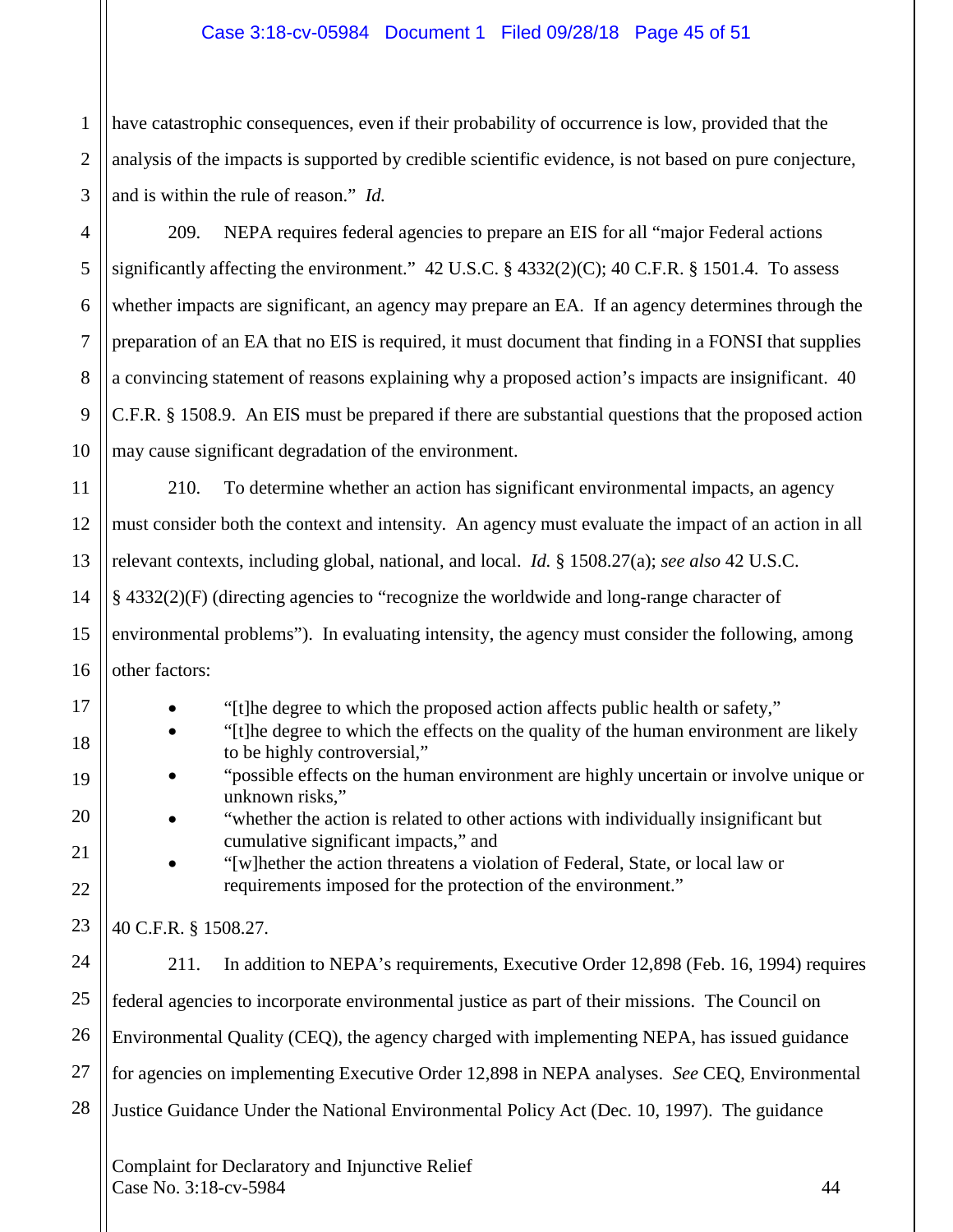have catastrophic consequences, even if their probability of occurrence is low, provided that the analysis of the impacts is supported by credible scientific evidence, is not based on pure conjecture, and is within the rule of reason." *Id.*

209. NEPA requires federal agencies to prepare an EIS for all "major Federal actions significantly affecting the environment." 42 U.S.C. § 4332(2)(C); 40 C.F.R. § 1501.4. To assess whether impacts are significant, an agency may prepare an EA. If an agency determines through the preparation of an EA that no EIS is required, it must document that finding in a FONSI that supplies a convincing statement of reasons explaining why a proposed action's impacts are insignificant. 40 C.F.R. § 1508.9. An EIS must be prepared if there are substantial questions that the proposed action may cause significant degradation of the environment.

210. To determine whether an action has significant environmental impacts, an agency must consider both the context and intensity. An agency must evaluate the impact of an action in all relevant contexts, including global, national, and local. *Id.* § 1508.27(a); *see also* 42 U.S.C. § 4332(2)(F) (directing agencies to "recognize the worldwide and long-range character of environmental problems"). In evaluating intensity, the agency must consider the following, among other factors:

- "[t]he degree to which the proposed action affects public health or safety,"
- "[t]he degree to which the effects on the quality of the human environment are likely to be highly controversial,"
- "possible effects on the human environment are highly uncertain or involve unique or unknown risks,"
- "whether the action is related to other actions with individually insignificant but cumulative significant impacts," and
- "[w]hether the action threatens a violation of Federal, State, or local law or requirements imposed for the protection of the environment."

40 C.F.R. § 1508.27.

211. In addition to NEPA's requirements, Executive Order 12,898 (Feb. 16, 1994) requires federal agencies to incorporate environmental justice as part of their missions. The Council on Environmental Quality (CEQ), the agency charged with implementing NEPA, has issued guidance for agencies on implementing Executive Order 12,898 in NEPA analyses. *See* CEQ, Environmental Justice Guidance Under the National Environmental Policy Act (Dec. 10, 1997). The guidance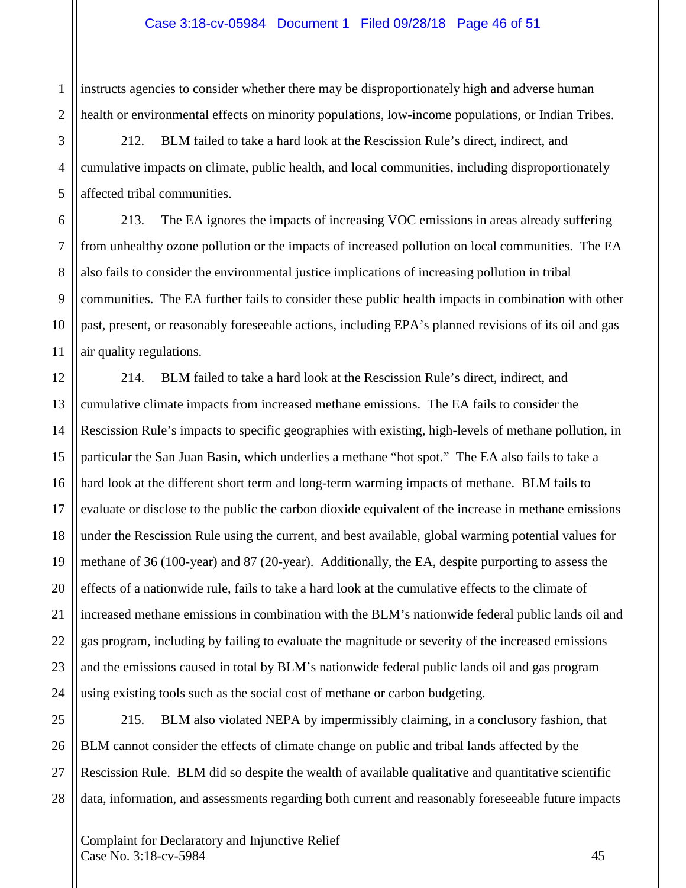instructs agencies to consider whether there may be disproportionately high and adverse human health or environmental effects on minority populations, low-income populations, or Indian Tribes.

212. BLM failed to take a hard look at the Rescission Rule's direct, indirect, and cumulative impacts on climate, public health, and local communities, including disproportionately affected tribal communities.

213. The EA ignores the impacts of increasing VOC emissions in areas already suffering from unhealthy ozone pollution or the impacts of increased pollution on local communities. The EA also fails to consider the environmental justice implications of increasing pollution in tribal communities. The EA further fails to consider these public health impacts in combination with other past, present, or reasonably foreseeable actions, including EPA's planned revisions of its oil and gas air quality regulations.

214. BLM failed to take a hard look at the Rescission Rule's direct, indirect, and cumulative climate impacts from increased methane emissions. The EA fails to consider the Rescission Rule's impacts to specific geographies with existing, high-levels of methane pollution, in particular the San Juan Basin, which underlies a methane "hot spot." The EA also fails to take a hard look at the different short term and long-term warming impacts of methane. BLM fails to evaluate or disclose to the public the carbon dioxide equivalent of the increase in methane emissions under the Rescission Rule using the current, and best available, global warming potential values for methane of 36 (100-year) and 87 (20-year). Additionally, the EA, despite purporting to assess the effects of a nationwide rule, fails to take a hard look at the cumulative effects to the climate of increased methane emissions in combination with the BLM's nationwide federal public lands oil and gas program, including by failing to evaluate the magnitude or severity of the increased emissions and the emissions caused in total by BLM's nationwide federal public lands oil and gas program using existing tools such as the social cost of methane or carbon budgeting.

215. BLM also violated NEPA by impermissibly claiming, in a conclusory fashion, that BLM cannot consider the effects of climate change on public and tribal lands affected by the Rescission Rule. BLM did so despite the wealth of available qualitative and quantitative scientific data, information, and assessments regarding both current and reasonably foreseeable future impacts

Complaint for Declaratory and Injunctive Relief
Case No. 3:18-cv-5984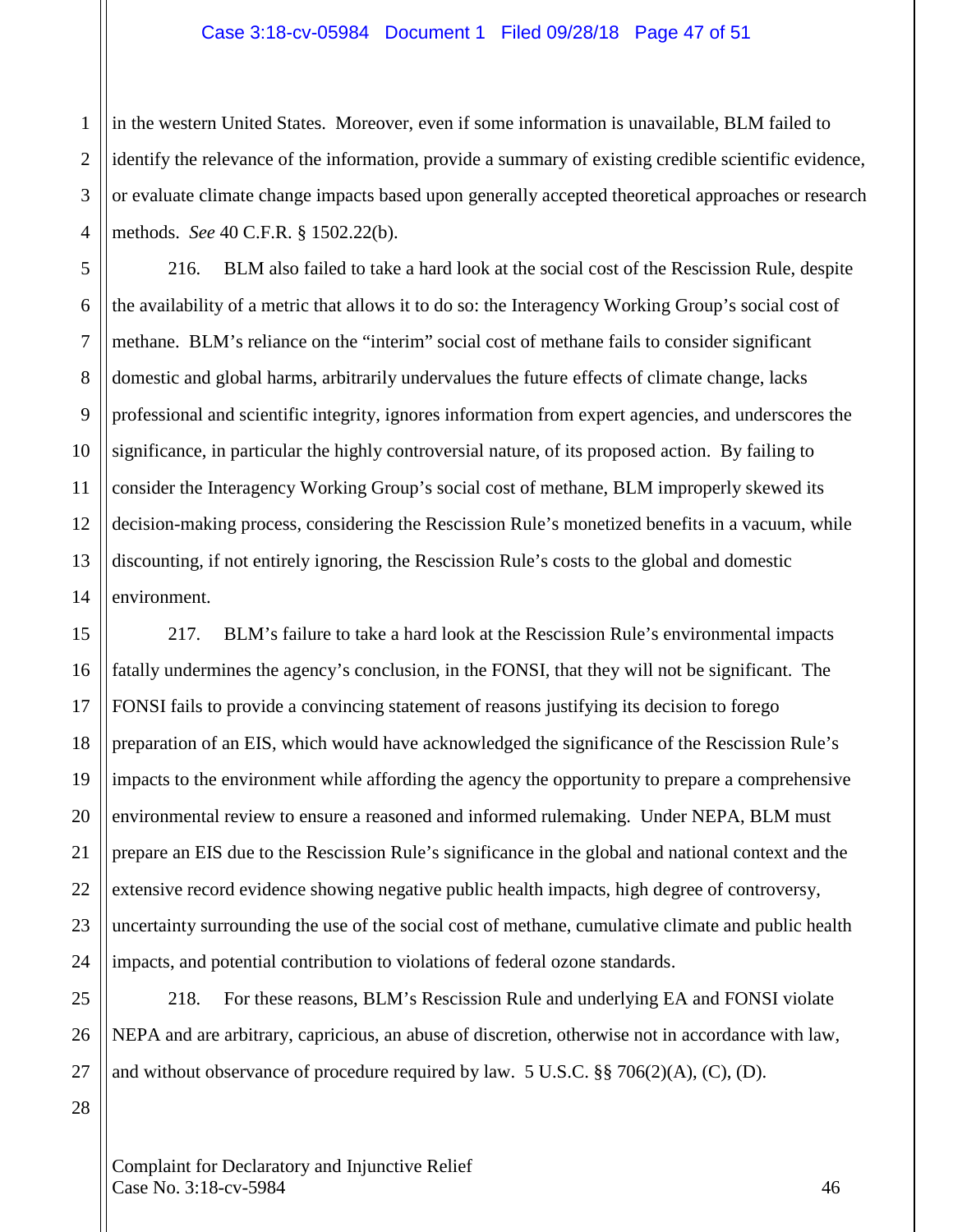in the western United States. Moreover, even if some information is unavailable, BLM failed to identify the relevance of the information, provide a summary of existing credible scientific evidence, or evaluate climate change impacts based upon generally accepted theoretical approaches or research methods. *See* 40 C.F.R. § 1502.22(b).

216. BLM also failed to take a hard look at the social cost of the Rescission Rule, despite the availability of a metric that allows it to do so: the Interagency Working Group's social cost of methane. BLM's reliance on the "interim" social cost of methane fails to consider significant domestic and global harms, arbitrarily undervalues the future effects of climate change, lacks professional and scientific integrity, ignores information from expert agencies, and underscores the significance, in particular the highly controversial nature, of its proposed action. By failing to consider the Interagency Working Group's social cost of methane, BLM improperly skewed its decision-making process, considering the Rescission Rule's monetized benefits in a vacuum, while discounting, if not entirely ignoring, the Rescission Rule's costs to the global and domestic environment.

217. BLM's failure to take a hard look at the Rescission Rule's environmental impacts fatally undermines the agency's conclusion, in the FONSI, that they will not be significant. The FONSI fails to provide a convincing statement of reasons justifying its decision to forego preparation of an EIS, which would have acknowledged the significance of the Rescission Rule's impacts to the environment while affording the agency the opportunity to prepare a comprehensive environmental review to ensure a reasoned and informed rulemaking. Under NEPA, BLM must prepare an EIS due to the Rescission Rule's significance in the global and national context and the extensive record evidence showing negative public health impacts, high degree of controversy, uncertainty surrounding the use of the social cost of methane, cumulative climate and public health impacts, and potential contribution to violations of federal ozone standards.

218. For these reasons, BLM's Rescission Rule and underlying EA and FONSI violate NEPA and are arbitrary, capricious, an abuse of discretion, otherwise not in accordance with law, and without observance of procedure required by law. 5 U.S.C. §§ 706(2)(A), (C), (D).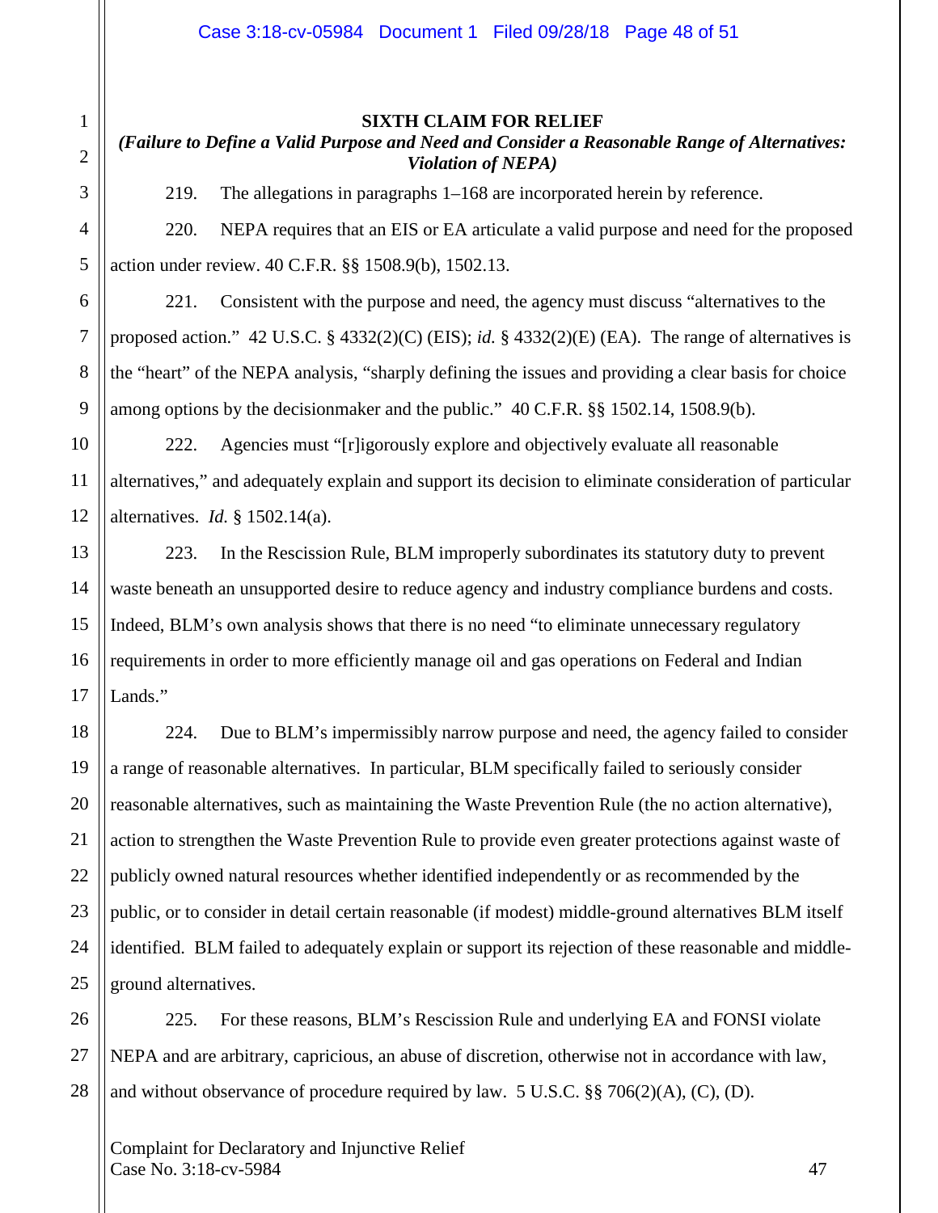**SIXTH CLAIM FOR RELIEF**

***(Failure to Define a Valid Purpose and Need and Consider a Reasonable Range of Alternatives: Violation of NEPA)***

219. The allegations in paragraphs 1–168 are incorporated herein by reference.

220. NEPA requires that an EIS or EA articulate a valid purpose and need for the proposed action under review. 40 C.F.R. §§ 1508.9(b), 1502.13.

221. Consistent with the purpose and need, the agency must discuss "alternatives to the proposed action." 42 U.S.C. § 4332(2)(C) (EIS); *id.* § 4332(2)(E) (EA). The range of alternatives is the "heart" of the NEPA analysis, "sharply defining the issues and providing a clear basis for choice among options by the decisionmaker and the public." 40 C.F.R. §§ 1502.14, 1508.9(b).

222. Agencies must "[r]igorously explore and objectively evaluate all reasonable alternatives," and adequately explain and support its decision to eliminate consideration of particular alternatives. *Id.* § 1502.14(a).

223. In the Rescission Rule, BLM improperly subordinates its statutory duty to prevent waste beneath an unsupported desire to reduce agency and industry compliance burdens and costs. Indeed, BLM's own analysis shows that there is no need "to eliminate unnecessary regulatory requirements in order to more efficiently manage oil and gas operations on Federal and Indian Lands."

224. Due to BLM's impermissibly narrow purpose and need, the agency failed to consider a range of reasonable alternatives. In particular, BLM specifically failed to seriously consider reasonable alternatives, such as maintaining the Waste Prevention Rule (the no action alternative), action to strengthen the Waste Prevention Rule to provide even greater protections against waste of publicly owned natural resources whether identified independently or as recommended by the public, or to consider in detail certain reasonable (if modest) middle-ground alternatives BLM itself identified. BLM failed to adequately explain or support its rejection of these reasonable and middle-ground alternatives.

225. For these reasons, BLM's Rescission Rule and underlying EA and FONSI violate NEPA and are arbitrary, capricious, an abuse of discretion, otherwise not in accordance with law, and without observance of procedure required by law. 5 U.S.C. §§ 706(2)(A), (C), (D).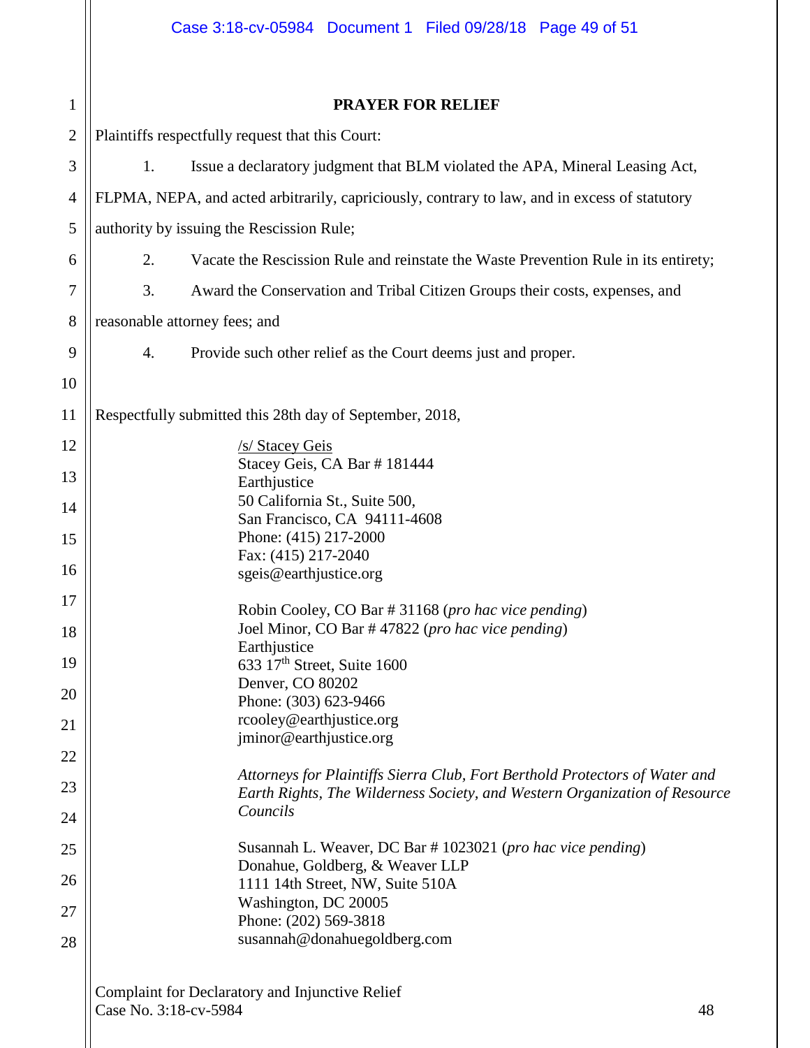## PRAYER FOR RELIEF

Plaintiffs respectfully request that this Court:

1. Issue a declaratory judgment that BLM violated the APA, Mineral Leasing Act, FLPMA, NEPA, and acted arbitrarily, capriciously, contrary to law, and in excess of statutory authority by issuing the Rescission Rule;

2. Vacate the Rescission Rule and reinstate the Waste Prevention Rule in its entirety;

3. Award the Conservation and Tribal Citizen Groups their costs, expenses, and reasonable attorney fees; and

4. Provide such other relief as the Court deems just and proper.

Respectfully submitted this 28th day of September, 2018,

/s/ Stacey Geis
Stacey Geis, CA Bar # 181444
Earthjustice
50 California St., Suite 500,
San Francisco, CA 94111-4608
Phone: (415) 217-2000
Fax: (415) 217-2040
sgeis@earthjustice.org

Robin Cooley, CO Bar # 31168 (*pro hac vice pending*)
Joel Minor, CO Bar # 47822 (*pro hac vice pending*)
Earthjustice
633 17th Street, Suite 1600
Denver, CO 80202
Phone: (303) 623-9466
rcooley@earthjustice.org
jminor@earthjustice.org

*Attorneys for Plaintiffs Sierra Club, Fort Berthold Protectors of Water and Earth Rights, The Wilderness Society, and Western Organization of Resource Councils*

Susannah L. Weaver, DC Bar # 1023021 (*pro hac vice pending*)
Donahue, Goldberg, & Weaver LLP
1111 14th Street, NW, Suite 510A
Washington, DC 20005
Phone: (202) 569-3818
susannah@donahuegoldberg.com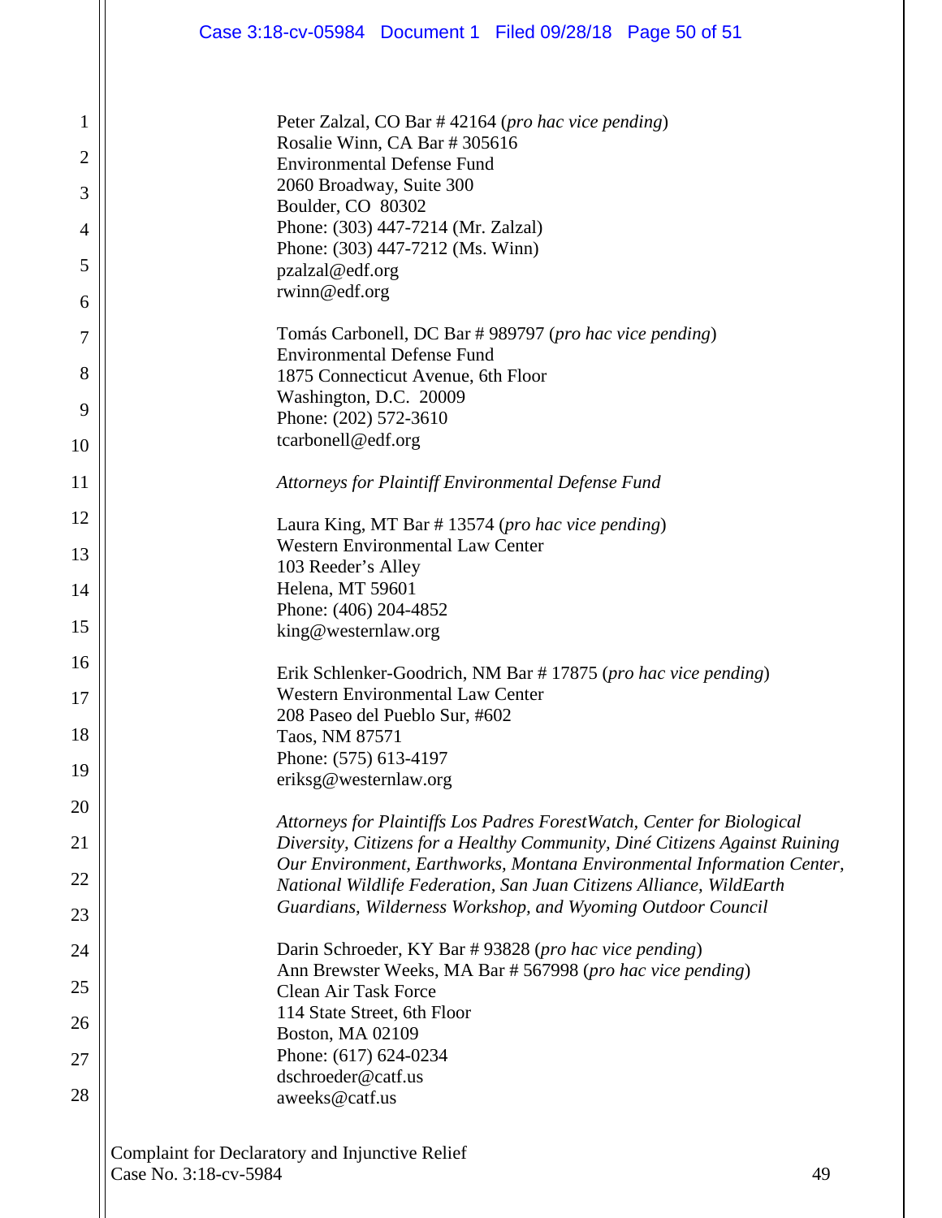Peter Zalzal, CO Bar # 42164 (*pro hac vice pending*)
Rosalie Winn, CA Bar # 305616
Environmental Defense Fund
2060 Broadway, Suite 300
Boulder, CO 80302
Phone: (303) 447-7214 (Mr. Zalzal)
Phone: (303) 447-7212 (Ms. Winn)
pzalzal@edf.org
rwinn@edf.org

Tomás Carbonell, DC Bar # 989797 (*pro hac vice pending*)
Environmental Defense Fund
1875 Connecticut Avenue, 6th Floor
Washington, D.C. 20009
Phone: (202) 572-3610
tcarbonell@edf.org

*Attorneys for Plaintiff Environmental Defense Fund*

Laura King, MT Bar # 13574 (*pro hac vice pending*)
Western Environmental Law Center
103 Reeder's Alley
Helena, MT 59601
Phone: (406) 204-4852
king@westernlaw.org

Erik Schlenker-Goodrich, NM Bar # 17875 (*pro hac vice pending*)
Western Environmental Law Center
208 Paseo del Pueblo Sur, #602
Taos, NM 87571
Phone: (575) 613-4197
eriksg@westernlaw.org

*Attorneys for Plaintiffs Los Padres ForestWatch, Center for Biological Diversity, Citizens for a Healthy Community, Diné Citizens Against Ruining Our Environment, Earthworks, Montana Environmental Information Center, National Wildlife Federation, San Juan Citizens Alliance, WildEarth Guardians, Wilderness Workshop, and Wyoming Outdoor Council*

Darin Schroeder, KY Bar # 93828 (*pro hac vice pending*)
Ann Brewster Weeks, MA Bar # 567998 (*pro hac vice pending*)
Clean Air Task Force
114 State Street, 6th Floor
Boston, MA 02109
Phone: (617) 624-0234
dschroeder@catf.us
aweeks@catf.us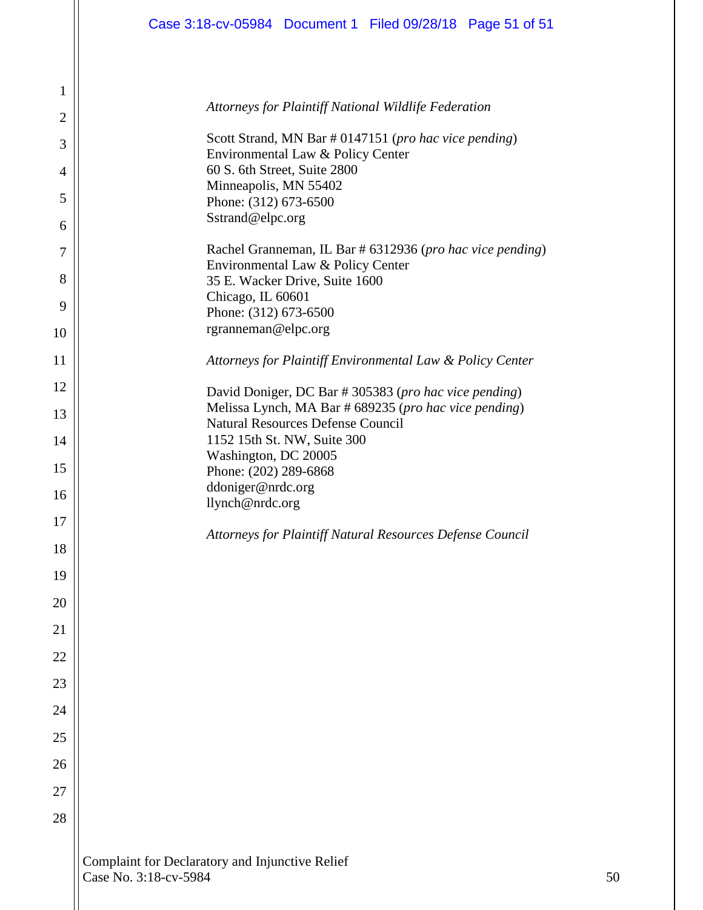*Attorneys for Plaintiff National Wildlife Federation*

Scott Strand, MN Bar # 0147151 (*pro hac vice pending*)
Environmental Law & Policy Center
60 S. 6th Street, Suite 2800
Minneapolis, MN 55402
Phone: (312) 673-6500
Sstrand@elpc.org

Rachel Granneman, IL Bar # 6312936 (*pro hac vice pending*)
Environmental Law & Policy Center
35 E. Wacker Drive, Suite 1600
Chicago, IL 60601
Phone: (312) 673-6500
rgranneman@elpc.org

*Attorneys for Plaintiff Environmental Law & Policy Center*

David Doniger, DC Bar # 305383 (*pro hac vice pending*)
Melissa Lynch, MA Bar # 689235 (*pro hac vice pending*)
Natural Resources Defense Council
1152 15th St. NW, Suite 300
Washington, DC 20005
Phone: (202) 289-6868
ddoniger@nrdc.org
llynch@nrdc.org

*Attorneys for Plaintiff Natural Resources Defense Council*